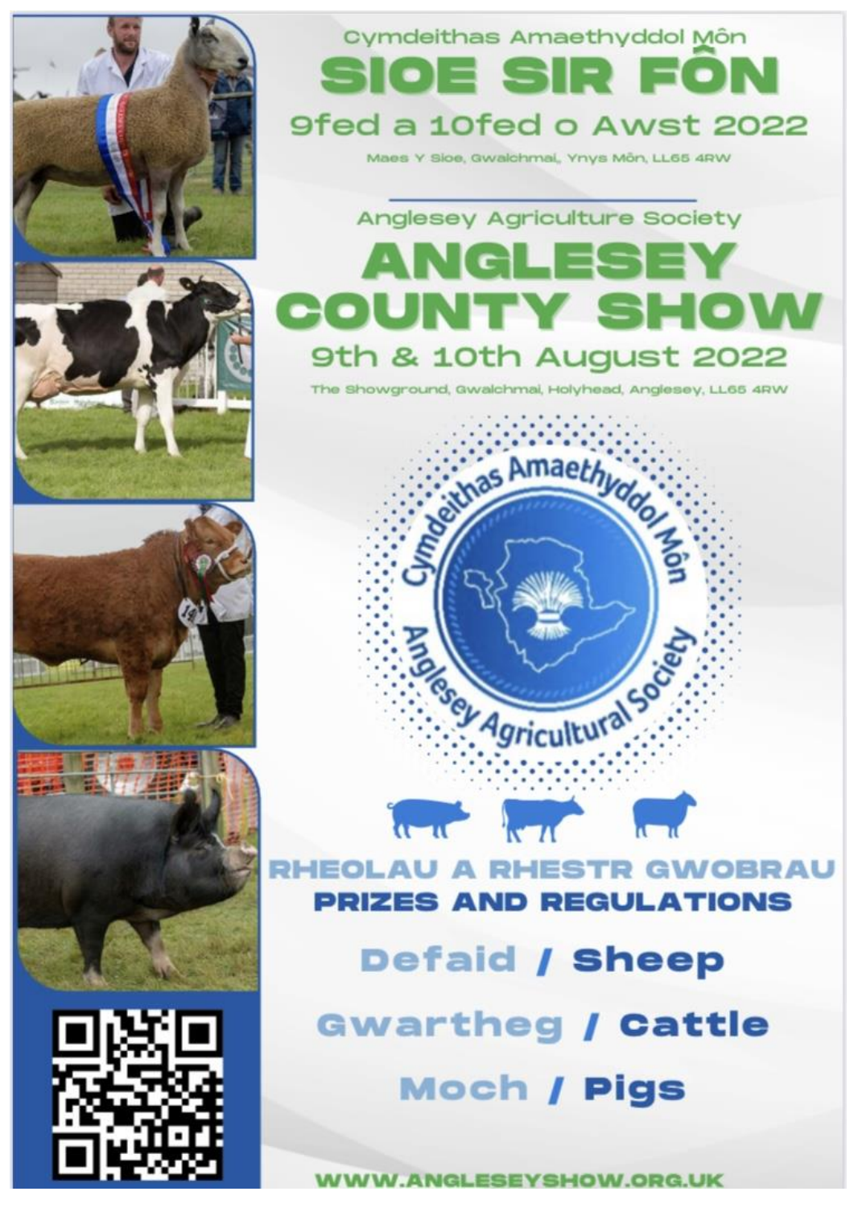Cymdeithas Amaethyddol Môn

# SIOE SIR FÔN

## 9fed a 10fed o Awst 2022

Maes Y Sioe, Gwalchmai, Ynys Môn, LL65 4RW

---

Anglesey Agriculture Society

# ANGLESEY COUNTY SHOW

## 9th & 10th August 2022

The Showground, Gwalchmai, Holyhead, Anglesey, LL65 4RW

Cymdeithas Amaethyddol Môn
Anglesey Agricultural Society

## RHEOLAU A RHESTR GWOBRAU
## PRIZES AND REGULATIONS

**Defaid / Sheep**

**Gwartheg / Cattle**

**Moch / Pigs**

WWW.ANGLESEYSHOW.ORG.UK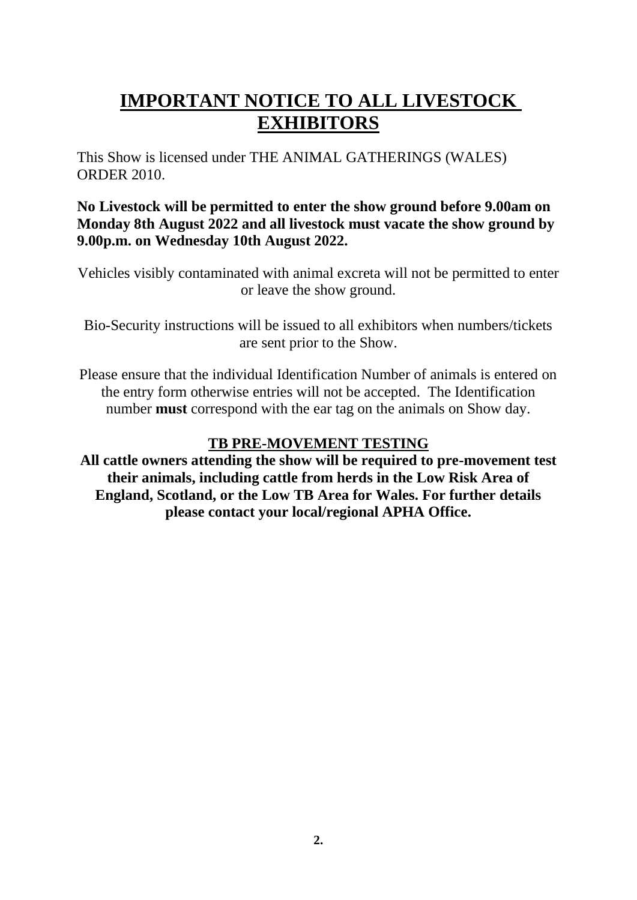# IMPORTANT NOTICE TO ALL LIVESTOCK EXHIBITORS

This Show is licensed under THE ANIMAL GATHERINGS (WALES) ORDER 2010.

**No Livestock will be permitted to enter the show ground before 9.00am on Monday 8th August 2022 and all livestock must vacate the show ground by 9.00p.m. on Wednesday 10th August 2022.**

Vehicles visibly contaminated with animal excreta will not be permitted to enter or leave the show ground.

Bio-Security instructions will be issued to all exhibitors when numbers/tickets are sent prior to the Show.

Please ensure that the individual Identification Number of animals is entered on the entry form otherwise entries will not be accepted. The Identification number **must** correspond with the ear tag on the animals on Show day.

## TB PRE-MOVEMENT TESTING

**All cattle owners attending the show will be required to pre-movement test their animals, including cattle from herds in the Low Risk Area of England, Scotland, or the Low TB Area for Wales. For further details please contact your local/regional APHA Office.**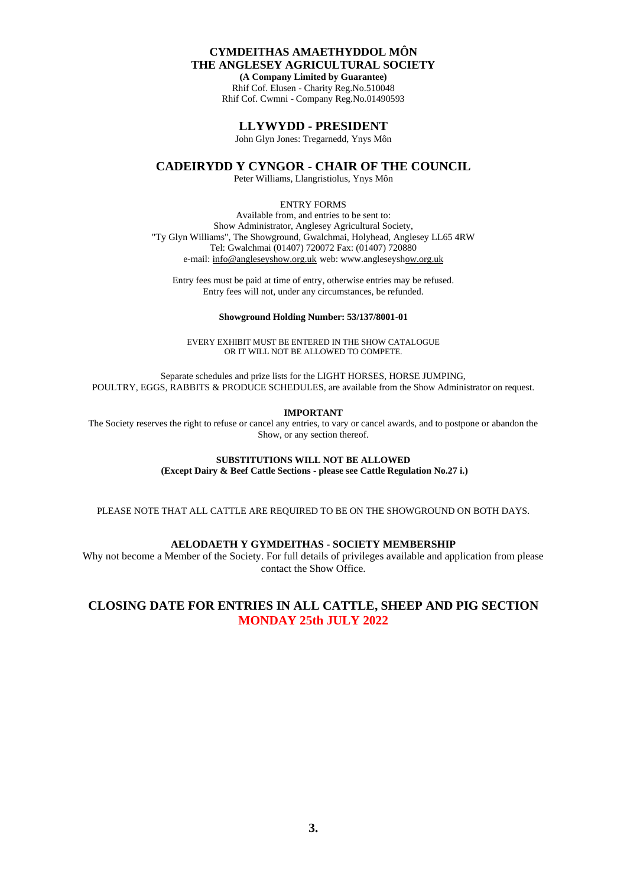# CYMDEITHAS AMAETHYDDOL MÔN
# THE ANGLESEY AGRICULTURAL SOCIETY

**(A Company Limited by Guarantee)**

Rhif Cof. Elusen - Charity Reg.No.510048

Rhif Cof. Cwmni - Company Reg.No.01490593

## LLYWYDD - PRESIDENT

John Glyn Jones: Tregarnedd, Ynys Môn

## CADEIRYDD Y CYNGOR - CHAIR OF THE COUNCIL

Peter Williams, Llangristiolus, Ynys Môn

ENTRY FORMS

Available from, and entries to be sent to:
Show Administrator, Anglesey Agricultural Society,
"Ty Glyn Williams", The Showground, Gwalchmai, Holyhead, Anglesey LL65 4RW
Tel: Gwalchmai (01407) 720072 Fax: (01407) 720880
e-mail: info@angleseyshow.org.uk web: www.angleseyshow.org.uk

Entry fees must be paid at time of entry, otherwise entries may be refused.
Entry fees will not, under any circumstances, be refunded.

**Showground Holding Number: 53/137/8001-01**

EVERY EXHIBIT MUST BE ENTERED IN THE SHOW CATALOGUE OR IT WILL NOT BE ALLOWED TO COMPETE.

Separate schedules and prize lists for the LIGHT HORSES, HORSE JUMPING, POULTRY, EGGS, RABBITS & PRODUCE SCHEDULES, are available from the Show Administrator on request.

**IMPORTANT**

The Society reserves the right to refuse or cancel any entries, to vary or cancel awards, and to postpone or abandon the Show, or any section thereof.

**SUBSTITUTIONS WILL NOT BE ALLOWED**
**(Except Dairy & Beef Cattle Sections - please see Cattle Regulation No.27 i.)**

PLEASE NOTE THAT ALL CATTLE ARE REQUIRED TO BE ON THE SHOWGROUND ON BOTH DAYS.

**AELODAETH Y GYMDEITHAS - SOCIETY MEMBERSHIP**

Why not become a Member of the Society. For full details of privileges available and application from please contact the Show Office.

## CLOSING DATE FOR ENTRIES IN ALL CATTLE, SHEEP AND PIG SECTION
## MONDAY 25th JULY 2022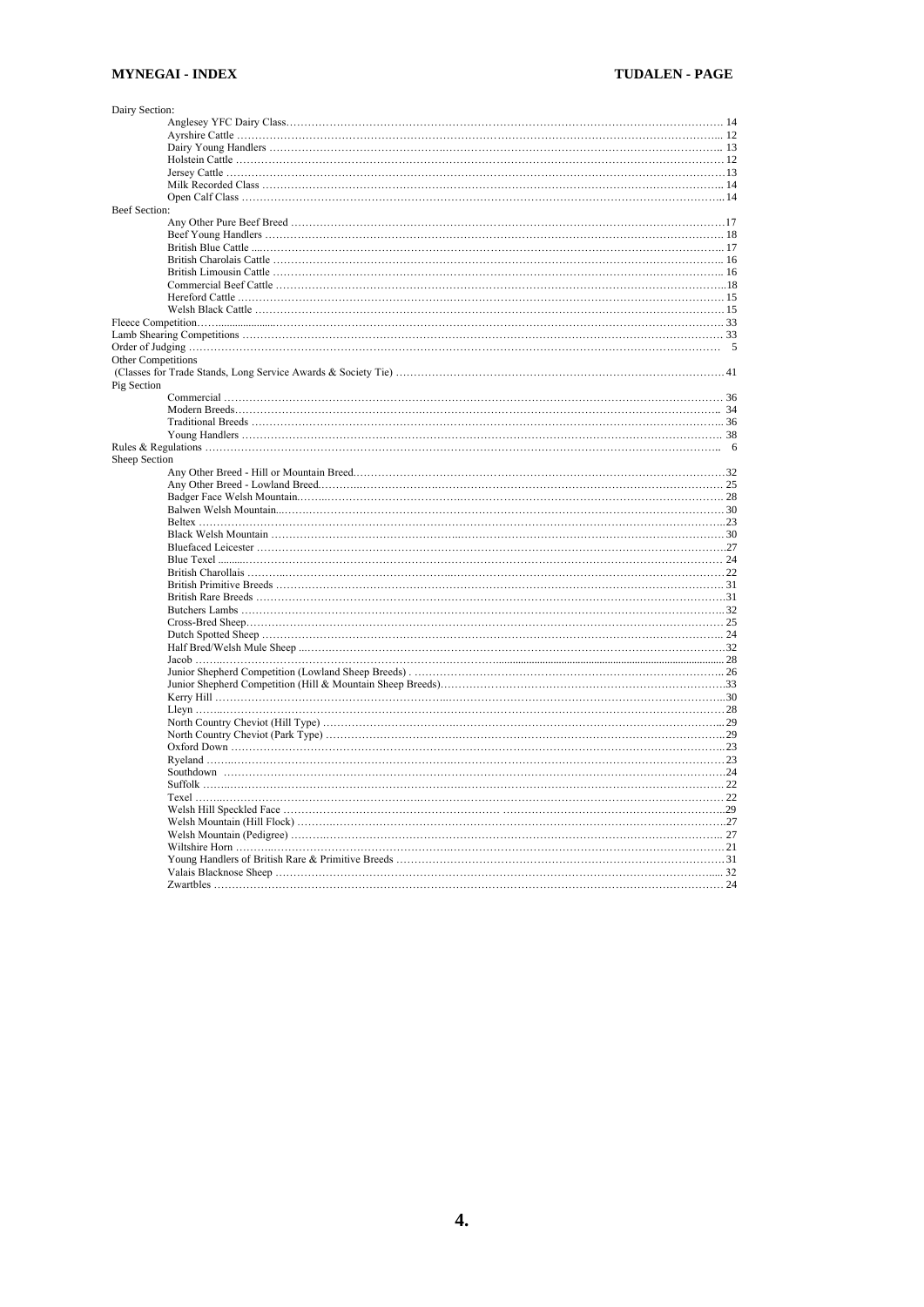| MYNEGAI - INDEX | TUDALEN - PAGE |
|---|---|
| **Dairy Section:** | |
| Anglesey YFC Dairy Class | 14 |
| Ayrshire Cattle | 12 |
| Dairy Young Handlers | 13 |
| Holstein Cattle | 12 |
| Jersey Cattle | 13 |
| Milk Recorded Class | 14 |
| Open Calf Class | 14 |
| **Beef Section:** | |
| Any Other Pure Beef Breed | 17 |
| Beef Young Handlers | 18 |
| British Blue Cattle | 17 |
| British Charolais Cattle | 16 |
| British Limousin Cattle | 16 |
| Commercial Beef Cattle | 18 |
| Hereford Cattle | 15 |
| Welsh Black Cattle | 15 |
| Fleece Competition | 33 |
| Lamb Shearing Competitions | 33 |
| Order of Judging | 5 |
| **Other Competitions** | |
| (Classes for Trade Stands, Long Service Awards & Society Tie) | 41 |
| **Pig Section** | |
| Commercial | 36 |
| Modern Breeds | 34 |
| Traditional Breeds | 36 |
| Young Handlers | 38 |
| Rules & Regulations | 6 |
| **Sheep Section** | |
| Any Other Breed - Hill or Mountain Breed | 32 |
| Any Other Breed - Lowland Breed | 25 |
| Badger Face Welsh Mountain | 28 |
| Balwen Welsh Mountain | 30 |
| Beltex | 23 |
| Black Welsh Mountain | 30 |
| Bluefaced Leicester | 27 |
| Blue Texel | 24 |
| British Charollais | 22 |
| British Primitive Breeds | 31 |
| British Rare Breeds | 31 |
| Butchers Lambs | 32 |
| Cross-Bred Sheep | 25 |
| Dutch Spotted Sheep | 24 |
| Half Bred/Welsh Mule Sheep | 32 |
| Jacob | 28 |
| Junior Shepherd Competition (Lowland Sheep Breeds) | 26 |
| Junior Shepherd Competition (Hill & Mountain Sheep Breeds) | 33 |
| Kerry Hill | 30 |
| Lleyn | 28 |
| North Country Cheviot (Hill Type) | 29 |
| North Country Cheviot (Park Type) | 29 |
| Oxford Down | 23 |
| Ryeland | 23 |
| Southdown | 24 |
| Suffolk | 22 |
| Texel | 22 |
| Welsh Hill Speckled Face | 29 |
| Welsh Mountain (Hill Flock) | 27 |
| Welsh Mountain (Pedigree) | 27 |
| Wiltshire Horn | 21 |
| Young Handlers of British Rare & Primitive Breeds | 31 |
| Valais Blacknose Sheep | 32 |
| Zwartbles | 24 |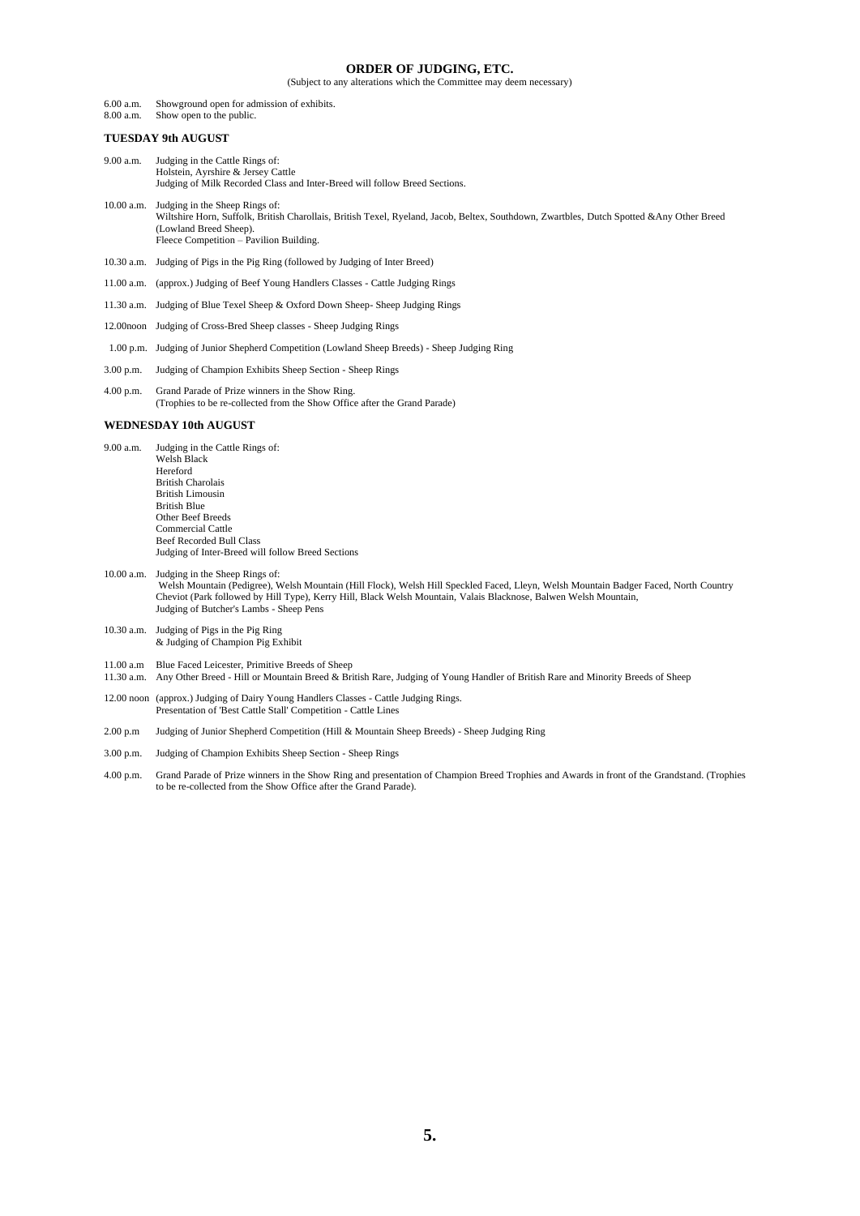# ORDER OF JUDGING, ETC.

(Subject to any alterations which the Committee may deem necessary)

6.00 a.m. Showground open for admission of exhibits.
8.00 a.m. Show open to the public.

## TUESDAY 9th AUGUST

9.00 a.m. Judging in the Cattle Rings of:
Holstein, Ayrshire & Jersey Cattle
Judging of Milk Recorded Class and Inter-Breed will follow Breed Sections.

10.00 a.m. Judging in the Sheep Rings of:
Wiltshire Horn, Suffolk, British Charollais, British Texel, Ryeland, Jacob, Beltex, Southdown, Zwartbles, Dutch Spotted &Any Other Breed (Lowland Breed Sheep).
Fleece Competition – Pavilion Building.

10.30 a.m. Judging of Pigs in the Pig Ring (followed by Judging of Inter Breed)

11.00 a.m. (approx.) Judging of Beef Young Handlers Classes - Cattle Judging Rings

11.30 a.m. Judging of Blue Texel Sheep & Oxford Down Sheep- Sheep Judging Rings

12.00noon Judging of Cross-Bred Sheep classes - Sheep Judging Rings

1.00 p.m. Judging of Junior Shepherd Competition (Lowland Sheep Breeds) - Sheep Judging Ring

3.00 p.m. Judging of Champion Exhibits Sheep Section - Sheep Rings

4.00 p.m. Grand Parade of Prize winners in the Show Ring.
(Trophies to be re-collected from the Show Office after the Grand Parade)

## WEDNESDAY 10th AUGUST

9.00 a.m. Judging in the Cattle Rings of:
Welsh Black
Hereford
British Charolais
British Limousin
British Blue
Other Beef Breeds
Commercial Cattle
Beef Recorded Bull Class
Judging of Inter-Breed will follow Breed Sections

10.00 a.m. Judging in the Sheep Rings of:
Welsh Mountain (Pedigree), Welsh Mountain (Hill Flock), Welsh Hill Speckled Faced, Lleyn, Welsh Mountain Badger Faced, North Country Cheviot (Park followed by Hill Type), Kerry Hill, Black Welsh Mountain, Valais Blacknose, Balwen Welsh Mountain,
Judging of Butcher's Lambs - Sheep Pens

10.30 a.m. Judging of Pigs in the Pig Ring
& Judging of Champion Pig Exhibit

11.00 a.m Blue Faced Leicester, Primitive Breeds of Sheep
11.30 a.m. Any Other Breed - Hill or Mountain Breed & British Rare, Judging of Young Handler of British Rare and Minority Breeds of Sheep

12.00 noon (approx.) Judging of Dairy Young Handlers Classes - Cattle Judging Rings.
Presentation of 'Best Cattle Stall' Competition - Cattle Lines

2.00 p.m Judging of Junior Shepherd Competition (Hill & Mountain Sheep Breeds) - Sheep Judging Ring

3.00 p.m. Judging of Champion Exhibits Sheep Section - Sheep Rings

4.00 p.m. Grand Parade of Prize winners in the Show Ring and presentation of Champion Breed Trophies and Awards in front of the Grandstand. (Trophies to be re-collected from the Show Office after the Grand Parade).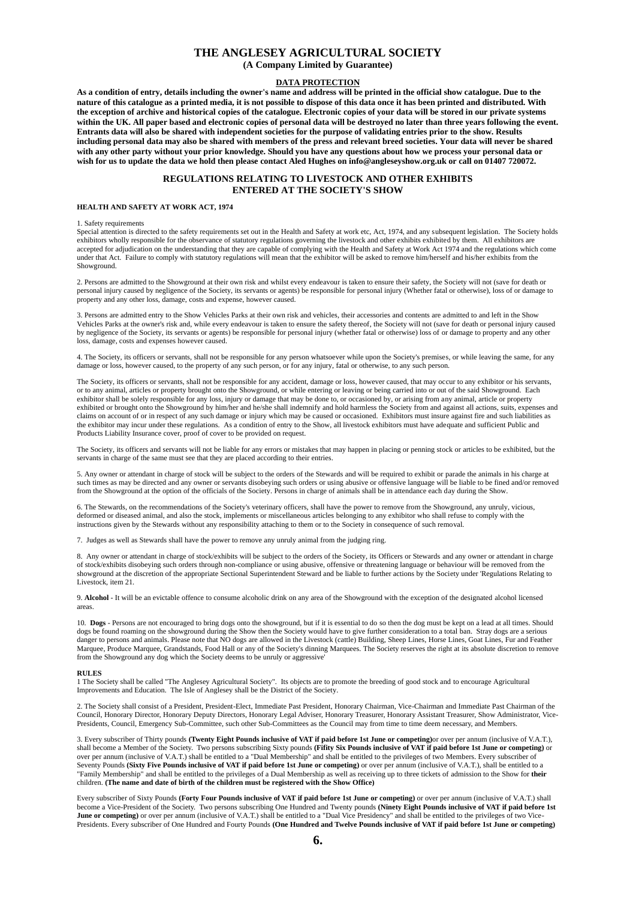# THE ANGLESEY AGRICULTURAL SOCIETY

**(A Company Limited by Guarantee)**

## DATA PROTECTION

**As a condition of entry, details including the owner's name and address will be printed in the official show catalogue. Due to the nature of this catalogue as a printed media, it is not possible to dispose of this data once it has been printed and distributed. With the exception of archive and historical copies of the catalogue. Electronic copies of your data will be stored in our private systems within the UK. All paper based and electronic copies of personal data will be destroyed no later than three years following the event. Entrants data will also be shared with independent societies for the purpose of validating entries prior to the show. Results including personal data may also be shared with members of the press and relevant breed societies. Your data will never be shared with any other party without your prior knowledge. Should you have any questions about how we process your personal data or wish for us to update the data we hold then please contact Aled Hughes on info@angleseyshow.org.uk or call on 01407 720072.**

## REGULATIONS RELATING TO LIVESTOCK AND OTHER EXHIBITS ENTERED AT THE SOCIETY'S SHOW

### HEALTH AND SAFETY AT WORK ACT, 1974

1. Safety requirements
Special attention is directed to the safety requirements set out in the Health and Safety at work etc, Act, 1974, and any subsequent legislation. The Society holds exhibitors wholly responsible for the observance of statutory regulations governing the livestock and other exhibits exhibited by them. All exhibitors are accepted for adjudication on the understanding that they are capable of complying with the Health and Safety at Work Act 1974 and the regulations which come under that Act. Failure to comply with statutory regulations will mean that the exhibitor will be asked to remove him/herself and his/her exhibits from the Showground.

2. Persons are admitted to the Showground at their own risk and whilst every endeavour is taken to ensure their safety, the Society will not (save for death or personal injury caused by negligence of the Society, its servants or agents) be responsible for personal injury (Whether fatal or otherwise), loss of or damage to property and any other loss, damage, costs and expense, however caused.

3. Persons are admitted entry to the Show Vehicles Parks at their own risk and vehicles, their accessories and contents are admitted to and left in the Show Vehicles Parks at the owner's risk and, while every endeavour is taken to ensure the safety thereof, the Society will not (save for death or personal injury caused by negligence of the Society, its servants or agents) be responsible for personal injury (whether fatal or otherwise) loss of or damage to property and any other loss, damage, costs and expenses however caused.

4. The Society, its officers or servants, shall not be responsible for any person whatsoever while upon the Society's premises, or while leaving the same, for any damage or loss, however caused, to the property of any such person, or for any injury, fatal or otherwise, to any such person.

The Society, its officers or servants, shall not be responsible for any accident, damage or loss, however caused, that may occur to any exhibitor or his servants, or to any animal, articles or property brought onto the Showground, or while entering or leaving or being carried into or out of the said Showground. Each exhibitor shall be solely responsible for any loss, injury or damage that may be done to, or occasioned by, or arising from any animal, article or property exhibited or brought onto the Showground by him/her and he/she shall indemnify and hold harmless the Society from and against all actions, suits, expenses and claims on account of or in respect of any such damage or injury which may be caused or occasioned. Exhibitors must insure against fire and such liabilities as the exhibitor may incur under these regulations. As a condition of entry to the Show, all livestock exhibitors must have adequate and sufficient Public and Products Liability Insurance cover, proof of cover to be provided on request.

The Society, its officers and servants will not be liable for any errors or mistakes that may happen in placing or penning stock or articles to be exhibited, but the servants in charge of the same must see that they are placed according to their entries.

5. Any owner or attendant in charge of stock will be subject to the orders of the Stewards and will be required to exhibit or parade the animals in his charge at such times as may be directed and any owner or servants disobeying such orders or using abusive or offensive language will be liable to be fined and/or removed from the Showground at the option of the officials of the Society. Persons in charge of animals shall be in attendance each day during the Show.

6. The Stewards, on the recommendations of the Society's veterinary officers, shall have the power to remove from the Showground, any unruly, vicious, deformed or diseased animal, and also the stock, implements or miscellaneous articles belonging to any exhibitor who shall refuse to comply with the instructions given by the Stewards without any responsibility attaching to them or to the Society in consequence of such removal.

7. Judges as well as Stewards shall have the power to remove any unruly animal from the judging ring.

8. Any owner or attendant in charge of stock/exhibits will be subject to the orders of the Society, its Officers or Stewards and any owner or attendant in charge of stock/exhibits disobeying such orders through non-compliance or using abusive, offensive or threatening language or behaviour will be removed from the showground at the discretion of the appropriate Sectional Superintendent Steward and be liable to further actions by the Society under 'Regulations Relating to Livestock, item 21.

9. **Alcohol** - It will be an evictable offence to consume alcoholic drink on any area of the Showground with the exception of the designated alcohol licensed areas.

10. **Dogs** - Persons are not encouraged to bring dogs onto the showground, but if it is essential to do so then the dog must be kept on a lead at all times. Should dogs be found roaming on the showground during the Show then the Society would have to give further consideration to a total ban. Stray dogs are a serious danger to persons and animals. Please note that NO dogs are allowed in the Livestock (cattle) Building, Sheep Lines, Horse Lines, Goat Lines, Fur and Feather Marquee, Produce Marquee, Grandstands, Food Hall or any of the Society's dinning Marquees. The Society reserves the right at its absolute discretion to remove from the Showground any dog which the Society deems to be unruly or aggressive'

### RULES

1 The Society shall be called "The Anglesey Agricultural Society". Its objects are to promote the breeding of good stock and to encourage Agricultural Improvements and Education. The Isle of Anglesey shall be the District of the Society.

2. The Society shall consist of a President, President-Elect, Immediate Past President, Honorary Chairman, Vice-Chairman and Immediate Past Chairman of the Council, Honorary Director, Honorary Deputy Directors, Honorary Legal Adviser, Honorary Treasurer, Honorary Assistant Treasurer, Show Administrator, Vice-Presidents, Council, Emergency Sub-Committee, such other Sub-Committees as the Council may from time to time deem necessary, and Members.

3. Every subscriber of Thirty pounds **(Twenty Eight Pounds inclusive of VAT if paid before 1st June or competing)** or over per annum (inclusive of V.A.T.), shall become a Member of the Society. Two persons subscribing Sixty pounds **(Fifity Six Pounds inclusive of VAT if paid before 1st June or competing)** or over per annum (inclusive of V.A.T.) shall be entitled to a "Dual Membership" and shall be entitled to the privileges of two Members. Every subscriber of Seventy Pounds **(Sixty Five Pounds inclusive of VAT if paid before 1st June or competing)** or over per annum (inclusive of V.A.T.), shall be entitled to a "Family Membership" and shall be entitled to the privileges of a Dual Membership as well as receiving up to three tickets of admission to the Show for **their** children. **(The name and date of birth of the children must be registered with the Show Office)**

Every subscriber of Sixty Pounds **(Forty Four Pounds inclusive of VAT if paid before 1st June or competing)** or over per annum (inclusive of V.A.T.) shall become a Vice-President of the Society. Two persons subscribing One Hundred and Twenty pounds **(Ninety Eight Pounds inclusive of VAT if paid before 1st June or competing)** or over per annum (inclusive of V.A.T.) shall be entitled to a "Dual Vice Presidency" and shall be entitled to the privileges of two Vice-Presidents. Every subscriber of One Hundred and Fourty Pounds **(One Hundred and Twelve Pounds inclusive of VAT if paid before 1st June or competing)**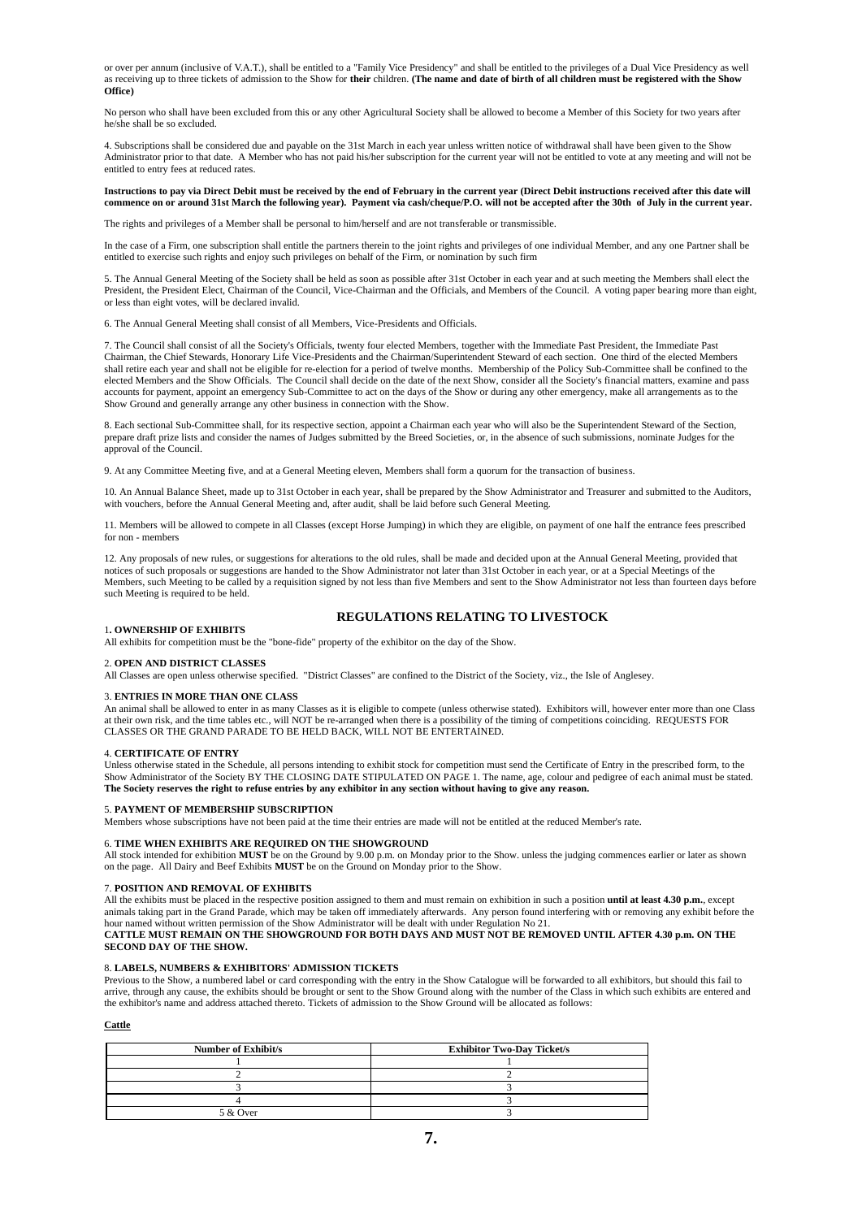or over per annum (inclusive of V.A.T.), shall be entitled to a "Family Vice Presidency" and shall be entitled to the privileges of a Dual Vice Presidency as well as receiving up to three tickets of admission to the Show for **their** children. **(The name and date of birth of all children must be registered with the Show Office)**

No person who shall have been excluded from this or any other Agricultural Society shall be allowed to become a Member of this Society for two years after he/she shall be so excluded.

4. Subscriptions shall be considered due and payable on the 31st March in each year unless written notice of withdrawal shall have been given to the Show Administrator prior to that date. A Member who has not paid his/her subscription for the current year will not be entitled to vote at any meeting and will not be entitled to entry fees at reduced rates.

**Instructions to pay via Direct Debit must be received by the end of February in the current year (Direct Debit instructions received after this date will commence on or around 31st March the following year). Payment via cash/cheque/P.O. will not be accepted after the 30th of July in the current year.**

The rights and privileges of a Member shall be personal to him/herself and are not transferable or transmissible.

In the case of a Firm, one subscription shall entitle the partners therein to the joint rights and privileges of one individual Member, and any one Partner shall be entitled to exercise such rights and enjoy such privileges on behalf of the Firm, or nomination by such firm

5. The Annual General Meeting of the Society shall be held as soon as possible after 31st October in each year and at such meeting the Members shall elect the President, the President Elect, Chairman of the Council, Vice-Chairman and the Officials, and Members of the Council. A voting paper bearing more than eight, or less than eight votes, will be declared invalid.

6. The Annual General Meeting shall consist of all Members, Vice-Presidents and Officials.

7. The Council shall consist of all the Society's Officials, twenty four elected Members, together with the Immediate Past President, the Immediate Past Chairman, the Chief Stewards, Honorary Life Vice-Presidents and the Chairman/Superintendent Steward of each section. One third of the elected Members shall retire each year and shall not be eligible for re-election for a period of twelve months. Membership of the Policy Sub-Committee shall be confined to the elected Members and the Show Officials. The Council shall decide on the date of the next Show, consider all the Society's financial matters, examine and pass accounts for payment, appoint an emergency Sub-Committee to act on the days of the Show or during any other emergency, make all arrangements as to the Show Ground and generally arrange any other business in connection with the Show.

8. Each sectional Sub-Committee shall, for its respective section, appoint a Chairman each year who will also be the Superintendent Steward of the Section, prepare draft prize lists and consider the names of Judges submitted by the Breed Societies, or, in the absence of such submissions, nominate Judges for the approval of the Council.

9. At any Committee Meeting five, and at a General Meeting eleven, Members shall form a quorum for the transaction of business.

10. An Annual Balance Sheet, made up to 31st October in each year, shall be prepared by the Show Administrator and Treasurer and submitted to the Auditors, with vouchers, before the Annual General Meeting and, after audit, shall be laid before such General Meeting.

11. Members will be allowed to compete in all Classes (except Horse Jumping) in which they are eligible, on payment of one half the entrance fees prescribed for non - members

12. Any proposals of new rules, or suggestions for alterations to the old rules, shall be made and decided upon at the Annual General Meeting, provided that notices of such proposals or suggestions are handed to the Show Administrator not later than 31st October in each year, or at a Special Meetings of the Members, such Meeting to be called by a requisition signed by not less than five Members and sent to the Show Administrator not less than fourteen days before such Meeting is required to be held.

## REGULATIONS RELATING TO LIVESTOCK

1**. OWNERSHIP OF EXHIBITS**
All exhibits for competition must be the "bone-fide" property of the exhibitor on the day of the Show.

2. **OPEN AND DISTRICT CLASSES**
All Classes are open unless otherwise specified. "District Classes" are confined to the District of the Society, viz., the Isle of Anglesey.

3. **ENTRIES IN MORE THAN ONE CLASS**
An animal shall be allowed to enter in as many Classes as it is eligible to compete (unless otherwise stated). Exhibitors will, however enter more than one Class at their own risk, and the time tables etc., will NOT be re-arranged when there is a possibility of the timing of competitions coinciding. REQUESTS FOR CLASSES OR THE GRAND PARADE TO BE HELD BACK, WILL NOT BE ENTERTAINED.

4. **CERTIFICATE OF ENTRY**
Unless otherwise stated in the Schedule, all persons intending to exhibit stock for competition must send the Certificate of Entry in the prescribed form, to the Show Administrator of the Society BY THE CLOSING DATE STIPULATED ON PAGE 1. The name, age, colour and pedigree of each animal must be stated. **The Society reserves the right to refuse entries by any exhibitor in any section without having to give any reason.**

5. **PAYMENT OF MEMBERSHIP SUBSCRIPTION**
Members whose subscriptions have not been paid at the time their entries are made will not be entitled at the reduced Member's rate.

6. **TIME WHEN EXHIBITS ARE REQUIRED ON THE SHOWGROUND**
All stock intended for exhibition **MUST** be on the Ground by 9.00 p.m. on Monday prior to the Show. unless the judging commences earlier or later as shown on the page. All Dairy and Beef Exhibits **MUST** be on the Ground on Monday prior to the Show.

7. **POSITION AND REMOVAL OF EXHIBITS**
All the exhibits must be placed in the respective position assigned to them and must remain on exhibition in such a position **until at least 4.30 p.m.**, except animals taking part in the Grand Parade, which may be taken off immediately afterwards. Any person found interfering with or removing any exhibit before the hour named without written permission of the Show Administrator will be dealt with under Regulation No 21.
**CATTLE MUST REMAIN ON THE SHOWGROUND FOR BOTH DAYS AND MUST NOT BE REMOVED UNTIL AFTER 4.30 p.m. ON THE SECOND DAY OF THE SHOW.**

8. **LABELS, NUMBERS & EXHIBITORS' ADMISSION TICKETS**
Previous to the Show, a numbered label or card corresponding with the entry in the Show Catalogue will be forwarded to all exhibitors, but should this fail to arrive, through any cause, the exhibits should be brought or sent to the Show Ground along with the number of the Class in which such exhibits are entered and the exhibitor's name and address attached thereto. Tickets of admission to the Show Ground will be allocated as follows:

**Cattle**

| Number of Exhibit/s | Exhibitor Two-Day Ticket/s |
|---|---|
| 1 | 1 |
| 2 | 2 |
| 3 | 3 |
| 4 | 3 |
| 5 & Over | 3 |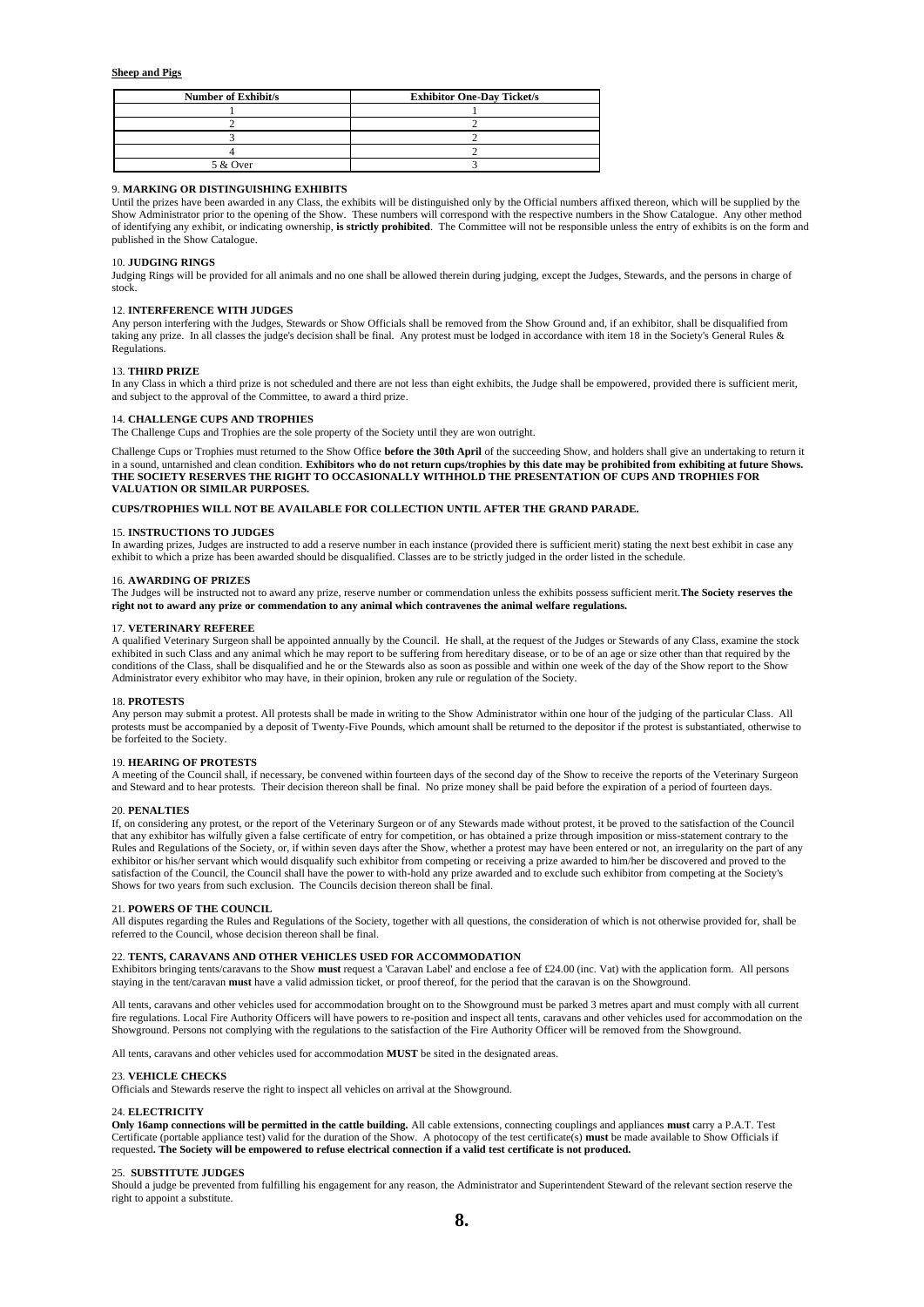**Sheep and Pigs**

| Number of Exhibit/s | Exhibitor One-Day Ticket/s |
|---|---|
| 1 | 1 |
| 2 | 2 |
| 3 | 2 |
| 4 | 2 |
| 5 & Over | 3 |

9. **MARKING OR DISTINGUISHING EXHIBITS**
Until the prizes have been awarded in any Class, the exhibits will be distinguished only by the Official numbers affixed thereon, which will be supplied by the Show Administrator prior to the opening of the Show. These numbers will correspond with the respective numbers in the Show Catalogue. Any other method of identifying any exhibit, or indicating ownership, **is strictly prohibited**. The Committee will not be responsible unless the entry of exhibits is on the form and published in the Show Catalogue.

10. **JUDGING RINGS**
Judging Rings will be provided for all animals and no one shall be allowed therein during judging, except the Judges, Stewards, and the persons in charge of stock.

12. **INTERFERENCE WITH JUDGES**
Any person interfering with the Judges, Stewards or Show Officials shall be removed from the Show Ground and, if an exhibitor, shall be disqualified from taking any prize. In all classes the judge's decision shall be final. Any protest must be lodged in accordance with item 18 in the Society's General Rules & Regulations.

13. **THIRD PRIZE**
In any Class in which a third prize is not scheduled and there are not less than eight exhibits, the Judge shall be empowered, provided there is sufficient merit, and subject to the approval of the Committee, to award a third prize.

14. **CHALLENGE CUPS AND TROPHIES**
The Challenge Cups and Trophies are the sole property of the Society until they are won outright.

Challenge Cups or Trophies must returned to the Show Office **before the 30th April** of the succeeding Show, and holders shall give an undertaking to return it in a sound, untarnished and clean condition. **Exhibitors who do not return cups/trophies by this date may be prohibited from exhibiting at future Shows. THE SOCIETY RESERVES THE RIGHT TO OCCASIONALLY WITHHOLD THE PRESENTATION OF CUPS AND TROPHIES FOR VALUATION OR SIMILAR PURPOSES.**

**CUPS/TROPHIES WILL NOT BE AVAILABLE FOR COLLECTION UNTIL AFTER THE GRAND PARADE.**

15. **INSTRUCTIONS TO JUDGES**
In awarding prizes, Judges are instructed to add a reserve number in each instance (provided there is sufficient merit) stating the next best exhibit in case any exhibit to which a prize has been awarded should be disqualified. Classes are to be strictly judged in the order listed in the schedule.

16. **AWARDING OF PRIZES**
The Judges will be instructed not to award any prize, reserve number or commendation unless the exhibits possess sufficient merit.**The Society reserves the right not to award any prize or commendation to any animal which contravenes the animal welfare regulations.**

17. **VETERINARY REFEREE**
A qualified Veterinary Surgeon shall be appointed annually by the Council. He shall, at the request of the Judges or Stewards of any Class, examine the stock exhibited in such Class and any animal which he may report to be suffering from hereditary disease, or to be of an age or size other than that required by the conditions of the Class, shall be disqualified and he or the Stewards also as soon as possible and within one week of the day of the Show report to the Show Administrator every exhibitor who may have, in their opinion, broken any rule or regulation of the Society.

18. **PROTESTS**
Any person may submit a protest. All protests shall be made in writing to the Show Administrator within one hour of the judging of the particular Class. All protests must be accompanied by a deposit of Twenty-Five Pounds, which amount shall be returned to the depositor if the protest is substantiated, otherwise to be forfeited to the Society.

19. **HEARING OF PROTESTS**
A meeting of the Council shall, if necessary, be convened within fourteen days of the second day of the Show to receive the reports of the Veterinary Surgeon and Steward and to hear protests. Their decision thereon shall be final. No prize money shall be paid before the expiration of a period of fourteen days.

20. **PENALTIES**
If, on considering any protest, or the report of the Veterinary Surgeon or of any Stewards made without protest, it be proved to the satisfaction of the Council that any exhibitor has wilfully given a false certificate of entry for competition, or has obtained a prize through imposition or miss-statement contrary to the Rules and Regulations of the Society, or, if within seven days after the Show, whether a protest may have been entered or not, an irregularity on the part of any exhibitor or his/her servant which would disqualify such exhibitor from competing or receiving a prize awarded to him/her be discovered and proved to the satisfaction of the Council, the Council shall have the power to with-hold any prize awarded and to exclude such exhibitor from competing at the Society's Shows for two years from such exclusion. The Councils decision thereon shall be final.

21. **POWERS OF THE COUNCIL**
All disputes regarding the Rules and Regulations of the Society, together with all questions, the consideration of which is not otherwise provided for, shall be referred to the Council, whose decision thereon shall be final.

22. **TENTS, CARAVANS AND OTHER VEHICLES USED FOR ACCOMMODATION**
Exhibitors bringing tents/caravans to the Show **must** request a 'Caravan Label' and enclose a fee of £24.00 (inc. Vat) with the application form. All persons staying in the tent/caravan **must** have a valid admission ticket, or proof thereof, for the period that the caravan is on the Showground.

All tents, caravans and other vehicles used for accommodation brought on to the Showground must be parked 3 metres apart and must comply with all current fire regulations. Local Fire Authority Officers will have powers to re-position and inspect all tents, caravans and other vehicles used for accommodation on the Showground. Persons not complying with the regulations to the satisfaction of the Fire Authority Officer will be removed from the Showground.

All tents, caravans and other vehicles used for accommodation **MUST** be sited in the designated areas.

23. **VEHICLE CHECKS**
Officials and Stewards reserve the right to inspect all vehicles on arrival at the Showground.

24. **ELECTRICITY**
**Only 16amp connections will be permitted in the cattle building.** All cable extensions, connecting couplings and appliances **must** carry a P.A.T. Test Certificate (portable appliance test) valid for the duration of the Show. A photocopy of the test certificate(s) **must** be made available to Show Officials if requested**. The Society will be empowered to refuse electrical connection if a valid test certificate is not produced.**

25. **SUBSTITUTE JUDGES**
Should a judge be prevented from fulfilling his engagement for any reason, the Administrator and Superintendent Steward of the relevant section reserve the right to appoint a substitute.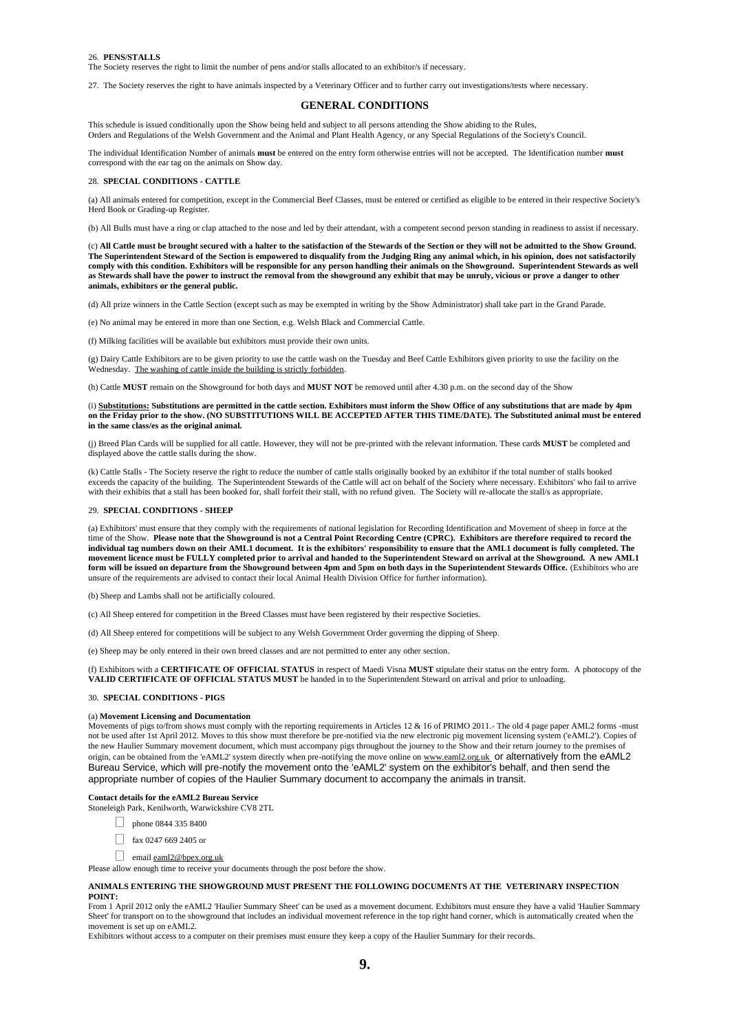26. **PENS/STALLS**
The Society reserves the right to limit the number of pens and/or stalls allocated to an exhibitor/s if necessary.

27. The Society reserves the right to have animals inspected by a Veterinary Officer and to further carry out investigations/tests where necessary.

## GENERAL CONDITIONS

This schedule is issued conditionally upon the Show being held and subject to all persons attending the Show abiding to the Rules, Orders and Regulations of the Welsh Government and the Animal and Plant Health Agency, or any Special Regulations of the Society's Council.

The individual Identification Number of animals **must** be entered on the entry form otherwise entries will not be accepted. The Identification number **must** correspond with the ear tag on the animals on Show day.

28. **SPECIAL CONDITIONS - CATTLE**

(a) All animals entered for competition, except in the Commercial Beef Classes, must be entered or certified as eligible to be entered in their respective Society's Herd Book or Grading-up Register.

(b) All Bulls must have a ring or clap attached to the nose and led by their attendant, with a competent second person standing in readiness to assist if necessary.

(c) **All Cattle must be brought secured with a halter to the satisfaction of the Stewards of the Section or they will not be admitted to the Show Ground. The Superintendent Steward of the Section is empowered to disqualify from the Judging Ring any animal which, in his opinion, does not satisfactorily comply with this condition. Exhibitors will be responsible for any person handling their animals on the Showground. Superintendent Stewards as well as Stewards shall have the power to instruct the removal from the showground any exhibit that may be unruly, vicious or prove a danger to other animals, exhibitors or the general public.**

(d) All prize winners in the Cattle Section (except such as may be exempted in writing by the Show Administrator) shall take part in the Grand Parade.

(e) No animal may be entered in more than one Section, e.g. Welsh Black and Commercial Cattle.

(f) Milking facilities will be available but exhibitors must provide their own units.

(g) Dairy Cattle Exhibitors are to be given priority to use the cattle wash on the Tuesday and Beef Cattle Exhibitors given priority to use the facility on the Wednesday. The washing of cattle inside the building is strictly forbidden.

(h) Cattle **MUST** remain on the Showground for both days and **MUST NOT** be removed until after 4.30 p.m. on the second day of the Show

(i) **Substitutions: Substitutions are permitted in the cattle section. Exhibitors must inform the Show Office of any substitutions that are made by 4pm on the Friday prior to the show. (NO SUBSTITUTIONS WILL BE ACCEPTED AFTER THIS TIME/DATE). The Substituted animal must be entered in the same class/es as the original animal.**

(j) Breed Plan Cards will be supplied for all cattle. However, they will not be pre-printed with the relevant information. These cards **MUST** be completed and displayed above the cattle stalls during the show.

(k) Cattle Stalls - The Society reserve the right to reduce the number of cattle stalls originally booked by an exhibitor if the total number of stalls booked exceeds the capacity of the building. The Superintendent Stewards of the Cattle will act on behalf of the Society where necessary. Exhibitors' who fail to arrive with their exhibits that a stall has been booked for, shall forfeit their stall, with no refund given. The Society will re-allocate the stall/s as appropriate.

29. **SPECIAL CONDITIONS - SHEEP**

(a) Exhibitors' must ensure that they comply with the requirements of national legislation for Recording Identification and Movement of sheep in force at the time of the Show. **Please note that the Showground is not a Central Point Recording Centre (CPRC). Exhibitors are therefore required to record the individual tag numbers down on their AML1 document. It is the exhibitors' responsibility to ensure that the AML1 document is fully completed. The movement licence must be FULLY completed prior to arrival and handed to the Superintendent Steward on arrival at the Showground. A new AML1 form will be issued on departure from the Showground between 4pm and 5pm on both days in the Superintendent Stewards Office.** (Exhibitors who are unsure of the requirements are advised to contact their local Animal Health Division Office for further information).

(b) Sheep and Lambs shall not be artificially coloured.

(c) All Sheep entered for competition in the Breed Classes must have been registered by their respective Societies.

(d) All Sheep entered for competitions will be subject to any Welsh Government Order governing the dipping of Sheep.

(e) Sheep may be only entered in their own breed classes and are not permitted to enter any other section.

(f) Exhibitors with a **CERTIFICATE OF OFFICIAL STATUS** in respect of Maedi Visna **MUST** stipulate their status on the entry form. A photocopy of the **VALID CERTIFICATE OF OFFICIAL STATUS MUST** be handed in to the Superintendent Steward on arrival and prior to unloading.

30. **SPECIAL CONDITIONS - PIGS**

(a) **Movement Licensing and Documentation**
Movements of pigs to/from shows must comply with the reporting requirements in Articles 12 & 16 of PRIMO 2011.- The old 4 page paper AML2 forms -must not be used after 1st April 2012. Moves to this show must therefore be pre-notified via the new electronic pig movement licensing system ('eAML2'). Copies of the new Haulier Summary movement document, which must accompany pigs throughout the journey to the Show and their return journey to the premises of origin, can be obtained from the 'eAML2' system directly when pre-notifying the move online on www.eaml2.org.uk or alternatively from the eAML2 Bureau Service, which will pre-notify the movement onto the 'eAML2' system on the exhibitor's behalf, and then send the appropriate number of copies of the Haulier Summary document to accompany the animals in transit.

**Contact details for the eAML2 Bureau Service**
Stoneleigh Park, Kenilworth, Warwickshire CV8 2TL

- phone 0844 335 8400
- fax 0247 669 2405 or
- email eaml2@bpex.org.uk

Please allow enough time to receive your documents through the post before the show.

**ANIMALS ENTERING THE SHOWGROUND MUST PRESENT THE FOLLOWING DOCUMENTS AT THE VETERINARY INSPECTION POINT:**
From 1 April 2012 only the eAML2 'Haulier Summary Sheet' can be used as a movement document. Exhibitors must ensure they have a valid 'Haulier Summary Sheet' for transport on to the showground that includes an individual movement reference in the top right hand corner, which is automatically created when the movement is set up on eAML2.
Exhibitors without access to a computer on their premises must ensure they keep a copy of the Haulier Summary for their records.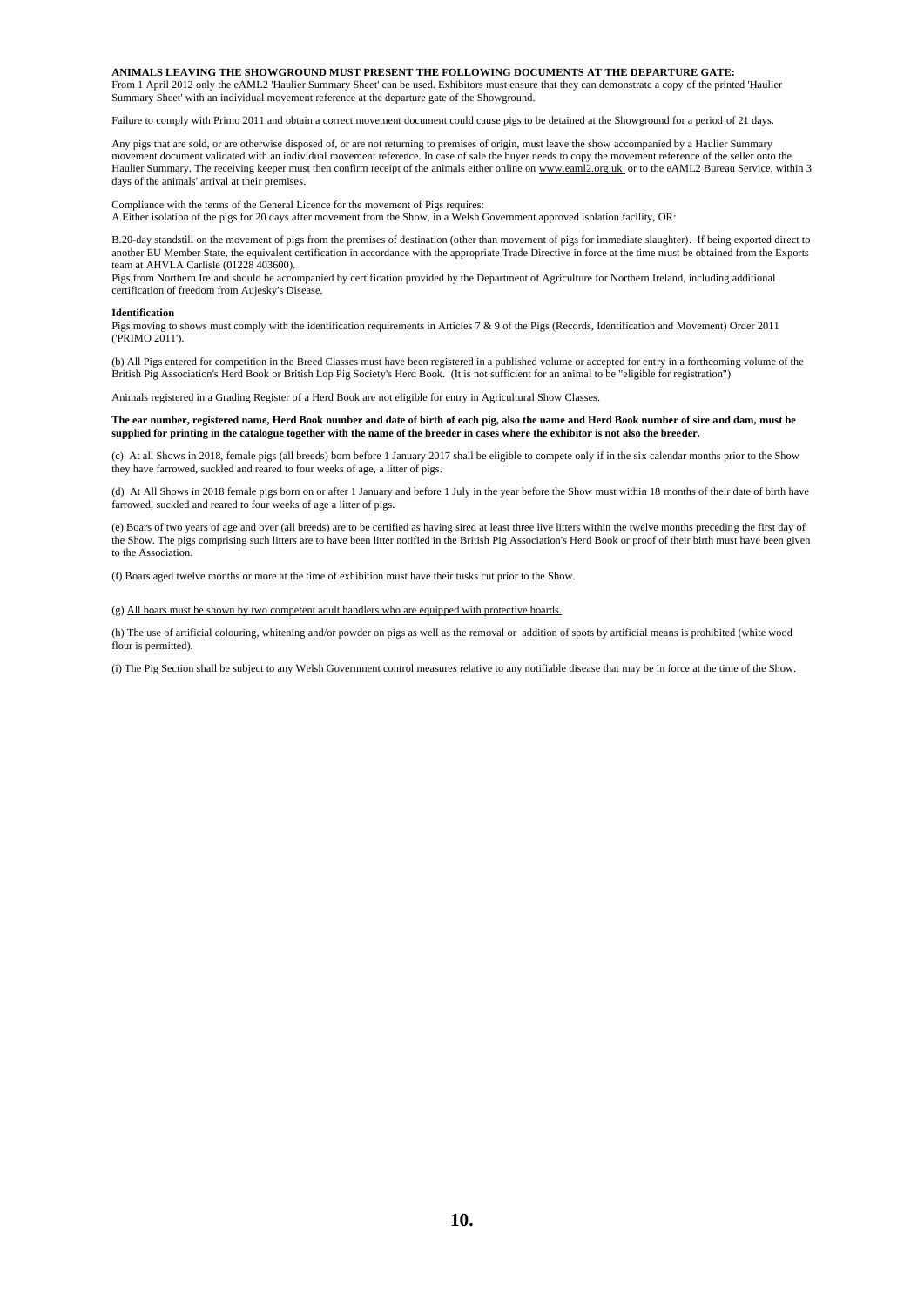**ANIMALS LEAVING THE SHOWGROUND MUST PRESENT THE FOLLOWING DOCUMENTS AT THE DEPARTURE GATE:**
From 1 April 2012 only the eAML2 'Haulier Summary Sheet' can be used. Exhibitors must ensure that they can demonstrate a copy of the printed 'Haulier Summary Sheet' with an individual movement reference at the departure gate of the Showground.

Failure to comply with Primo 2011 and obtain a correct movement document could cause pigs to be detained at the Showground for a period of 21 days.

Any pigs that are sold, or are otherwise disposed of, or are not returning to premises of origin, must leave the show accompanied by a Haulier Summary movement document validated with an individual movement reference. In case of sale the buyer needs to copy the movement reference of the seller onto the Haulier Summary. The receiving keeper must then confirm receipt of the animals either online on www.eaml2.org.uk or to the eAML2 Bureau Service, within 3 days of the animals' arrival at their premises.

Compliance with the terms of the General Licence for the movement of Pigs requires:
A.Either isolation of the pigs for 20 days after movement from the Show, in a Welsh Government approved isolation facility, OR:

B.20-day standstill on the movement of pigs from the premises of destination (other than movement of pigs for immediate slaughter). If being exported direct to another EU Member State, the equivalent certification in accordance with the appropriate Trade Directive in force at the time must be obtained from the Exports team at AHVLA Carlisle (01228 403600).
Pigs from Northern Ireland should be accompanied by certification provided by the Department of Agriculture for Northern Ireland, including additional certification of freedom from Aujesky's Disease.

**Identification**
Pigs moving to shows must comply with the identification requirements in Articles 7 & 9 of the Pigs (Records, Identification and Movement) Order 2011 ('PRIMO 2011').

(b) All Pigs entered for competition in the Breed Classes must have been registered in a published volume or accepted for entry in a forthcoming volume of the British Pig Association's Herd Book or British Lop Pig Society's Herd Book. (It is not sufficient for an animal to be "eligible for registration")

Animals registered in a Grading Register of a Herd Book are not eligible for entry in Agricultural Show Classes.

**The ear number, registered name, Herd Book number and date of birth of each pig, also the name and Herd Book number of sire and dam, must be supplied for printing in the catalogue together with the name of the breeder in cases where the exhibitor is not also the breeder.**

(c) At all Shows in 2018, female pigs (all breeds) born before 1 January 2017 shall be eligible to compete only if in the six calendar months prior to the Show they have farrowed, suckled and reared to four weeks of age, a litter of pigs.

(d) At All Shows in 2018 female pigs born on or after 1 January and before 1 July in the year before the Show must within 18 months of their date of birth have farrowed, suckled and reared to four weeks of age a litter of pigs.

(e) Boars of two years of age and over (all breeds) are to be certified as having sired at least three live litters within the twelve months preceding the first day of the Show. The pigs comprising such litters are to have been litter notified in the British Pig Association's Herd Book or proof of their birth must have been given to the Association.

(f) Boars aged twelve months or more at the time of exhibition must have their tusks cut prior to the Show.

(g) All boars must be shown by two competent adult handlers who are equipped with protective boards.

(h) The use of artificial colouring, whitening and/or powder on pigs as well as the removal or addition of spots by artificial means is prohibited (white wood flour is permitted).

(i) The Pig Section shall be subject to any Welsh Government control measures relative to any notifiable disease that may be in force at the time of the Show.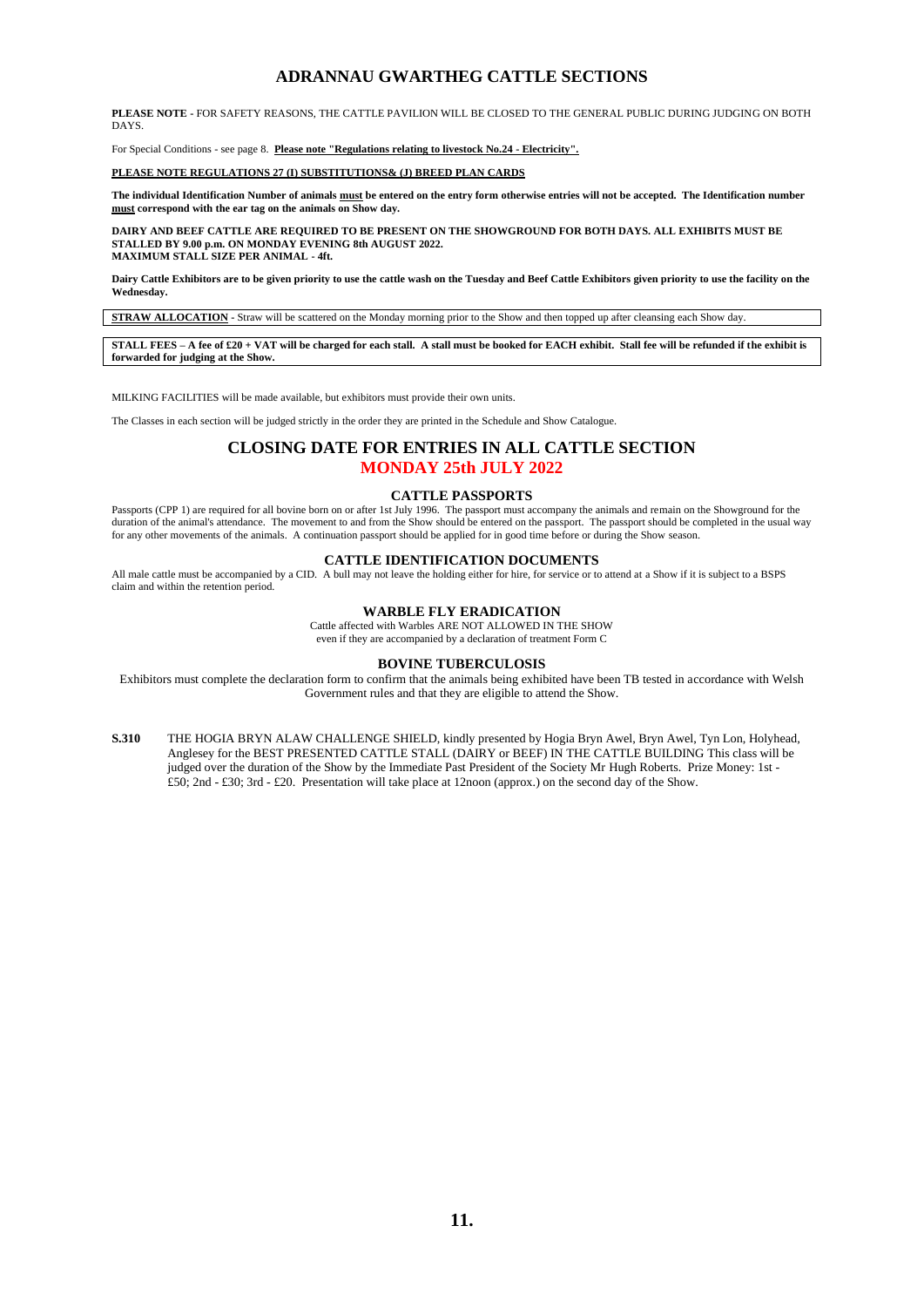# ADRANNAU GWARTHEG CATTLE SECTIONS

**PLEASE NOTE** - FOR SAFETY REASONS, THE CATTLE PAVILION WILL BE CLOSED TO THE GENERAL PUBLIC DURING JUDGING ON BOTH DAYS.

For Special Conditions - see page 8. **Please note "Regulations relating to livestock No.24 - Electricity".**

**PLEASE NOTE REGULATIONS 27 (I) SUBSTITUTIONS& (J) BREED PLAN CARDS**

**The individual Identification Number of animals must be entered on the entry form otherwise entries will not be accepted. The Identification number must correspond with the ear tag on the animals on Show day.**

**DAIRY AND BEEF CATTLE ARE REQUIRED TO BE PRESENT ON THE SHOWGROUND FOR BOTH DAYS. ALL EXHIBITS MUST BE STALLED BY 9.00 p.m. ON MONDAY EVENING 8th AUGUST 2022.**
**MAXIMUM STALL SIZE PER ANIMAL - 4ft.**

**Dairy Cattle Exhibitors are to be given priority to use the cattle wash on the Tuesday and Beef Cattle Exhibitors given priority to use the facility on the Wednesday.**

**STRAW ALLOCATION** - Straw will be scattered on the Monday morning prior to the Show and then topped up after cleansing each Show day.

**STALL FEES – A fee of £20 + VAT will be charged for each stall. A stall must be booked for EACH exhibit. Stall fee will be refunded if the exhibit is forwarded for judging at the Show.**

MILKING FACILITIES will be made available, but exhibitors must provide their own units.

The Classes in each section will be judged strictly in the order they are printed in the Schedule and Show Catalogue.

## CLOSING DATE FOR ENTRIES IN ALL CATTLE SECTION
## MONDAY 25th JULY 2022

### CATTLE PASSPORTS

Passports (CPP 1) are required for all bovine born on or after 1st July 1996. The passport must accompany the animals and remain on the Showground for the duration of the animal's attendance. The movement to and from the Show should be entered on the passport. The passport should be completed in the usual way for any other movements of the animals. A continuation passport should be applied for in good time before or during the Show season.

### CATTLE IDENTIFICATION DOCUMENTS

All male cattle must be accompanied by a CID. A bull may not leave the holding either for hire, for service or to attend at a Show if it is subject to a BSPS claim and within the retention period.

### WARBLE FLY ERADICATION

Cattle affected with Warbles ARE NOT ALLOWED IN THE SHOW
even if they are accompanied by a declaration of treatment Form C

### BOVINE TUBERCULOSIS

Exhibitors must complete the declaration form to confirm that the animals being exhibited have been TB tested in accordance with Welsh Government rules and that they are eligible to attend the Show.

**S.310** THE HOGIA BRYN ALAW CHALLENGE SHIELD, kindly presented by Hogia Bryn Awel, Bryn Awel, Tyn Lon, Holyhead, Anglesey for the BEST PRESENTED CATTLE STALL (DAIRY or BEEF) IN THE CATTLE BUILDING This class will be judged over the duration of the Show by the Immediate Past President of the Society Mr Hugh Roberts. Prize Money: 1st - £50; 2nd - £30; 3rd - £20. Presentation will take place at 12noon (approx.) on the second day of the Show.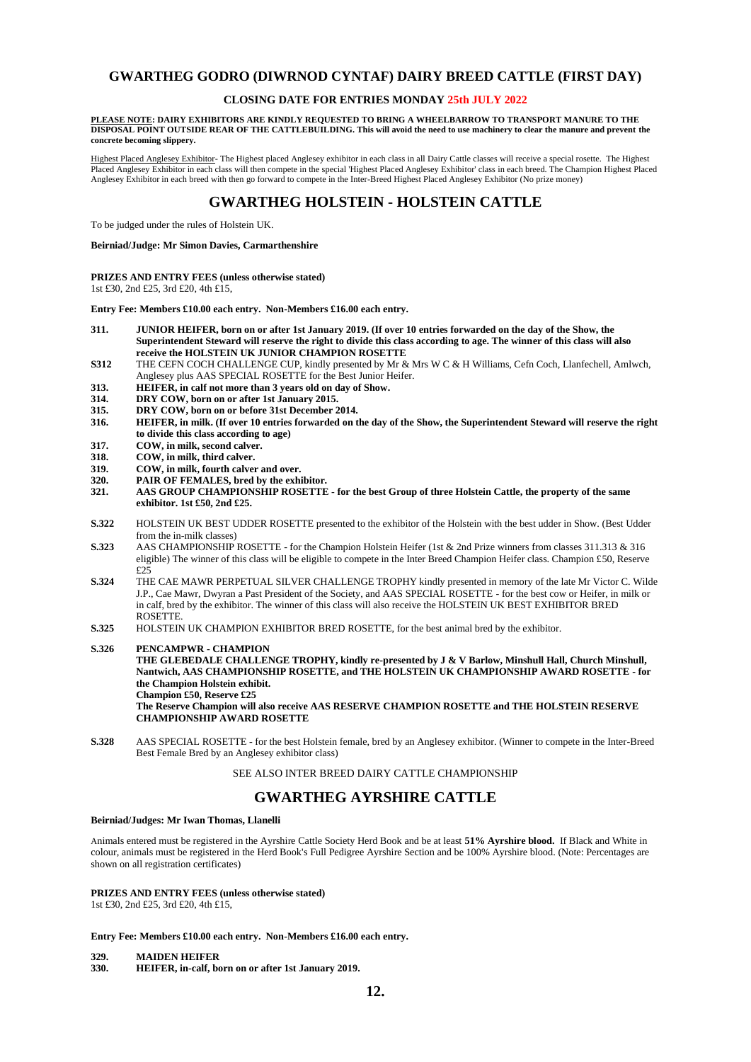## GWARTHEG GODRO (DIWRNOD CYNTAF) DAIRY BREED CATTLE (FIRST DAY)

**CLOSING DATE FOR ENTRIES MONDAY 25th JULY 2022**

**PLEASE NOTE: DAIRY EXHIBITORS ARE KINDLY REQUESTED TO BRING A WHEELBARROW TO TRANSPORT MANURE TO THE DISPOSAL POINT OUTSIDE REAR OF THE CATTLEBUILDING. This will avoid the need to use machinery to clear the manure and prevent the concrete becoming slippery.**

Highest Placed Anglesey Exhibitor- The Highest placed Anglesey exhibitor in each class in all Dairy Cattle classes will receive a special rosette. The Highest Placed Anglesey Exhibitor in each class will then compete in the special 'Highest Placed Anglesey Exhibitor' class in each breed. The Champion Highest Placed Anglesey Exhibitor in each breed with then go forward to compete in the Inter-Breed Highest Placed Anglesey Exhibitor (No prize money)

# GWARTHEG HOLSTEIN - HOLSTEIN CATTLE

To be judged under the rules of Holstein UK.

**Beirniad/Judge: Mr Simon Davies, Carmarthenshire**

**PRIZES AND ENTRY FEES (unless otherwise stated)**
1st £30, 2nd £25, 3rd £20, 4th £15,

**Entry Fee: Members £10.00 each entry. Non-Members £16.00 each entry.**

**311.** **JUNIOR HEIFER, born on or after 1st January 2019. (If over 10 entries forwarded on the day of the Show, the Superintendent Steward will reserve the right to divide this class according to age. The winner of this class will also receive the HOLSTEIN UK JUNIOR CHAMPION ROSETTE**

**S312** THE CEFN COCH CHALLENGE CUP, kindly presented by Mr & Mrs W C & H Williams, Cefn Coch, Llanfechell, Amlwch, Anglesey plus AAS SPECIAL ROSETTE for the Best Junior Heifer.

**313.** **HEIFER, in calf not more than 3 years old on day of Show.**

**314.** **DRY COW, born on or after 1st January 2015.**

**315.** **DRY COW, born on or before 31st December 2014.**

**316.** **HEIFER, in milk. (If over 10 entries forwarded on the day of the Show, the Superintendent Steward will reserve the right to divide this class according to age)**

**317.** **COW, in milk, second calver.**

**318.** **COW, in milk, third calver.**

**319.** **COW, in milk, fourth calver and over.**

**320.** **PAIR OF FEMALES, bred by the exhibitor.**

**321.** **AAS GROUP CHAMPIONSHIP ROSETTE - for the best Group of three Holstein Cattle, the property of the same exhibitor. 1st £50, 2nd £25.**

**S.322** HOLSTEIN UK BEST UDDER ROSETTE presented to the exhibitor of the Holstein with the best udder in Show. (Best Udder from the in-milk classes)

**S.323** AAS CHAMPIONSHIP ROSETTE - for the Champion Holstein Heifer (1st & 2nd Prize winners from classes 311.313 & 316 eligible) The winner of this class will be eligible to compete in the Inter Breed Champion Heifer class. Champion £50, Reserve £25

**S.324** THE CAE MAWR PERPETUAL SILVER CHALLENGE TROPHY kindly presented in memory of the late Mr Victor C. Wilde J.P., Cae Mawr, Dwyran a Past President of the Society, and AAS SPECIAL ROSETTE - for the best cow or Heifer, in milk or in calf, bred by the exhibitor. The winner of this class will also receive the HOLSTEIN UK BEST EXHIBITOR BRED ROSETTE.

**S.325** HOLSTEIN UK CHAMPION EXHIBITOR BRED ROSETTE, for the best animal bred by the exhibitor.

**S.326** **PENCAMPWR - CHAMPION**
**THE GLEBEDALE CHALLENGE TROPHY, kindly re-presented by J & V Barlow, Minshull Hall, Church Minshull, Nantwich, AAS CHAMPIONSHIP ROSETTE, and THE HOLSTEIN UK CHAMPIONSHIP AWARD ROSETTE - for the Champion Holstein exhibit.**
**Champion £50, Reserve £25**
**The Reserve Champion will also receive AAS RESERVE CHAMPION ROSETTE and THE HOLSTEIN RESERVE CHAMPIONSHIP AWARD ROSETTE**

**S.328** AAS SPECIAL ROSETTE - for the best Holstein female, bred by an Anglesey exhibitor. (Winner to compete in the Inter-Breed Best Female Bred by an Anglesey exhibitor class)

SEE ALSO INTER BREED DAIRY CATTLE CHAMPIONSHIP

# GWARTHEG AYRSHIRE CATTLE

**Beirniad/Judges: Mr Iwan Thomas, Llanelli**

Animals entered must be registered in the Ayrshire Cattle Society Herd Book and be at least **51% Ayrshire blood.** If Black and White in colour, animals must be registered in the Herd Book's Full Pedigree Ayrshire Section and be 100% Ayrshire blood. (Note: Percentages are shown on all registration certificates)

**PRIZES AND ENTRY FEES (unless otherwise stated)**
1st £30, 2nd £25, 3rd £20, 4th £15,

**Entry Fee: Members £10.00 each entry. Non-Members £16.00 each entry.**

**329.** **MAIDEN HEIFER**

**330.** **HEIFER, in-calf, born on or after 1st January 2019.**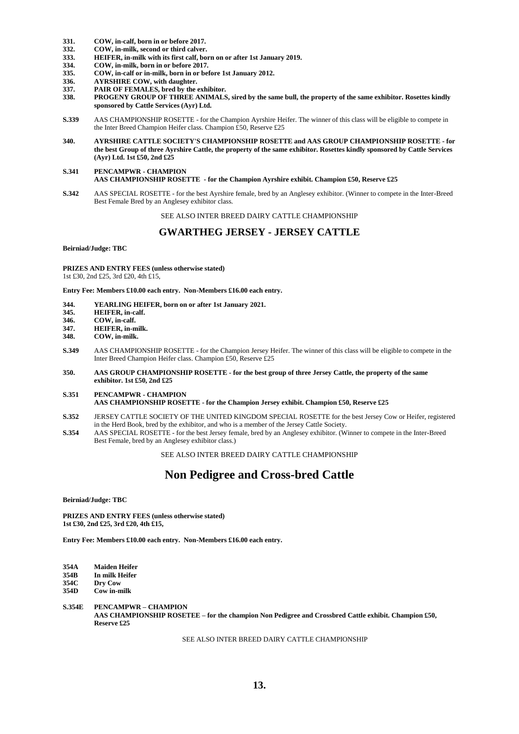**331. COW, in-calf, born in or before 2017.**
**332. COW, in-milk, second or third calver.**
**333. HEIFER, in-milk with its first calf, born on or after 1st January 2019.**
**334. COW, in-milk, born in or before 2017.**
**335. COW, in-calf or in-milk, born in or before 1st January 2012.**
**336. AYRSHIRE COW, with daughter.**
**337. PAIR OF FEMALES, bred by the exhibitor.**
**338. PROGENY GROUP OF THREE ANIMALS, sired by the same bull, the property of the same exhibitor. Rosettes kindly sponsored by Cattle Services (Ayr) Ltd.**

**S.339** AAS CHAMPIONSHIP ROSETTE - for the Champion Ayrshire Heifer. The winner of this class will be eligible to compete in the Inter Breed Champion Heifer class. Champion £50, Reserve £25

**340. AYRSHIRE CATTLE SOCIETY'S CHAMPIONSHIP ROSETTE and AAS GROUP CHAMPIONSHIP ROSETTE - for the best Group of three Ayrshire Cattle, the property of the same exhibitor. Rosettes kindly sponsored by Cattle Services (Ayr) Ltd. 1st £50, 2nd £25**

**S.341 PENCAMPWR - CHAMPION**
**AAS CHAMPIONSHIP ROSETTE - for the Champion Ayrshire exhibit. Champion £50, Reserve £25**

**S.342** AAS SPECIAL ROSETTE - for the best Ayrshire female, bred by an Anglesey exhibitor. (Winner to compete in the Inter-Breed Best Female Bred by an Anglesey exhibitor class.

SEE ALSO INTER BREED DAIRY CATTLE CHAMPIONSHIP

## GWARTHEG JERSEY - JERSEY CATTLE

**Beirniad/Judge: TBC**

**PRIZES AND ENTRY FEES (unless otherwise stated)**
1st £30, 2nd £25, 3rd £20, 4th £15,

**Entry Fee: Members £10.00 each entry. Non-Members £16.00 each entry.**

**344. YEARLING HEIFER, born on or after 1st January 2021.**
**345. HEIFER, in-calf.**
**346. COW, in-calf.**
**347. HEIFER, in-milk.**
**348. COW, in-milk.**

**S.349** AAS CHAMPIONSHIP ROSETTE - for the Champion Jersey Heifer. The winner of this class will be eligible to compete in the Inter Breed Champion Heifer class. Champion £50, Reserve £25

**350. AAS GROUP CHAMPIONSHIP ROSETTE - for the best group of three Jersey Cattle, the property of the same exhibitor. 1st £50, 2nd £25**

**S.351 PENCAMPWR - CHAMPION**
**AAS CHAMPIONSHIP ROSETTE - for the Champion Jersey exhibit. Champion £50, Reserve £25**

**S.352** JERSEY CATTLE SOCIETY OF THE UNITED KINGDOM SPECIAL ROSETTE for the best Jersey Cow or Heifer, registered in the Herd Book, bred by the exhibitor, and who is a member of the Jersey Cattle Society.

**S.354** AAS SPECIAL ROSETTE - for the best Jersey female, bred by an Anglesey exhibitor. (Winner to compete in the Inter-Breed Best Female, bred by an Anglesey exhibitor class.)

SEE ALSO INTER BREED DAIRY CATTLE CHAMPIONSHIP

# Non Pedigree and Cross-bred Cattle

**Beirniad/Judge: TBC**

**PRIZES AND ENTRY FEES (unless otherwise stated)**
**1st £30, 2nd £25, 3rd £20, 4th £15,**

**Entry Fee: Members £10.00 each entry. Non-Members £16.00 each entry.**

**354A Maiden Heifer**
**354B In milk Heifer**
**354C Dry Cow**
**354D Cow in-milk**

**S.354E PENCAMPWR – CHAMPION**
**AAS CHAMPIONSHIP ROSETEE – for the champion Non Pedigree and Crossbred Cattle exhibit. Champion £50, Reserve £25**

SEE ALSO INTER BREED DAIRY CATTLE CHAMPIONSHIP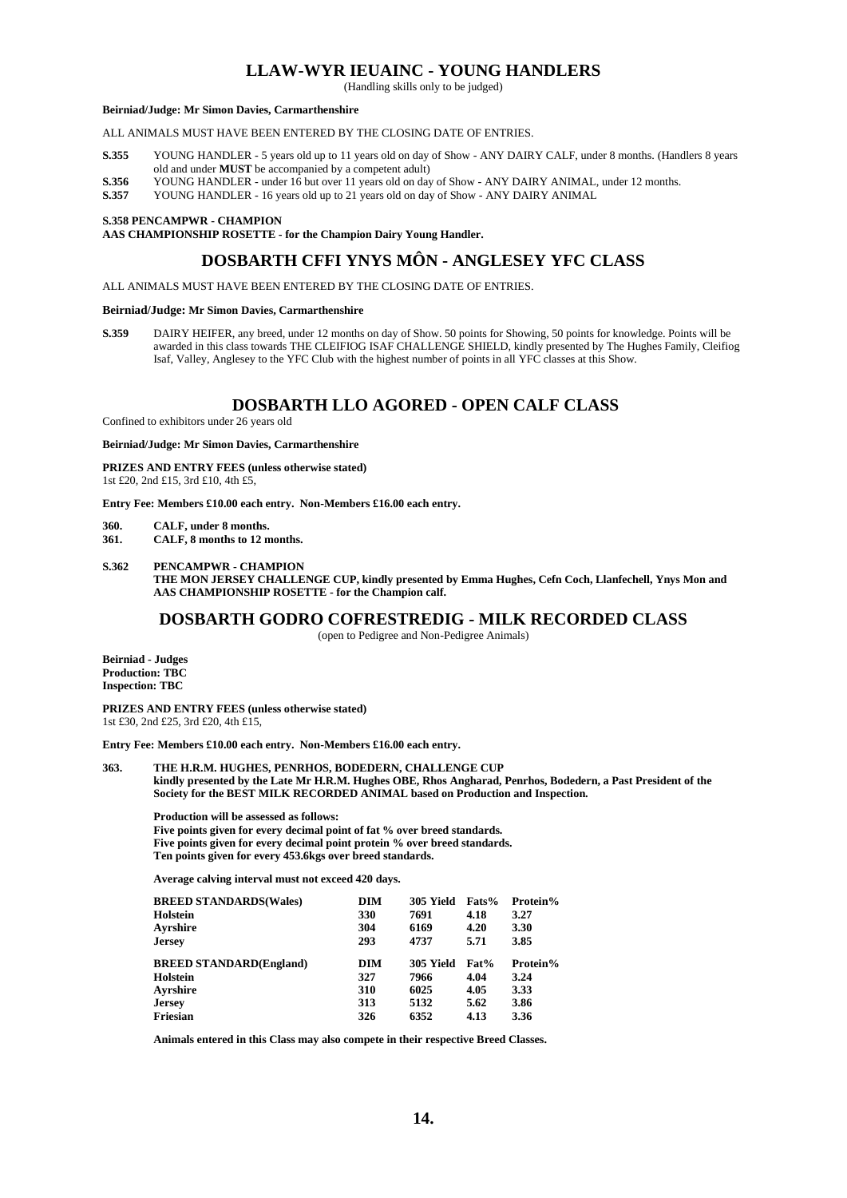## LLAW-WYR IEUAINC - YOUNG HANDLERS

(Handling skills only to be judged)

**Beirniad/Judge: Mr Simon Davies, Carmarthenshire**

ALL ANIMALS MUST HAVE BEEN ENTERED BY THE CLOSING DATE OF ENTRIES.

**S.355** YOUNG HANDLER - 5 years old up to 11 years old on day of Show - ANY DAIRY CALF, under 8 months. (Handlers 8 years old and under **MUST** be accompanied by a competent adult)

**S.356** YOUNG HANDLER - under 16 but over 11 years old on day of Show - ANY DAIRY ANIMAL, under 12 months.

**S.357** YOUNG HANDLER - 16 years old up to 21 years old on day of Show - ANY DAIRY ANIMAL

**S.358 PENCAMPWR - CHAMPION**
**AAS CHAMPIONSHIP ROSETTE - for the Champion Dairy Young Handler.**

## DOSBARTH CFFI YNYS MÔN - ANGLESEY YFC CLASS

ALL ANIMALS MUST HAVE BEEN ENTERED BY THE CLOSING DATE OF ENTRIES.

**Beirniad/Judge: Mr Simon Davies, Carmarthenshire**

**S.359** DAIRY HEIFER, any breed, under 12 months on day of Show. 50 points for Showing, 50 points for knowledge. Points will be awarded in this class towards THE CLEIFIOG ISAF CHALLENGE SHIELD, kindly presented by The Hughes Family, Cleifiog Isaf, Valley, Anglesey to the YFC Club with the highest number of points in all YFC classes at this Show.

## DOSBARTH LLO AGORED - OPEN CALF CLASS

Confined to exhibitors under 26 years old

**Beirniad/Judge: Mr Simon Davies, Carmarthenshire**

**PRIZES AND ENTRY FEES (unless otherwise stated)**
1st £20, 2nd £15, 3rd £10, 4th £5,

**Entry Fee: Members £10.00 each entry. Non-Members £16.00 each entry.**

**360. CALF, under 8 months.**
**361. CALF, 8 months to 12 months.**

**S.362 PENCAMPWR - CHAMPION**
**THE MON JERSEY CHALLENGE CUP, kindly presented by Emma Hughes, Cefn Coch, Llanfechell, Ynys Mon and AAS CHAMPIONSHIP ROSETTE - for the Champion calf.**

## DOSBARTH GODRO COFRESTREDIG - MILK RECORDED CLASS

(open to Pedigree and Non-Pedigree Animals)

**Beirniad - Judges**
**Production: TBC**
**Inspection: TBC**

**PRIZES AND ENTRY FEES (unless otherwise stated)**
1st £30, 2nd £25, 3rd £20, 4th £15,

**Entry Fee: Members £10.00 each entry. Non-Members £16.00 each entry.**

**363. THE H.R.M. HUGHES, PENRHOS, BODEDERN, CHALLENGE CUP**
**kindly presented by the Late Mr H.R.M. Hughes OBE, Rhos Angharad, Penrhos, Bodedern, a Past President of the Society for the BEST MILK RECORDED ANIMAL based on Production and Inspection.**

**Production will be assessed as follows:**
**Five points given for every decimal point of fat % over breed standards.**
**Five points given for every decimal point protein % over breed standards.**
**Ten points given for every 453.6kgs over breed standards.**

**Average calving interval must not exceed 420 days.**

| BREED STANDARDS(Wales) | DIM | 305 Yield | Fats% | Protein% |
|---|---|---|---|---|
| Holstein | 330 | 7691 | 4.18 | 3.27 |
| Ayrshire | 304 | 6169 | 4.20 | 3.30 |
| Jersey | 293 | 4737 | 5.71 | 3.85 |
| **BREED STANDARD(England)** | **DIM** | **305 Yield** | **Fat%** | **Protein%** |
| Holstein | 327 | 7966 | 4.04 | 3.24 |
| Ayrshire | 310 | 6025 | 4.05 | 3.33 |
| Jersey | 313 | 5132 | 5.62 | 3.86 |
| Friesian | 326 | 6352 | 4.13 | 3.36 |

**Animals entered in this Class may also compete in their respective Breed Classes.**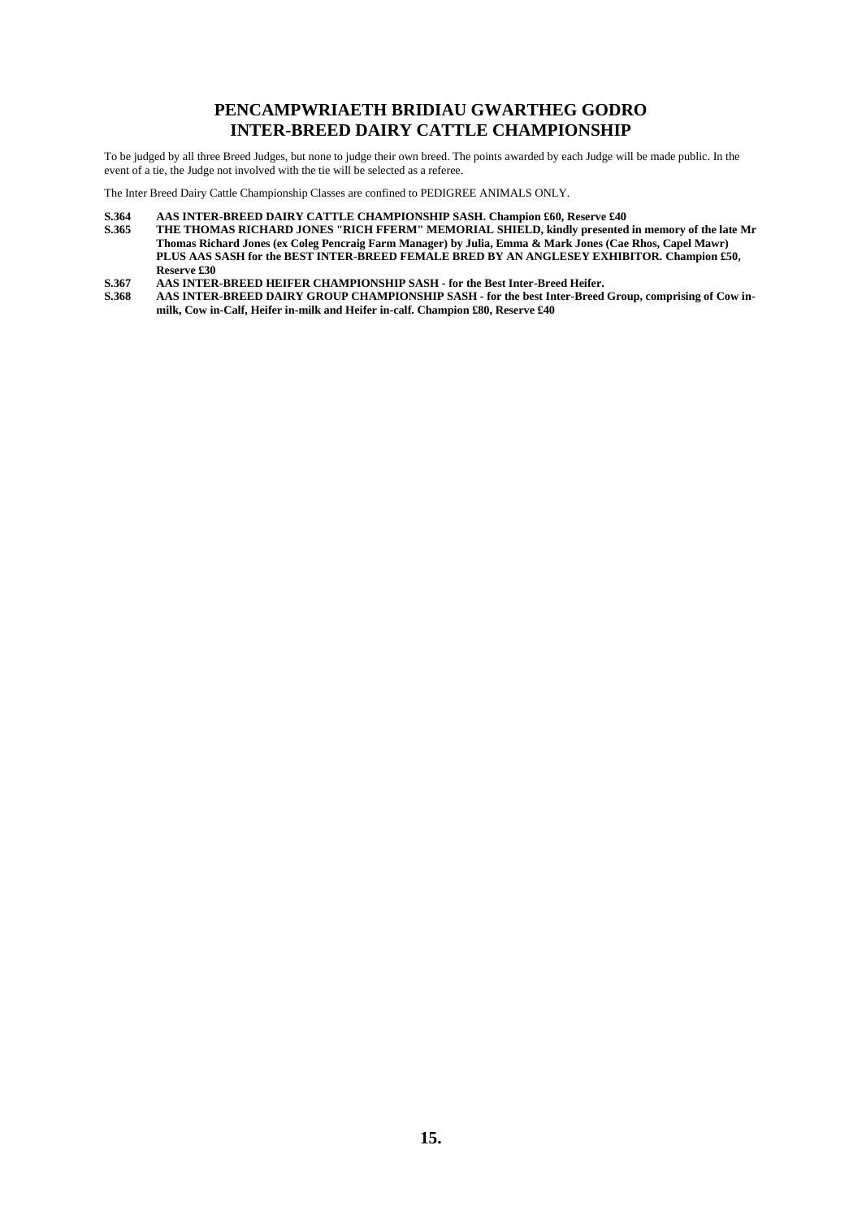# PENCAMPWRIAETH BRIDIAU GWARTHEG GODRO
# INTER-BREED DAIRY CATTLE CHAMPIONSHIP

To be judged by all three Breed Judges, but none to judge their own breed. The points awarded by each Judge will be made public. In the event of a tie, the Judge not involved with the tie will be selected as a referee.

The Inter Breed Dairy Cattle Championship Classes are confined to PEDIGREE ANIMALS ONLY.

**S.364 AAS INTER-BREED DAIRY CATTLE CHAMPIONSHIP SASH. Champion £60, Reserve £40**

**S.365 THE THOMAS RICHARD JONES "RICH FFERM" MEMORIAL SHIELD, kindly presented in memory of the late Mr Thomas Richard Jones (ex Coleg Pencraig Farm Manager) by Julia, Emma & Mark Jones (Cae Rhos, Capel Mawr) PLUS AAS SASH for the BEST INTER-BREED FEMALE BRED BY AN ANGLESEY EXHIBITOR. Champion £50, Reserve £30**

**S.367 AAS INTER-BREED HEIFER CHAMPIONSHIP SASH - for the Best Inter-Breed Heifer.**

**S.368 AAS INTER-BREED DAIRY GROUP CHAMPIONSHIP SASH - for the best Inter-Breed Group, comprising of Cow in-milk, Cow in-Calf, Heifer in-milk and Heifer in-calf. Champion £80, Reserve £40**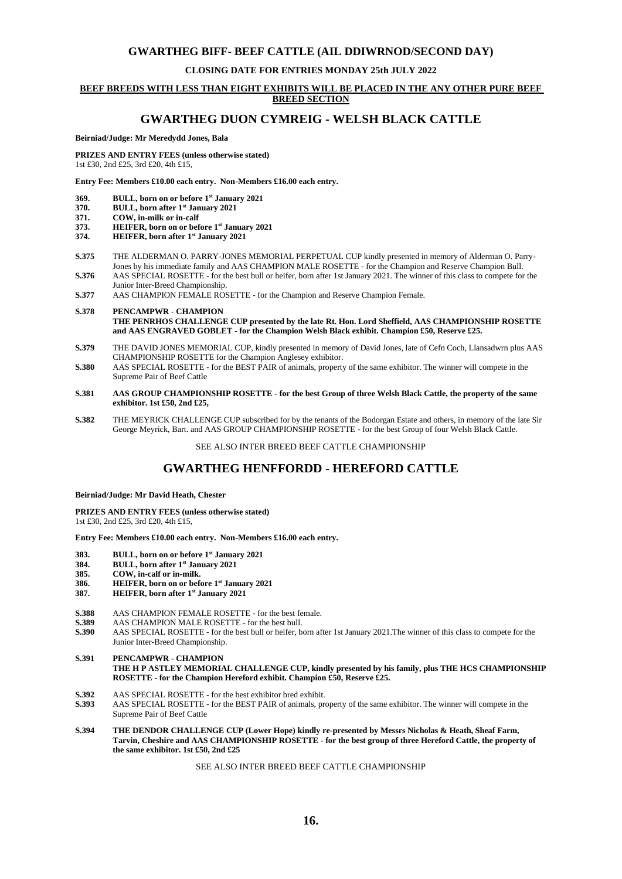## GWARTHEG BIFF- BEEF CATTLE (AIL DDIWRNOD/SECOND DAY)

**CLOSING DATE FOR ENTRIES MONDAY 25th JULY 2022**

**BEEF BREEDS WITH LESS THAN EIGHT EXHIBITS WILL BE PLACED IN THE ANY OTHER PURE BEEF BREED SECTION**

## GWARTHEG DUON CYMREIG - WELSH BLACK CATTLE

**Beirniad/Judge: Mr Meredydd Jones, Bala**

**PRIZES AND ENTRY FEES (unless otherwise stated)**
1st £30, 2nd £25, 3rd £20, 4th £15,

**Entry Fee: Members £10.00 each entry. Non-Members £16.00 each entry.**

**369.** **BULL, born on or before 1st January 2021**
**370.** **BULL, born after 1st January 2021**
**371.** **COW, in-milk or in-calf**
**373.** **HEIFER, born on or before 1st January 2021**
**374.** **HEIFER, born after 1st January 2021**

**S.375** THE ALDERMAN O. PARRY-JONES MEMORIAL PERPETUAL CUP kindly presented in memory of Alderman O. Parry-Jones by his immediate family and AAS CHAMPION MALE ROSETTE - for the Champion and Reserve Champion Bull.
**S.376** AAS SPECIAL ROSETTE - for the best bull or heifer, born after 1st January 2021. The winner of this class to compete for the Junior Inter-Breed Championship.
**S.377** AAS CHAMPION FEMALE ROSETTE - for the Champion and Reserve Champion Female.

**S.378** **PENCAMPWR - CHAMPION**
**THE PENRHOS CHALLENGE CUP presented by the late Rt. Hon. Lord Sheffield, AAS CHAMPIONSHIP ROSETTE and AAS ENGRAVED GOBLET - for the Champion Welsh Black exhibit. Champion £50, Reserve £25.**

**S.379** THE DAVID JONES MEMORIAL CUP, kindly presented in memory of David Jones, late of Cefn Coch, Llansadwrn plus AAS CHAMPIONSHIP ROSETTE for the Champion Anglesey exhibitor.
**S.380** AAS SPECIAL ROSETTE - for the BEST PAIR of animals, property of the same exhibitor. The winner will compete in the Supreme Pair of Beef Cattle

**S.381** **AAS GROUP CHAMPIONSHIP ROSETTE - for the best Group of three Welsh Black Cattle, the property of the same exhibitor. 1st £50, 2nd £25,**

**S.382** THE MEYRICK CHALLENGE CUP subscribed for by the tenants of the Bodorgan Estate and others, in memory of the late Sir George Meyrick, Bart. and AAS GROUP CHAMPIONSHIP ROSETTE - for the best Group of four Welsh Black Cattle.

SEE ALSO INTER BREED BEEF CATTLE CHAMPIONSHIP

## GWARTHEG HENFFORDD - HEREFORD CATTLE

**Beirniad/Judge: Mr David Heath, Chester**

**PRIZES AND ENTRY FEES (unless otherwise stated)**
1st £30, 2nd £25, 3rd £20, 4th £15,

**Entry Fee: Members £10.00 each entry. Non-Members £16.00 each entry.**

**383.** **BULL, born on or before 1st January 2021**
**384.** **BULL, born after 1st January 2021**
**385.** **COW, in-calf or in-milk.**
**386.** **HEIFER, born on or before 1st January 2021**
**387.** **HEIFER, born after 1st January 2021**

**S.388** AAS CHAMPION FEMALE ROSETTE - for the best female.
**S.389** AAS CHAMPION MALE ROSETTE - for the best bull.
**S.390** AAS SPECIAL ROSETTE - for the best bull or heifer, born after 1st January 2021.The winner of this class to compete for the Junior Inter-Breed Championship.

**S.391** **PENCAMPWR - CHAMPION**
**THE H P ASTLEY MEMORIAL CHALLENGE CUP, kindly presented by his family, plus THE HCS CHAMPIONSHIP ROSETTE - for the Champion Hereford exhibit. Champion £50, Reserve £25.**

**S.392** AAS SPECIAL ROSETTE - for the best exhibitor bred exhibit.
**S.393** AAS SPECIAL ROSETTE - for the BEST PAIR of animals, property of the same exhibitor. The winner will compete in the Supreme Pair of Beef Cattle

**S.394** **THE DENDOR CHALLENGE CUP (Lower Hope) kindly re-presented by Messrs Nicholas & Heath, Sheaf Farm, Tarvin, Cheshire and AAS CHAMPIONSHIP ROSETTE - for the best group of three Hereford Cattle, the property of the same exhibitor. 1st £50, 2nd £25**

SEE ALSO INTER BREED BEEF CATTLE CHAMPIONSHIP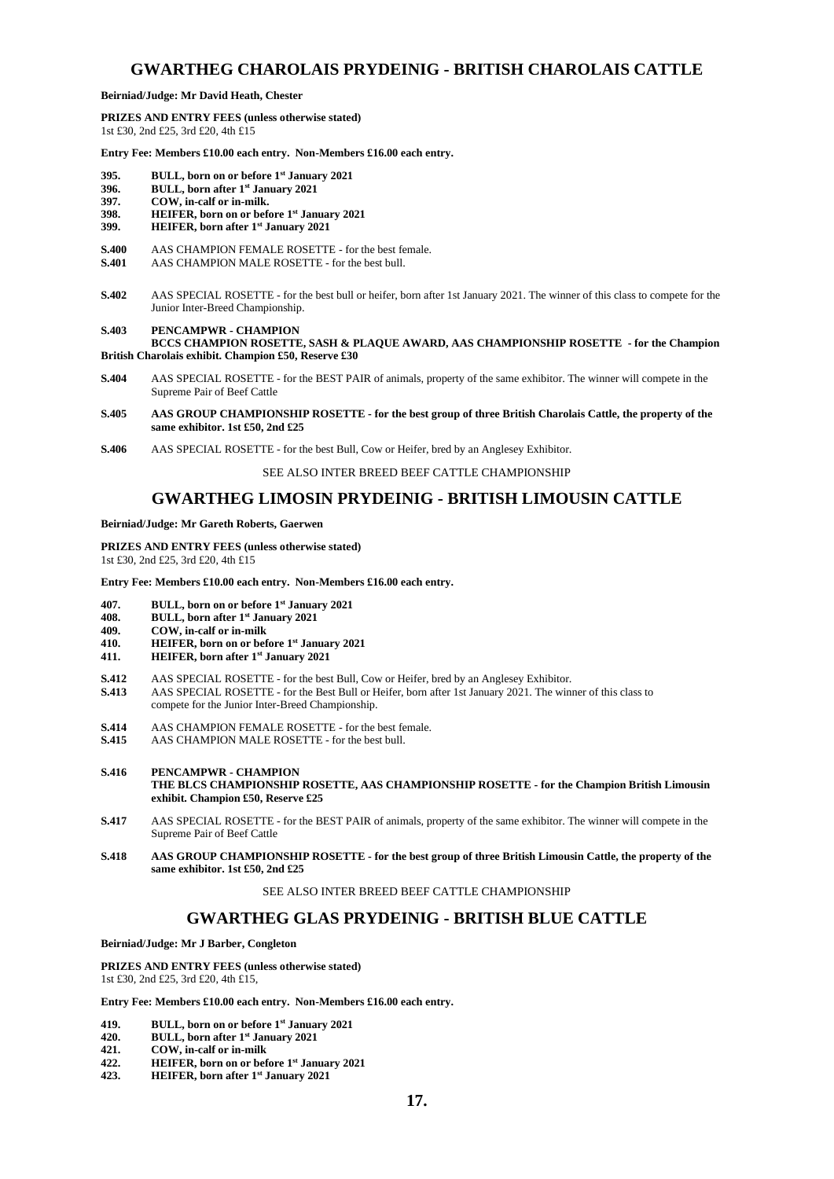## GWARTHEG CHAROLAIS PRYDEINIG - BRITISH CHAROLAIS CATTLE

**Beirniad/Judge: Mr David Heath, Chester**

**PRIZES AND ENTRY FEES (unless otherwise stated)**
1st £30, 2nd £25, 3rd £20, 4th £15

**Entry Fee: Members £10.00 each entry. Non-Members £16.00 each entry.**

**395. BULL, born on or before 1st January 2021**
**396. BULL, born after 1st January 2021**
**397. COW, in-calf or in-milk.**
**398. HEIFER, born on or before 1st January 2021**
**399. HEIFER, born after 1st January 2021**

**S.400** AAS CHAMPION FEMALE ROSETTE - for the best female.
**S.401** AAS CHAMPION MALE ROSETTE - for the best bull.

**S.402** AAS SPECIAL ROSETTE - for the best bull or heifer, born after 1st January 2021. The winner of this class to compete for the Junior Inter-Breed Championship.

**S.403 PENCAMPWR - CHAMPION**
**BCCS CHAMPION ROSETTE, SASH & PLAQUE AWARD, AAS CHAMPIONSHIP ROSETTE - for the Champion British Charolais exhibit. Champion £50, Reserve £30**

**S.404** AAS SPECIAL ROSETTE - for the BEST PAIR of animals, property of the same exhibitor. The winner will compete in the Supreme Pair of Beef Cattle

**S.405 AAS GROUP CHAMPIONSHIP ROSETTE - for the best group of three British Charolais Cattle, the property of the same exhibitor. 1st £50, 2nd £25**

**S.406** AAS SPECIAL ROSETTE - for the best Bull, Cow or Heifer, bred by an Anglesey Exhibitor.

SEE ALSO INTER BREED BEEF CATTLE CHAMPIONSHIP

## GWARTHEG LIMOSIN PRYDEINIG - BRITISH LIMOUSIN CATTLE

**Beirniad/Judge: Mr Gareth Roberts, Gaerwen**

**PRIZES AND ENTRY FEES (unless otherwise stated)**
1st £30, 2nd £25, 3rd £20, 4th £15

**Entry Fee: Members £10.00 each entry. Non-Members £16.00 each entry.**

**407. BULL, born on or before 1st January 2021**
**408. BULL, born after 1st January 2021**
**409. COW, in-calf or in-milk**
**410. HEIFER, born on or before 1st January 2021**
**411. HEIFER, born after 1st January 2021**

**S.412** AAS SPECIAL ROSETTE - for the best Bull, Cow or Heifer, bred by an Anglesey Exhibitor.
**S.413** AAS SPECIAL ROSETTE - for the Best Bull or Heifer, born after 1st January 2021. The winner of this class to compete for the Junior Inter-Breed Championship.

**S.414** AAS CHAMPION FEMALE ROSETTE - for the best female.
**S.415** AAS CHAMPION MALE ROSETTE - for the best bull.

**S.416 PENCAMPWR - CHAMPION**
**THE BLCS CHAMPIONSHIP ROSETTE, AAS CHAMPIONSHIP ROSETTE - for the Champion British Limousin exhibit. Champion £50, Reserve £25**

**S.417** AAS SPECIAL ROSETTE - for the BEST PAIR of animals, property of the same exhibitor. The winner will compete in the Supreme Pair of Beef Cattle

**S.418 AAS GROUP CHAMPIONSHIP ROSETTE - for the best group of three British Limousin Cattle, the property of the same exhibitor. 1st £50, 2nd £25**

SEE ALSO INTER BREED BEEF CATTLE CHAMPIONSHIP

## GWARTHEG GLAS PRYDEINIG - BRITISH BLUE CATTLE

**Beirniad/Judge: Mr J Barber, Congleton**

**PRIZES AND ENTRY FEES (unless otherwise stated)**
1st £30, 2nd £25, 3rd £20, 4th £15,

**Entry Fee: Members £10.00 each entry. Non-Members £16.00 each entry.**

**419. BULL, born on or before 1st January 2021**
**420. BULL, born after 1st January 2021**
**421. COW, in-calf or in-milk**
**422. HEIFER, born on or before 1st January 2021**
**423. HEIFER, born after 1st January 2021**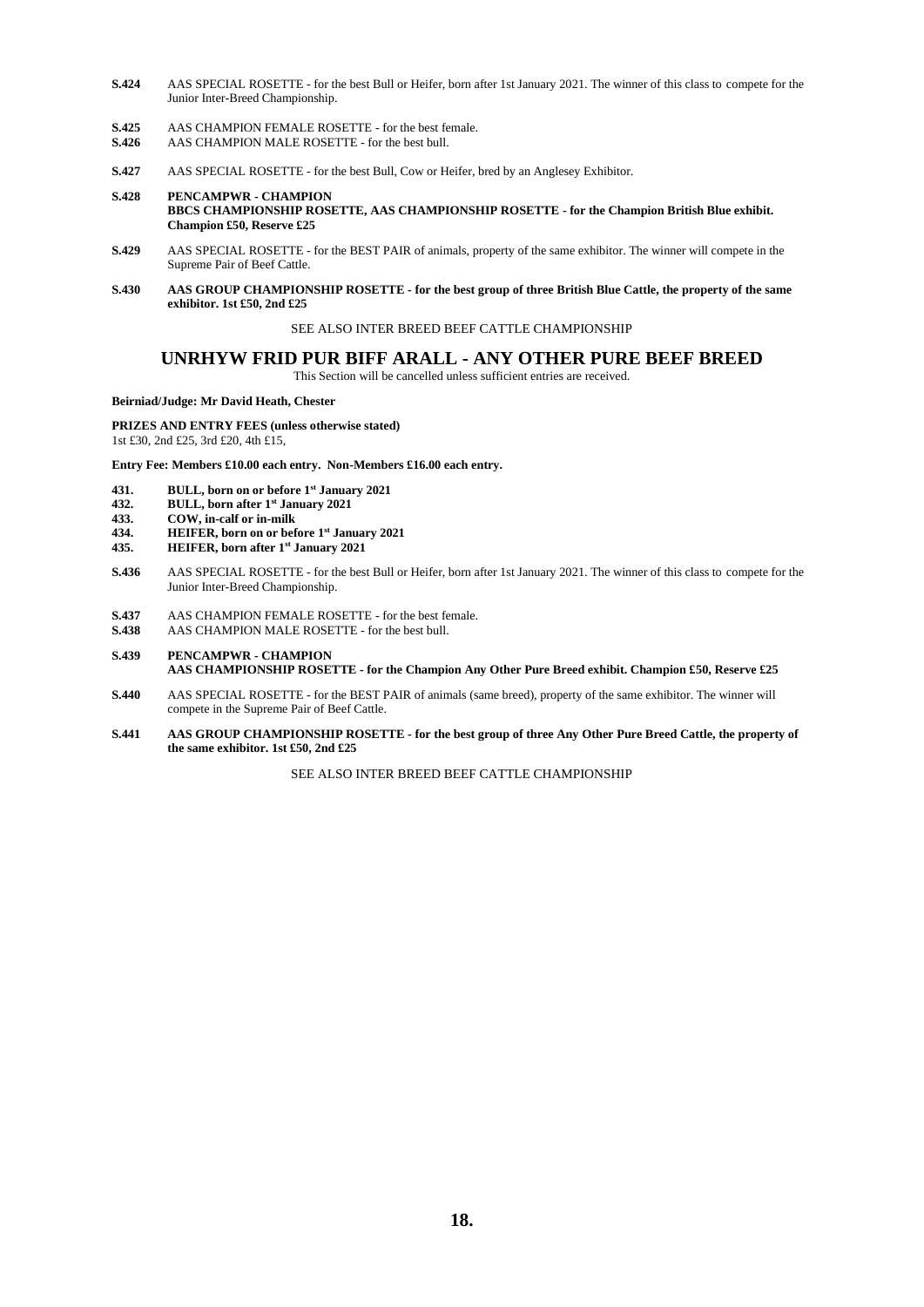**S.424** AAS SPECIAL ROSETTE - for the best Bull or Heifer, born after 1st January 2021. The winner of this class to compete for the Junior Inter-Breed Championship.

**S.425** AAS CHAMPION FEMALE ROSETTE - for the best female.
**S.426** AAS CHAMPION MALE ROSETTE - for the best bull.

**S.427** AAS SPECIAL ROSETTE - for the best Bull, Cow or Heifer, bred by an Anglesey Exhibitor.

**S.428 PENCAMPWR - CHAMPION**
**BBCS CHAMPIONSHIP ROSETTE, AAS CHAMPIONSHIP ROSETTE - for the Champion British Blue exhibit. Champion £50, Reserve £25**

**S.429** AAS SPECIAL ROSETTE - for the BEST PAIR of animals, property of the same exhibitor. The winner will compete in the Supreme Pair of Beef Cattle.

**S.430 AAS GROUP CHAMPIONSHIP ROSETTE - for the best group of three British Blue Cattle, the property of the same exhibitor. 1st £50, 2nd £25**

SEE ALSO INTER BREED BEEF CATTLE CHAMPIONSHIP

## UNRHYW FRID PUR BIFF ARALL - ANY OTHER PURE BEEF BREED

This Section will be cancelled unless sufficient entries are received.

**Beirniad/Judge: Mr David Heath, Chester**

**PRIZES AND ENTRY FEES (unless otherwise stated)**
1st £30, 2nd £25, 3rd £20, 4th £15,

**Entry Fee: Members £10.00 each entry. Non-Members £16.00 each entry.**

**431. BULL, born on or before 1st January 2021**
**432. BULL, born after 1st January 2021**
**433. COW, in-calf or in-milk**
**434. HEIFER, born on or before 1st January 2021**
**435. HEIFER, born after 1st January 2021**

**S.436** AAS SPECIAL ROSETTE - for the best Bull or Heifer, born after 1st January 2021. The winner of this class to compete for the Junior Inter-Breed Championship.

**S.437** AAS CHAMPION FEMALE ROSETTE - for the best female.
**S.438** AAS CHAMPION MALE ROSETTE - for the best bull.

**S.439 PENCAMPWR - CHAMPION**
**AAS CHAMPIONSHIP ROSETTE - for the Champion Any Other Pure Breed exhibit. Champion £50, Reserve £25**

**S.440** AAS SPECIAL ROSETTE - for the BEST PAIR of animals (same breed), property of the same exhibitor. The winner will compete in the Supreme Pair of Beef Cattle.

**S.441 AAS GROUP CHAMPIONSHIP ROSETTE - for the best group of three Any Other Pure Breed Cattle, the property of the same exhibitor. 1st £50, 2nd £25**

SEE ALSO INTER BREED BEEF CATTLE CHAMPIONSHIP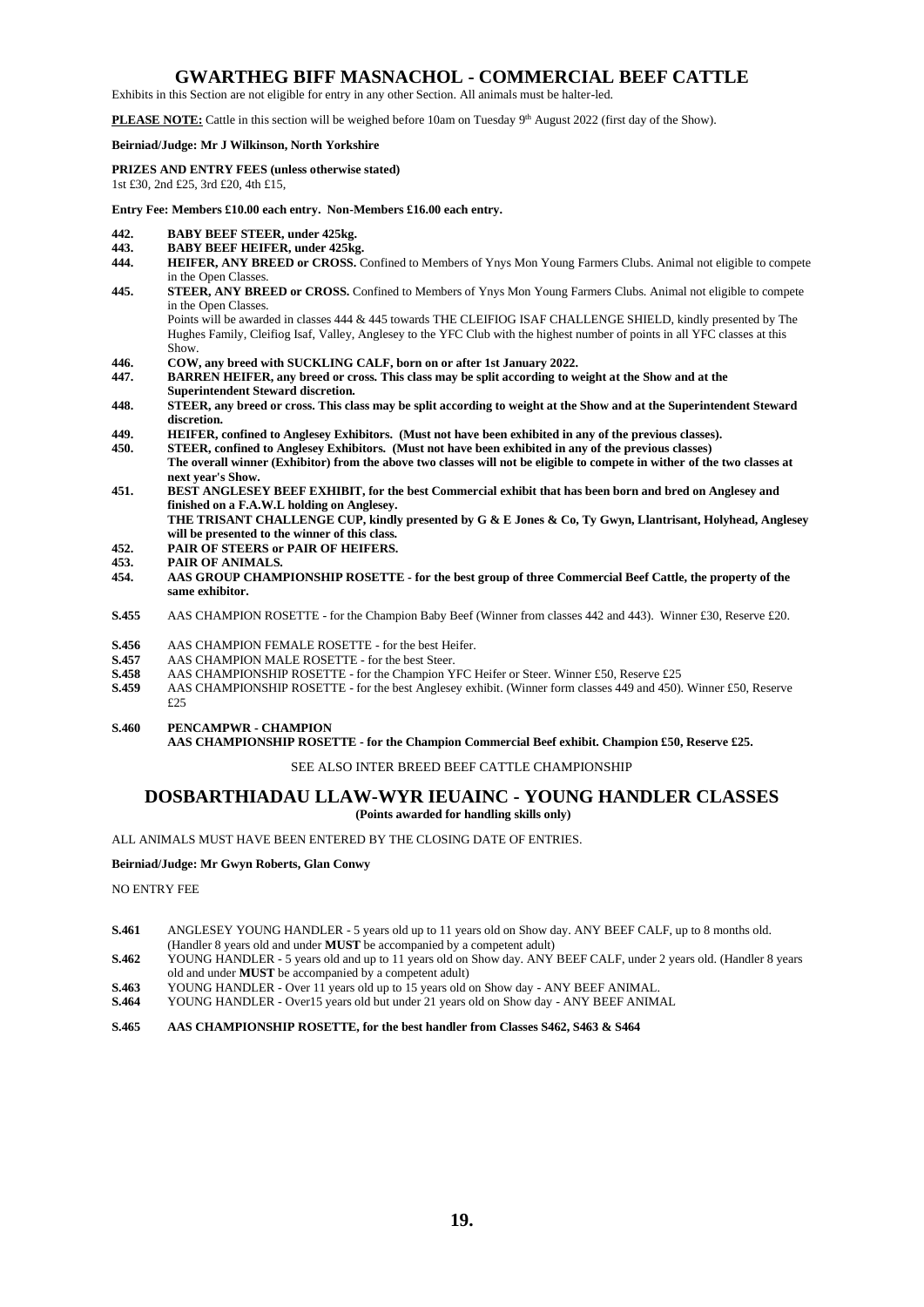# GWARTHEG BIFF MASNACHOL - COMMERCIAL BEEF CATTLE

Exhibits in this Section are not eligible for entry in any other Section. All animals must be halter-led.

**PLEASE NOTE:** Cattle in this section will be weighed before 10am on Tuesday 9th August 2022 (first day of the Show).

**Beirniad/Judge: Mr J Wilkinson, North Yorkshire**

**PRIZES AND ENTRY FEES (unless otherwise stated)**
1st £30, 2nd £25, 3rd £20, 4th £15,

**Entry Fee: Members £10.00 each entry. Non-Members £16.00 each entry.**

**442. BABY BEEF STEER, under 425kg.**

**443. BABY BEEF HEIFER, under 425kg.**

**444. HEIFER, ANY BREED or CROSS.** Confined to Members of Ynys Mon Young Farmers Clubs. Animal not eligible to compete in the Open Classes.

**445. STEER, ANY BREED or CROSS.** Confined to Members of Ynys Mon Young Farmers Clubs. Animal not eligible to compete in the Open Classes.
Points will be awarded in classes 444 & 445 towards THE CLEIFIOG ISAF CHALLENGE SHIELD, kindly presented by The Hughes Family, Cleifiog Isaf, Valley, Anglesey to the YFC Club with the highest number of points in all YFC classes at this Show.

**446. COW, any breed with SUCKLING CALF, born on or after 1st January 2022.**

**447. BARREN HEIFER, any breed or cross. This class may be split according to weight at the Show and at the Superintendent Steward discretion.**

**448. STEER, any breed or cross. This class may be split according to weight at the Show and at the Superintendent Steward discretion.**

**449. HEIFER, confined to Anglesey Exhibitors. (Must not have been exhibited in any of the previous classes).**

**450. STEER, confined to Anglesey Exhibitors. (Must not have been exhibited in any of the previous classes)**
**The overall winner (Exhibitor) from the above two classes will not be eligible to compete in wither of the two classes at next year's Show.**

**451. BEST ANGLESEY BEEF EXHIBIT, for the best Commercial exhibit that has been born and bred on Anglesey and finished on a F.A.W.L holding on Anglesey.**
**THE TRISANT CHALLENGE CUP, kindly presented by G & E Jones & Co, Ty Gwyn, Llantrisant, Holyhead, Anglesey will be presented to the winner of this class.**

**452. PAIR OF STEERS or PAIR OF HEIFERS.**

**453. PAIR OF ANIMALS.**

**454. AAS GROUP CHAMPIONSHIP ROSETTE - for the best group of three Commercial Beef Cattle, the property of the same exhibitor.**

**S.455** AAS CHAMPION ROSETTE - for the Champion Baby Beef (Winner from classes 442 and 443). Winner £30, Reserve £20.

**S.456** AAS CHAMPION FEMALE ROSETTE - for the best Heifer.

**S.457** AAS CHAMPION MALE ROSETTE - for the best Steer.

**S.458** AAS CHAMPIONSHIP ROSETTE - for the Champion YFC Heifer or Steer. Winner £50, Reserve £25

**S.459** AAS CHAMPIONSHIP ROSETTE - for the best Anglesey exhibit. (Winner form classes 449 and 450). Winner £50, Reserve £25

**S.460 PENCAMPWR - CHAMPION**
**AAS CHAMPIONSHIP ROSETTE - for the Champion Commercial Beef exhibit. Champion £50, Reserve £25.**

SEE ALSO INTER BREED BEEF CATTLE CHAMPIONSHIP

# DOSBARTHIADAU LLAW-WYR IEUAINC - YOUNG HANDLER CLASSES

**(Points awarded for handling skills only)**

ALL ANIMALS MUST HAVE BEEN ENTERED BY THE CLOSING DATE OF ENTRIES.

**Beirniad/Judge: Mr Gwyn Roberts, Glan Conwy**

NO ENTRY FEE

**S.461** ANGLESEY YOUNG HANDLER - 5 years old up to 11 years old on Show day. ANY BEEF CALF, up to 8 months old. (Handler 8 years old and under **MUST** be accompanied by a competent adult)

**S.462** YOUNG HANDLER - 5 years old and up to 11 years old on Show day. ANY BEEF CALF, under 2 years old. (Handler 8 years old and under **MUST** be accompanied by a competent adult)

**S.463** YOUNG HANDLER - Over 11 years old up to 15 years old on Show day - ANY BEEF ANIMAL.

**S.464** YOUNG HANDLER - Over15 years old but under 21 years old on Show day - ANY BEEF ANIMAL

**S.465 AAS CHAMPIONSHIP ROSETTE, for the best handler from Classes S462, S463 & S464**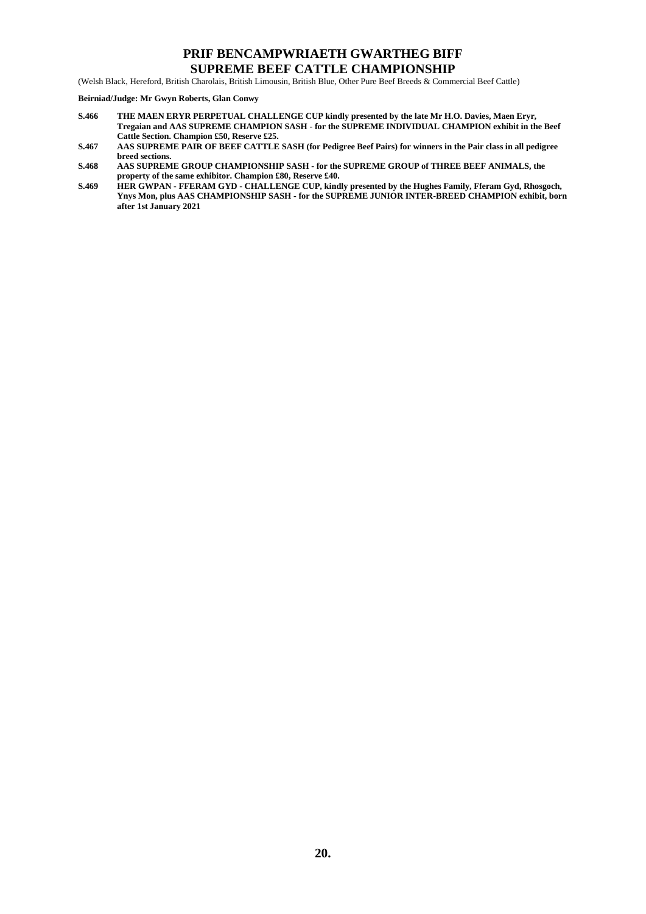# PRIF BENCAMPWRIAETH GWARTHEG BIFF
# SUPREME BEEF CATTLE CHAMPIONSHIP

(Welsh Black, Hereford, British Charolais, British Limousin, British Blue, Other Pure Beef Breeds & Commercial Beef Cattle)

**Beirniad/Judge: Mr Gwyn Roberts, Glan Conwy**

**S.466** **THE MAEN ERYR PERPETUAL CHALLENGE CUP kindly presented by the late Mr H.O. Davies, Maen Eryr, Tregaian and AAS SUPREME CHAMPION SASH - for the SUPREME INDIVIDUAL CHAMPION exhibit in the Beef Cattle Section. Champion £50, Reserve £25.**

**S.467** **AAS SUPREME PAIR OF BEEF CATTLE SASH (for Pedigree Beef Pairs) for winners in the Pair class in all pedigree breed sections.**

**S.468** **AAS SUPREME GROUP CHAMPIONSHIP SASH - for the SUPREME GROUP of THREE BEEF ANIMALS, the property of the same exhibitor. Champion £80, Reserve £40.**

**S.469** **HER GWPAN - FFERAM GYD - CHALLENGE CUP, kindly presented by the Hughes Family, Fferam Gyd, Rhosgoch, Ynys Mon, plus AAS CHAMPIONSHIP SASH - for the SUPREME JUNIOR INTER-BREED CHAMPION exhibit, born after 1st January 2021**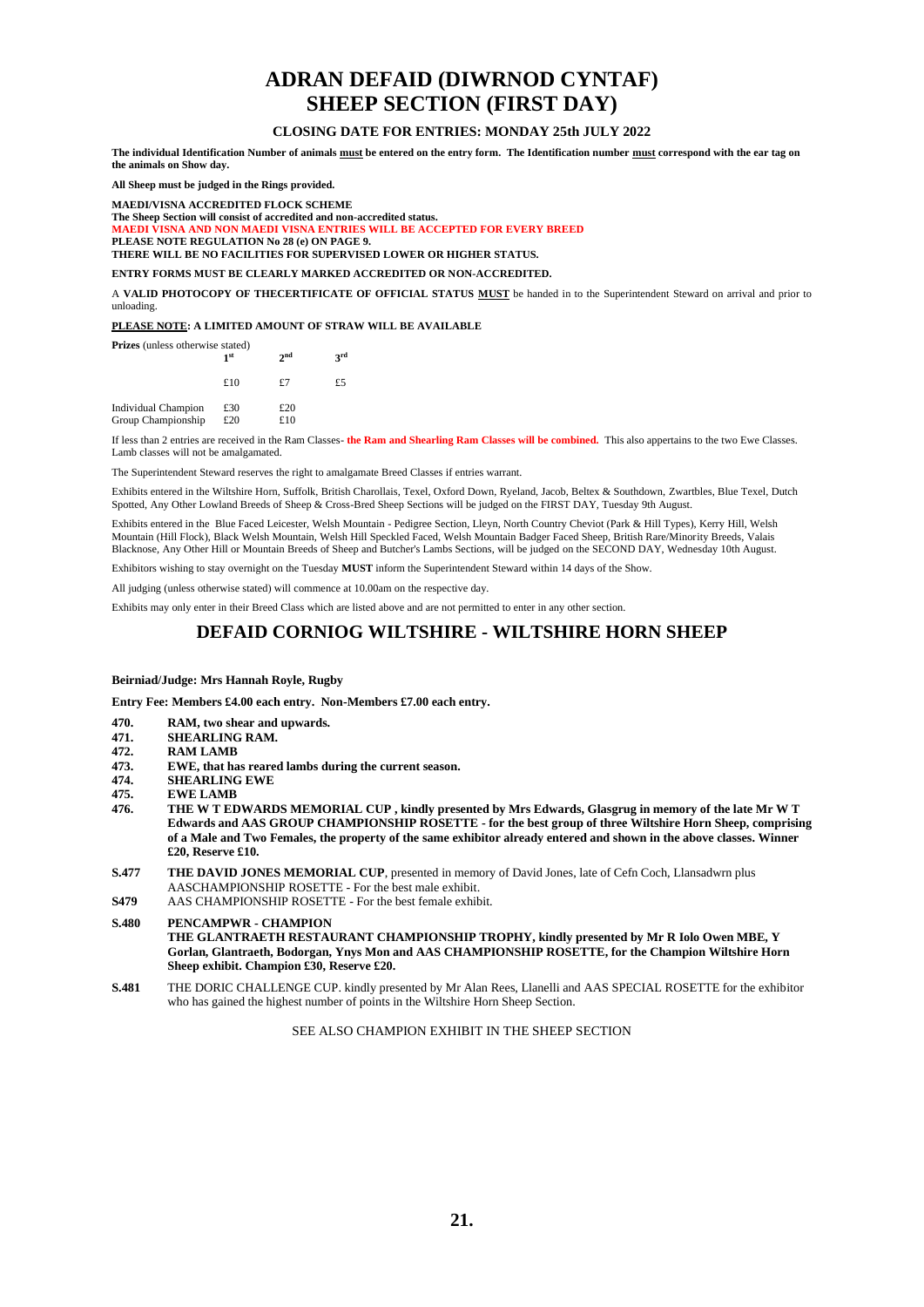# ADRAN DEFAID (DIWRNOD CYNTAF)
# SHEEP SECTION (FIRST DAY)

### CLOSING DATE FOR ENTRIES: MONDAY 25th JULY 2022

**The individual Identification Number of animals must be entered on the entry form. The Identification number must correspond with the ear tag on the animals on Show day.**

**All Sheep must be judged in the Rings provided.**

**MAEDI/VISNA ACCREDITED FLOCK SCHEME**
**The Sheep Section will consist of accredited and non-accredited status.**
**MAEDI VISNA AND NON MAEDI VISNA ENTRIES WILL BE ACCEPTED FOR EVERY BREED**
**PLEASE NOTE REGULATION No 28 (e) ON PAGE 9.**
**THERE WILL BE NO FACILITIES FOR SUPERVISED LOWER OR HIGHER STATUS.**

**ENTRY FORMS MUST BE CLEARLY MARKED ACCREDITED OR NON-ACCREDITED.**

A **VALID PHOTOCOPY OF THECERTIFICATE OF OFFICIAL STATUS MUST** be handed in to the Superintendent Steward on arrival and prior to unloading.

**PLEASE NOTE: A LIMITED AMOUNT OF STRAW WILL BE AVAILABLE**

**Prizes** (unless otherwise stated)

| | 1st | 2nd | 3rd |
|---|---|---|---|
| | £10 | £7 | £5 |
| Individual Champion | £30 | £20 | |
| Group Championship | £20 | £10 | |

If less than 2 entries are received in the Ram Classes- **the Ram and Shearling Ram Classes will be combined.** This also appertains to the two Ewe Classes. Lamb classes will not be amalgamated.

The Superintendent Steward reserves the right to amalgamate Breed Classes if entries warrant.

Exhibits entered in the Wiltshire Horn, Suffolk, British Charollais, Texel, Oxford Down, Ryeland, Jacob, Beltex & Southdown, Zwartbles, Blue Texel, Dutch Spotted, Any Other Lowland Breeds of Sheep & Cross-Bred Sheep Sections will be judged on the FIRST DAY, Tuesday 9th August.

Exhibits entered in the Blue Faced Leicester, Welsh Mountain - Pedigree Section, Lleyn, North Country Cheviot (Park & Hill Types), Kerry Hill, Welsh Mountain (Hill Flock), Black Welsh Mountain, Welsh Hill Speckled Faced, Welsh Mountain Badger Faced Sheep, British Rare/Minority Breeds, Valais Blacknose, Any Other Hill or Mountain Breeds of Sheep and Butcher's Lambs Sections, will be judged on the SECOND DAY, Wednesday 10th August.

Exhibitors wishing to stay overnight on the Tuesday **MUST** inform the Superintendent Steward within 14 days of the Show.

All judging (unless otherwise stated) will commence at 10.00am on the respective day.

Exhibits may only enter in their Breed Class which are listed above and are not permitted to enter in any other section.

## DEFAID CORNIOG WILTSHIRE - WILTSHIRE HORN SHEEP

**Beirniad/Judge: Mrs Hannah Royle, Rugby**

**Entry Fee: Members £4.00 each entry. Non-Members £7.00 each entry.**

**470.** **RAM, two shear and upwards.**
**471.** **SHEARLING RAM.**
**472.** **RAM LAMB**
**473.** **EWE, that has reared lambs during the current season.**
**474.** **SHEARLING EWE**
**475.** **EWE LAMB**
**476.** **THE W T EDWARDS MEMORIAL CUP , kindly presented by Mrs Edwards, Glasgrug in memory of the late Mr W T Edwards and AAS GROUP CHAMPIONSHIP ROSETTE - for the best group of three Wiltshire Horn Sheep, comprising of a Male and Two Females, the property of the same exhibitor already entered and shown in the above classes. Winner £20, Reserve £10.**

**S.477** **THE DAVID JONES MEMORIAL CUP**, presented in memory of David Jones, late of Cefn Coch, Llansadwrn plus AASCHAMPIONSHIP ROSETTE - For the best male exhibit.
**S479** AAS CHAMPIONSHIP ROSETTE - For the best female exhibit.

**S.480** **PENCAMPWR - CHAMPION**
**THE GLANTRAETH RESTAURANT CHAMPIONSHIP TROPHY, kindly presented by Mr R Iolo Owen MBE, Y Gorlan, Glantraeth, Bodorgan, Ynys Mon and AAS CHAMPIONSHIP ROSETTE, for the Champion Wiltshire Horn Sheep exhibit. Champion £30, Reserve £20.**

**S.481** THE DORIC CHALLENGE CUP. kindly presented by Mr Alan Rees, Llanelli and AAS SPECIAL ROSETTE for the exhibitor who has gained the highest number of points in the Wiltshire Horn Sheep Section.

SEE ALSO CHAMPION EXHIBIT IN THE SHEEP SECTION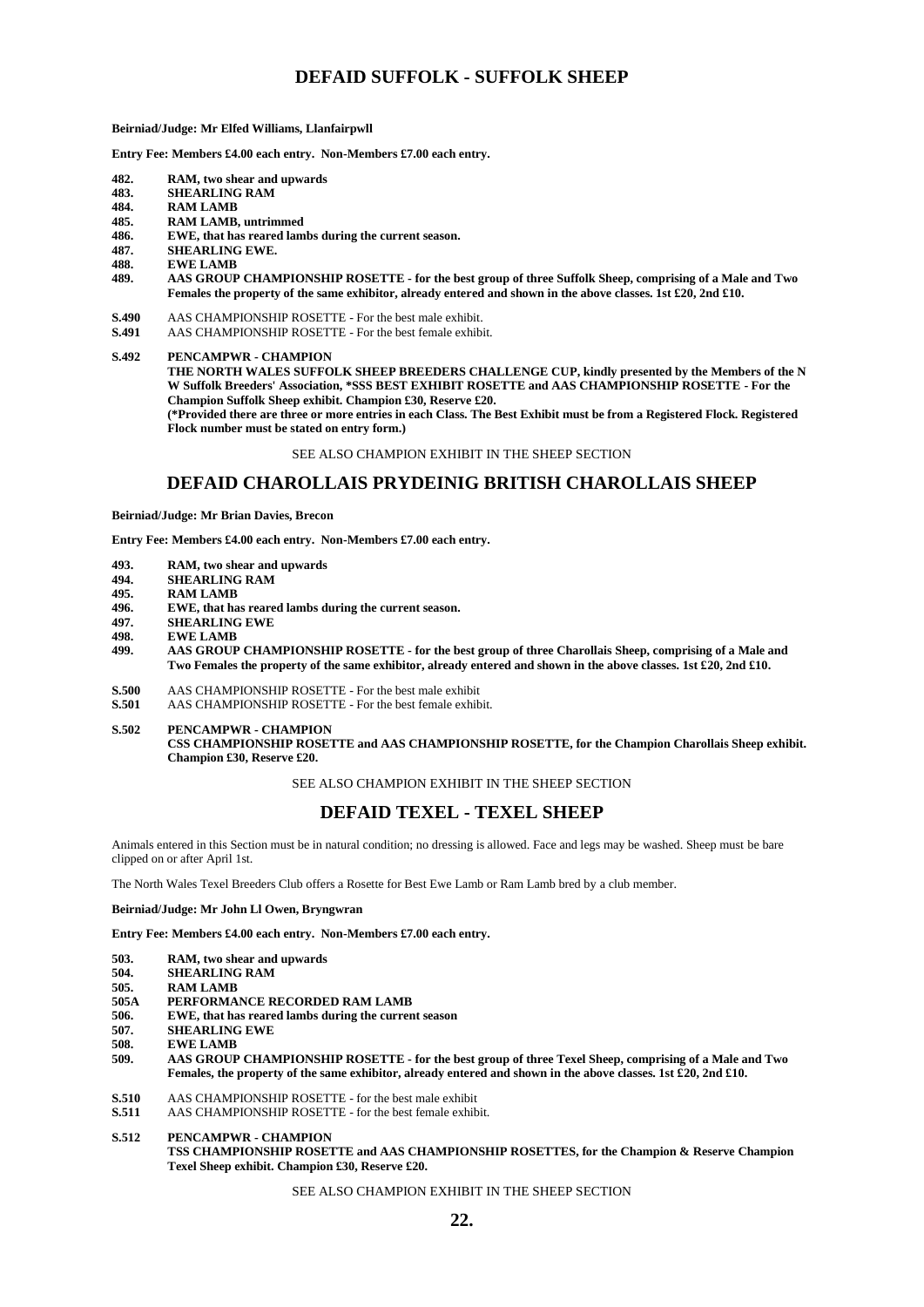## DEFAID SUFFOLK - SUFFOLK SHEEP

**Beirniad/Judge: Mr Elfed Williams, Llanfairpwll**

**Entry Fee: Members £4.00 each entry. Non-Members £7.00 each entry.**

**482.** **RAM, two shear and upwards**
**483.** **SHEARLING RAM**
**484.** **RAM LAMB**
**485.** **RAM LAMB, untrimmed**
**486.** **EWE, that has reared lambs during the current season.**
**487.** **SHEARLING EWE.**
**488.** **EWE LAMB**
**489.** **AAS GROUP CHAMPIONSHIP ROSETTE - for the best group of three Suffolk Sheep, comprising of a Male and Two Females the property of the same exhibitor, already entered and shown in the above classes. 1st £20, 2nd £10.**

**S.490** AAS CHAMPIONSHIP ROSETTE - For the best male exhibit.
**S.491** AAS CHAMPIONSHIP ROSETTE - For the best female exhibit.

**S.492** **PENCAMPWR - CHAMPION**
**THE NORTH WALES SUFFOLK SHEEP BREEDERS CHALLENGE CUP, kindly presented by the Members of the N W Suffolk Breeders' Association, *SSS BEST EXHIBIT ROSETTE and AAS CHAMPIONSHIP ROSETTE - For the Champion Suffolk Sheep exhibit. Champion £30, Reserve £20.**
**(*Provided there are three or more entries in each Class. The Best Exhibit must be from a Registered Flock. Registered Flock number must be stated on entry form.)**

SEE ALSO CHAMPION EXHIBIT IN THE SHEEP SECTION

## DEFAID CHAROLLAIS PRYDEINIG BRITISH CHAROLLAIS SHEEP

**Beirniad/Judge: Mr Brian Davies, Brecon**

**Entry Fee: Members £4.00 each entry. Non-Members £7.00 each entry.**

**493.** **RAM, two shear and upwards**
**494.** **SHEARLING RAM**
**495.** **RAM LAMB**
**496.** **EWE, that has reared lambs during the current season.**
**497.** **SHEARLING EWE**
**498.** **EWE LAMB**
**499.** **AAS GROUP CHAMPIONSHIP ROSETTE - for the best group of three Charollais Sheep, comprising of a Male and Two Females the property of the same exhibitor, already entered and shown in the above classes. 1st £20, 2nd £10.**

**S.500** AAS CHAMPIONSHIP ROSETTE - For the best male exhibit
**S.501** AAS CHAMPIONSHIP ROSETTE - For the best female exhibit.

**S.502** **PENCAMPWR - CHAMPION**
**CSS CHAMPIONSHIP ROSETTE and AAS CHAMPIONSHIP ROSETTE, for the Champion Charollais Sheep exhibit. Champion £30, Reserve £20.**

SEE ALSO CHAMPION EXHIBIT IN THE SHEEP SECTION

## DEFAID TEXEL - TEXEL SHEEP

Animals entered in this Section must be in natural condition; no dressing is allowed. Face and legs may be washed. Sheep must be bare clipped on or after April 1st.

The North Wales Texel Breeders Club offers a Rosette for Best Ewe Lamb or Ram Lamb bred by a club member.

**Beirniad/Judge: Mr John Ll Owen, Bryngwran**

**Entry Fee: Members £4.00 each entry. Non-Members £7.00 each entry.**

**503.** **RAM, two shear and upwards**
**504.** **SHEARLING RAM**
**505.** **RAM LAMB**
**505A** **PERFORMANCE RECORDED RAM LAMB**
**506.** **EWE, that has reared lambs during the current season**
**507.** **SHEARLING EWE**
**508.** **EWE LAMB**
**509.** **AAS GROUP CHAMPIONSHIP ROSETTE - for the best group of three Texel Sheep, comprising of a Male and Two Females, the property of the same exhibitor, already entered and shown in the above classes. 1st £20, 2nd £10.**

**S.510** AAS CHAMPIONSHIP ROSETTE - for the best male exhibit
**S.511** AAS CHAMPIONSHIP ROSETTE - for the best female exhibit.

**S.512** **PENCAMPWR - CHAMPION**
**TSS CHAMPIONSHIP ROSETTE and AAS CHAMPIONSHIP ROSETTES, for the Champion & Reserve Champion Texel Sheep exhibit. Champion £30, Reserve £20.**

SEE ALSO CHAMPION EXHIBIT IN THE SHEEP SECTION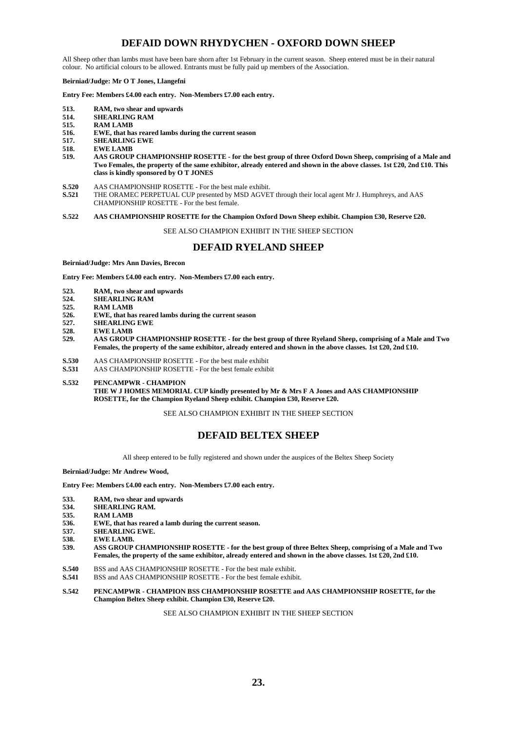## DEFAID DOWN RHYDYCHEN - OXFORD DOWN SHEEP

All Sheep other than lambs must have been bare shorn after 1st February in the current season. Sheep entered must be in their natural colour. No artificial colours to be allowed. Entrants must be fully paid up members of the Association.

**Beirniad/Judge: Mr O T Jones, Llangefni**

**Entry Fee: Members £4.00 each entry. Non-Members £7.00 each entry.**

**513. RAM, two shear and upwards**
**514. SHEARLING RAM**
**515. RAM LAMB**
**516. EWE, that has reared lambs during the current season**
**517. SHEARLING EWE**
**518. EWE LAMB**
**519. AAS GROUP CHAMPIONSHIP ROSETTE - for the best group of three Oxford Down Sheep, comprising of a Male and Two Females, the property of the same exhibitor, already entered and shown in the above classes. 1st £20, 2nd £10. This class is kindly sponsored by O T JONES**

**S.520** AAS CHAMPIONSHIP ROSETTE - For the best male exhibit.
**S.521** THE ORAMEC PERPETUAL CUP presented by MSD AGVET through their local agent Mr J. Humphreys, and AAS CHAMPIONSHIP ROSETTE - For the best female.

**S.522 AAS CHAMPIONSHIP ROSETTE for the Champion Oxford Down Sheep exhibit. Champion £30, Reserve £20.**

SEE ALSO CHAMPION EXHIBIT IN THE SHEEP SECTION

## DEFAID RYELAND SHEEP

**Beirniad/Judge: Mrs Ann Davies, Brecon**

**Entry Fee: Members £4.00 each entry. Non-Members £7.00 each entry.**

**523. RAM, two shear and upwards**
**524. SHEARLING RAM**
**525. RAM LAMB**
**526. EWE, that has reared lambs during the current season**
**527. SHEARLING EWE**
**528. EWE LAMB**
**529. AAS GROUP CHAMPIONSHIP ROSETTE - for the best group of three Ryeland Sheep, comprising of a Male and Two Females, the property of the same exhibitor, already entered and shown in the above classes. 1st £20, 2nd £10.**

**S.530** AAS CHAMPIONSHIP ROSETTE - For the best male exhibit
**S.531** AAS CHAMPIONSHIP ROSETTE - For the best female exhibit

**S.532 PENCAMPWR - CHAMPION**
**THE W J HOMES MEMORIAL CUP kindly presented by Mr & Mrs F A Jones and AAS CHAMPIONSHIP ROSETTE, for the Champion Ryeland Sheep exhibit. Champion £30, Reserve £20.**

SEE ALSO CHAMPION EXHIBIT IN THE SHEEP SECTION

## DEFAID BELTEX SHEEP

All sheep entered to be fully registered and shown under the auspices of the Beltex Sheep Society

**Beirniad/Judge: Mr Andrew Wood,**

**Entry Fee: Members £4.00 each entry. Non-Members £7.00 each entry.**

**533. RAM, two shear and upwards**
**534. SHEARLING RAM.**
**535. RAM LAMB**
**536. EWE, that has reared a lamb during the current season.**
**537. SHEARLING EWE.**
**538. EWE LAMB.**
**539. ASS GROUP CHAMPIONSHIP ROSETTE - for the best group of three Beltex Sheep, comprising of a Male and Two Females, the property of the same exhibitor, already entered and shown in the above classes. 1st £20, 2nd £10.**

**S.540** BSS and AAS CHAMPIONSHIP ROSETTE - For the best male exhibit.
**S.541** BSS and AAS CHAMPIONSHIP ROSETTE - For the best female exhibit.

**S.542 PENCAMPWR - CHAMPION BSS CHAMPIONSHIP ROSETTE and AAS CHAMPIONSHIP ROSETTE, for the Champion Beltex Sheep exhibit. Champion £30, Reserve £20.**

SEE ALSO CHAMPION EXHIBIT IN THE SHEEP SECTION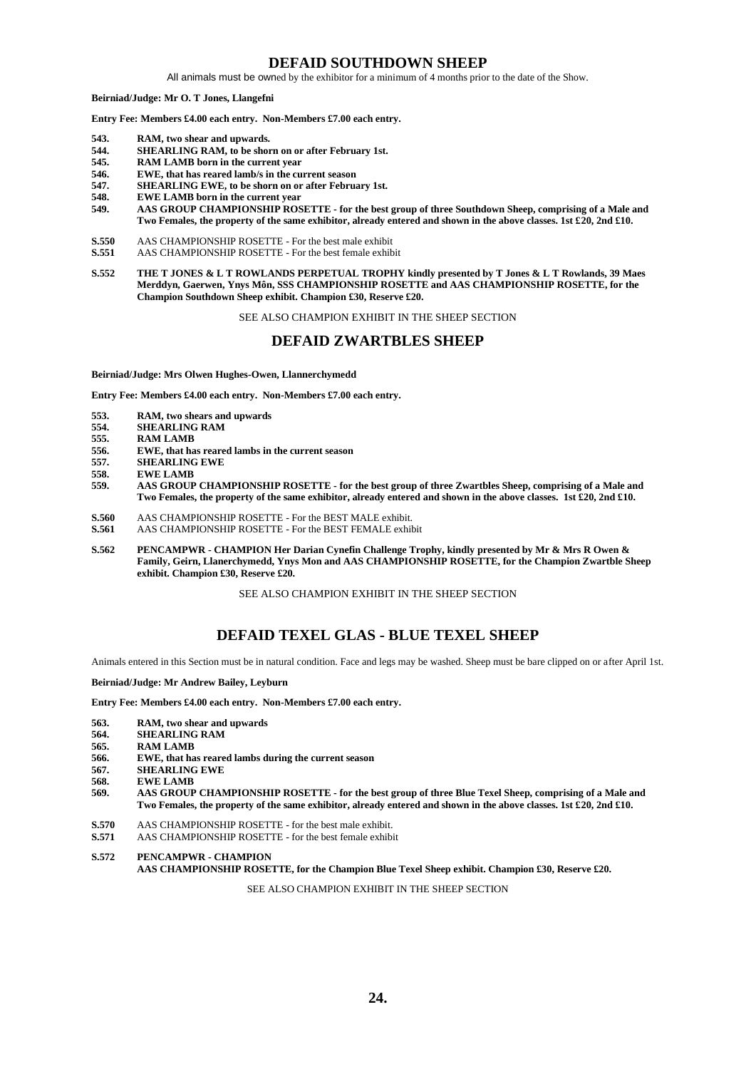## DEFAID SOUTHDOWN SHEEP

All animals must be owned by the exhibitor for a minimum of 4 months prior to the date of the Show.

**Beirniad/Judge: Mr O. T Jones, Llangefni**

**Entry Fee: Members £4.00 each entry. Non-Members £7.00 each entry.**

**543.** **RAM, two shear and upwards.**
**544.** **SHEARLING RAM, to be shorn on or after February 1st.**
**545.** **RAM LAMB born in the current year**
**546.** **EWE, that has reared lamb/s in the current season**
**547.** **SHEARLING EWE, to be shorn on or after February 1st.**
**548.** **EWE LAMB born in the current year**
**549.** **AAS GROUP CHAMPIONSHIP ROSETTE - for the best group of three Southdown Sheep, comprising of a Male and Two Females, the property of the same exhibitor, already entered and shown in the above classes. 1st £20, 2nd £10.**

**S.550** AAS CHAMPIONSHIP ROSETTE - For the best male exhibit
**S.551** AAS CHAMPIONSHIP ROSETTE - For the best female exhibit

**S.552** **THE T JONES & L T ROWLANDS PERPETUAL TROPHY kindly presented by T Jones & L T Rowlands, 39 Maes Merddyn, Gaerwen, Ynys Môn, SSS CHAMPIONSHIP ROSETTE and AAS CHAMPIONSHIP ROSETTE, for the Champion Southdown Sheep exhibit. Champion £30, Reserve £20.**

SEE ALSO CHAMPION EXHIBIT IN THE SHEEP SECTION

## DEFAID ZWARTBLES SHEEP

**Beirniad/Judge: Mrs Olwen Hughes-Owen, Llannerchymedd**

**Entry Fee: Members £4.00 each entry. Non-Members £7.00 each entry.**

**553.** **RAM, two shears and upwards**
**554.** **SHEARLING RAM**
**555.** **RAM LAMB**
**556.** **EWE, that has reared lambs in the current season**
**557.** **SHEARLING EWE**
**558.** **EWE LAMB**
**559.** **AAS GROUP CHAMPIONSHIP ROSETTE - for the best group of three Zwartbles Sheep, comprising of a Male and Two Females, the property of the same exhibitor, already entered and shown in the above classes. 1st £20, 2nd £10.**

**S.560** AAS CHAMPIONSHIP ROSETTE - For the BEST MALE exhibit.
**S.561** AAS CHAMPIONSHIP ROSETTE - For the BEST FEMALE exhibit

**S.562** **PENCAMPWR - CHAMPION Her Darian Cynefin Challenge Trophy, kindly presented by Mr & Mrs R Owen & Family, Geirn, Llanerchymedd, Ynys Mon and AAS CHAMPIONSHIP ROSETTE, for the Champion Zwartble Sheep exhibit. Champion £30, Reserve £20.**

SEE ALSO CHAMPION EXHIBIT IN THE SHEEP SECTION

## DEFAID TEXEL GLAS - BLUE TEXEL SHEEP

Animals entered in this Section must be in natural condition. Face and legs may be washed. Sheep must be bare clipped on or after April 1st.

**Beirniad/Judge: Mr Andrew Bailey, Leyburn**

**Entry Fee: Members £4.00 each entry. Non-Members £7.00 each entry.**

**563.** **RAM, two shear and upwards**
**564.** **SHEARLING RAM**
**565.** **RAM LAMB**
**566.** **EWE, that has reared lambs during the current season**
**567.** **SHEARLING EWE**
**568.** **EWE LAMB**
**569.** **AAS GROUP CHAMPIONSHIP ROSETTE - for the best group of three Blue Texel Sheep, comprising of a Male and Two Females, the property of the same exhibitor, already entered and shown in the above classes. 1st £20, 2nd £10.**

**S.570** AAS CHAMPIONSHIP ROSETTE - for the best male exhibit.
**S.571** AAS CHAMPIONSHIP ROSETTE - for the best female exhibit

**S.572** **PENCAMPWR - CHAMPION**
**AAS CHAMPIONSHIP ROSETTE, for the Champion Blue Texel Sheep exhibit. Champion £30, Reserve £20.**

SEE ALSO CHAMPION EXHIBIT IN THE SHEEP SECTION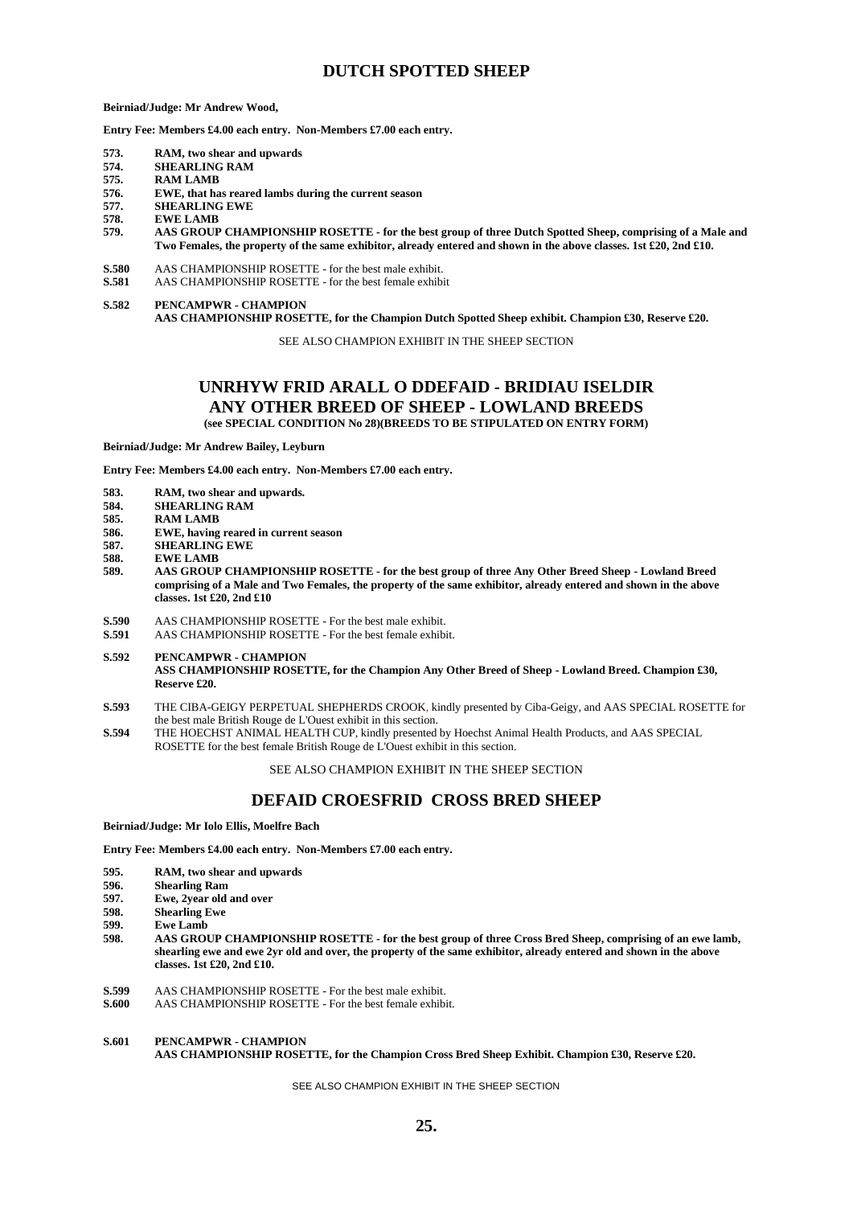## DUTCH SPOTTED SHEEP

**Beirniad/Judge: Mr Andrew Wood,**

**Entry Fee: Members £4.00 each entry. Non-Members £7.00 each entry.**

**573. RAM, two shear and upwards**
**574. SHEARLING RAM**
**575. RAM LAMB**
**576. EWE, that has reared lambs during the current season**
**577. SHEARLING EWE**
**578. EWE LAMB**
**579. AAS GROUP CHAMPIONSHIP ROSETTE - for the best group of three Dutch Spotted Sheep, comprising of a Male and Two Females, the property of the same exhibitor, already entered and shown in the above classes. 1st £20, 2nd £10.**

**S.580** AAS CHAMPIONSHIP ROSETTE - for the best male exhibit.
**S.581** AAS CHAMPIONSHIP ROSETTE - for the best female exhibit

**S.582 PENCAMPWR - CHAMPION**
**AAS CHAMPIONSHIP ROSETTE, for the Champion Dutch Spotted Sheep exhibit. Champion £30, Reserve £20.**

SEE ALSO CHAMPION EXHIBIT IN THE SHEEP SECTION

## UNRHYW FRID ARALL O DDEFAID - BRIDIAU ISELDIR
## ANY OTHER BREED OF SHEEP - LOWLAND BREEDS

**(see SPECIAL CONDITION No 28)(BREEDS TO BE STIPULATED ON ENTRY FORM)**

**Beirniad/Judge: Mr Andrew Bailey, Leyburn**

**Entry Fee: Members £4.00 each entry. Non-Members £7.00 each entry.**

**583. RAM, two shear and upwards.**
**584. SHEARLING RAM**
**585. RAM LAMB**
**586. EWE, having reared in current season**
**587. SHEARLING EWE**
**588. EWE LAMB**
**589. AAS GROUP CHAMPIONSHIP ROSETTE - for the best group of three Any Other Breed Sheep - Lowland Breed comprising of a Male and Two Females, the property of the same exhibitor, already entered and shown in the above classes. 1st £20, 2nd £10**

**S.590** AAS CHAMPIONSHIP ROSETTE - For the best male exhibit.
**S.591** AAS CHAMPIONSHIP ROSETTE - For the best female exhibit.

**S.592 PENCAMPWR - CHAMPION**
**ASS CHAMPIONSHIP ROSETTE, for the Champion Any Other Breed of Sheep - Lowland Breed. Champion £30, Reserve £20.**

**S.593** THE CIBA-GEIGY PERPETUAL SHEPHERDS CROOK, kindly presented by Ciba-Geigy, and AAS SPECIAL ROSETTE for the best male British Rouge de L'Ouest exhibit in this section.
**S.594** THE HOECHST ANIMAL HEALTH CUP, kindly presented by Hoechst Animal Health Products, and AAS SPECIAL ROSETTE for the best female British Rouge de L'Ouest exhibit in this section.

SEE ALSO CHAMPION EXHIBIT IN THE SHEEP SECTION

## DEFAID CROESFRID CROSS BRED SHEEP

**Beirniad/Judge: Mr Iolo Ellis, Moelfre Bach**

**Entry Fee: Members £4.00 each entry. Non-Members £7.00 each entry.**

**595. RAM, two shear and upwards**
**596. Shearling Ram**
**597. Ewe, 2year old and over**
**598. Shearling Ewe**
**599. Ewe Lamb**
**598. AAS GROUP CHAMPIONSHIP ROSETTE - for the best group of three Cross Bred Sheep, comprising of an ewe lamb, shearling ewe and ewe 2yr old and over, the property of the same exhibitor, already entered and shown in the above classes. 1st £20, 2nd £10.**

**S.599** AAS CHAMPIONSHIP ROSETTE - For the best male exhibit.
**S.600** AAS CHAMPIONSHIP ROSETTE - For the best female exhibit.

**S.601 PENCAMPWR - CHAMPION**
**AAS CHAMPIONSHIP ROSETTE, for the Champion Cross Bred Sheep Exhibit. Champion £30, Reserve £20.**

SEE ALSO CHAMPION EXHIBIT IN THE SHEEP SECTION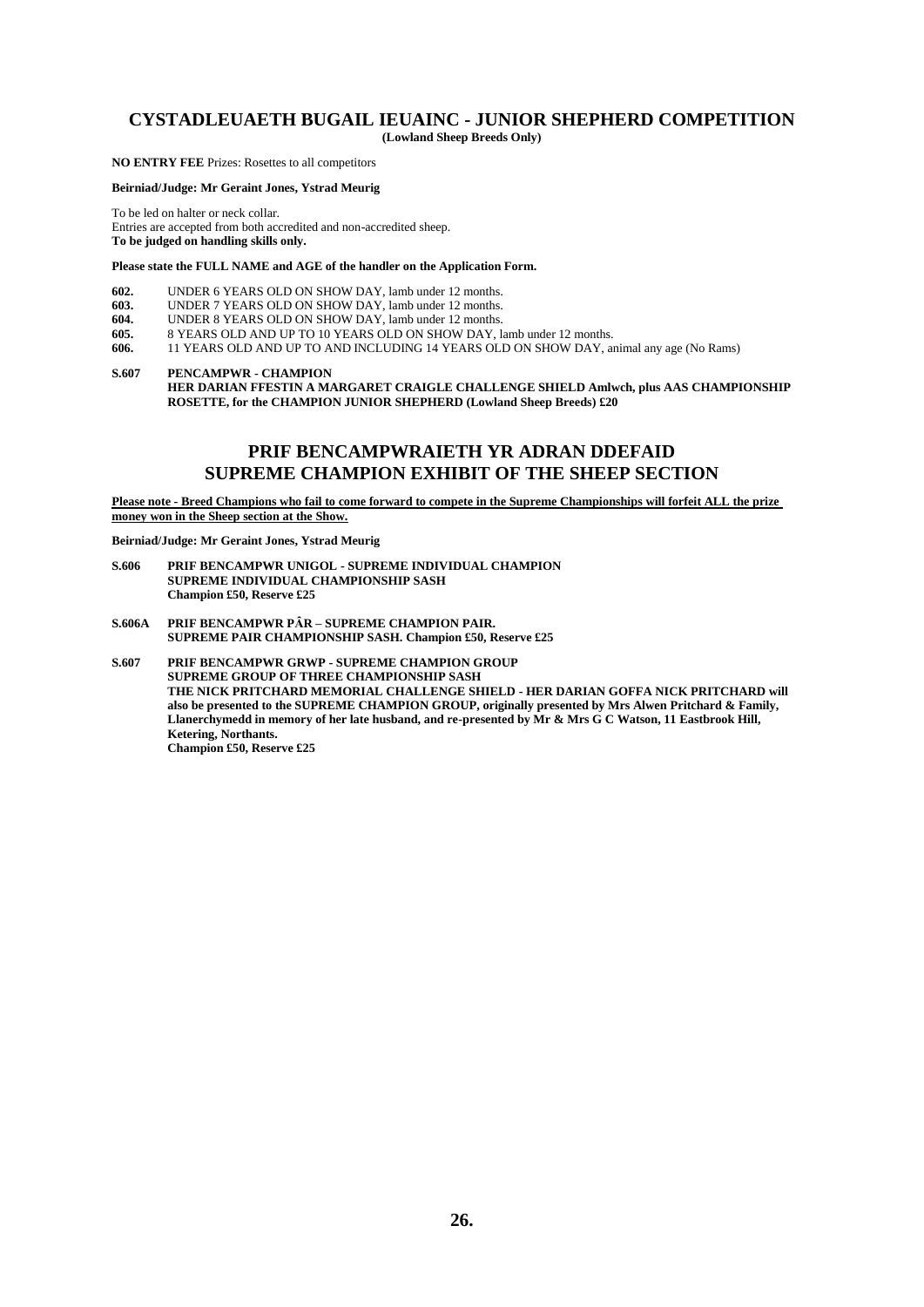## CYSTADLEUAETH BUGAIL IEUAINC - JUNIOR SHEPHERD COMPETITION

**(Lowland Sheep Breeds Only)**

**NO ENTRY FEE** Prizes: Rosettes to all competitors

**Beirniad/Judge: Mr Geraint Jones, Ystrad Meurig**

To be led on halter or neck collar.
Entries are accepted from both accredited and non-accredited sheep.
**To be judged on handling skills only.**

**Please state the FULL NAME and AGE of the handler on the Application Form.**

**602.** UNDER 6 YEARS OLD ON SHOW DAY, lamb under 12 months.
**603.** UNDER 7 YEARS OLD ON SHOW DAY, lamb under 12 months.
**604.** UNDER 8 YEARS OLD ON SHOW DAY, lamb under 12 months.
**605.** 8 YEARS OLD AND UP TO 10 YEARS OLD ON SHOW DAY, lamb under 12 months.
**606.** 11 YEARS OLD AND UP TO AND INCLUDING 14 YEARS OLD ON SHOW DAY, animal any age (No Rams)

**S.607 PENCAMPWR - CHAMPION**
**HER DARIAN FFESTIN A MARGARET CRAIGLE CHALLENGE SHIELD Amlwch, plus AAS CHAMPIONSHIP ROSETTE, for the CHAMPION JUNIOR SHEPHERD (Lowland Sheep Breeds) £20**

## PRIF BENCAMPWRAIETH YR ADRAN DDEFAID
## SUPREME CHAMPION EXHIBIT OF THE SHEEP SECTION

**Please note - Breed Champions who fail to come forward to compete in the Supreme Championships will forfeit ALL the prize money won in the Sheep section at the Show.**

**Beirniad/Judge: Mr Geraint Jones, Ystrad Meurig**

**S.606 PRIF BENCAMPWR UNIGOL - SUPREME INDIVIDUAL CHAMPION**
**SUPREME INDIVIDUAL CHAMPIONSHIP SASH**
**Champion £50, Reserve £25**

**S.606A PRIF BENCAMPWR PÂR – SUPREME CHAMPION PAIR.**
**SUPREME PAIR CHAMPIONSHIP SASH. Champion £50, Reserve £25**

**S.607 PRIF BENCAMPWR GRWP - SUPREME CHAMPION GROUP**
**SUPREME GROUP OF THREE CHAMPIONSHIP SASH**
**THE NICK PRITCHARD MEMORIAL CHALLENGE SHIELD - HER DARIAN GOFFA NICK PRITCHARD will also be presented to the SUPREME CHAMPION GROUP, originally presented by Mrs Alwen Pritchard & Family, Llanerchymedd in memory of her late husband, and re-presented by Mr & Mrs G C Watson, 11 Eastbrook Hill, Ketering, Northants.**
**Champion £50, Reserve £25**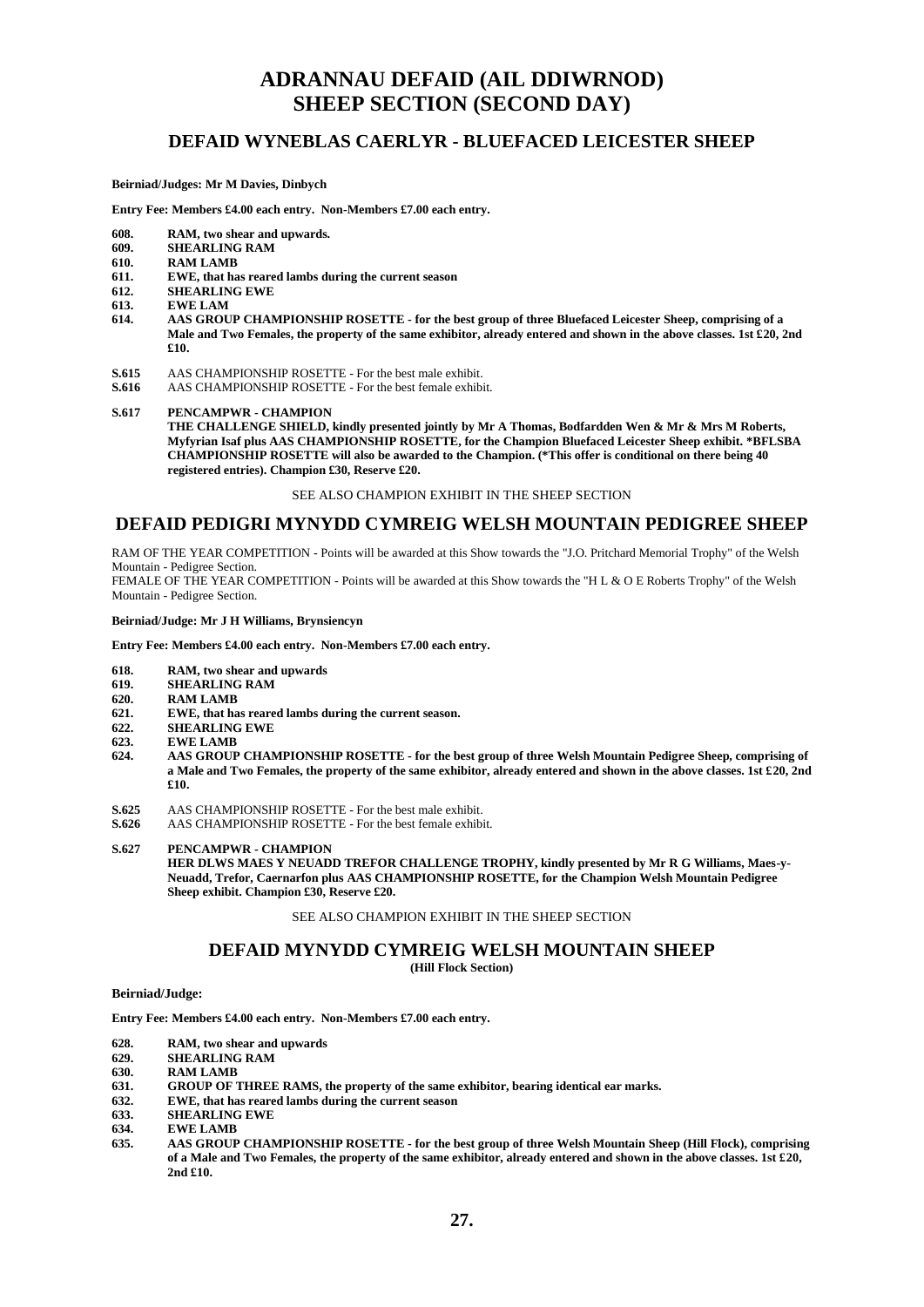# ADRANNAU DEFAID (AIL DDIWRNOD)
# SHEEP SECTION (SECOND DAY)

## DEFAID WYNEBLAS CAERLYR - BLUEFACED LEICESTER SHEEP

**Beirniad/Judges: Mr M Davies, Dinbych**

**Entry Fee: Members £4.00 each entry. Non-Members £7.00 each entry.**

**608.** **RAM, two shear and upwards.**
**609.** **SHEARLING RAM**
**610.** **RAM LAMB**
**611.** **EWE, that has reared lambs during the current season**
**612.** **SHEARLING EWE**
**613.** **EWE LAM**
**614.** **AAS GROUP CHAMPIONSHIP ROSETTE - for the best group of three Bluefaced Leicester Sheep, comprising of a Male and Two Females, the property of the same exhibitor, already entered and shown in the above classes. 1st £20, 2nd £10.**

**S.615** AAS CHAMPIONSHIP ROSETTE - For the best male exhibit.
**S.616** AAS CHAMPIONSHIP ROSETTE - For the best female exhibit.

**S.617** **PENCAMPWR - CHAMPION**
**THE CHALLENGE SHIELD, kindly presented jointly by Mr A Thomas, Bodfardden Wen & Mr & Mrs M Roberts, Myfyrian Isaf plus AAS CHAMPIONSHIP ROSETTE, for the Champion Bluefaced Leicester Sheep exhibit. *BFLSBA CHAMPIONSHIP ROSETTE will also be awarded to the Champion. (*This offer is conditional on there being 40 registered entries). Champion £30, Reserve £20.**

SEE ALSO CHAMPION EXHIBIT IN THE SHEEP SECTION

## DEFAID PEDIGRI MYNYDD CYMREIG WELSH MOUNTAIN PEDIGREE SHEEP

RAM OF THE YEAR COMPETITION - Points will be awarded at this Show towards the "J.O. Pritchard Memorial Trophy" of the Welsh Mountain - Pedigree Section.
FEMALE OF THE YEAR COMPETITION - Points will be awarded at this Show towards the "H L & O E Roberts Trophy" of the Welsh Mountain - Pedigree Section.

**Beirniad/Judge: Mr J H Williams, Brynsiencyn**

**Entry Fee: Members £4.00 each entry. Non-Members £7.00 each entry.**

**618.** **RAM, two shear and upwards**
**619.** **SHEARLING RAM**
**620.** **RAM LAMB**
**621.** **EWE, that has reared lambs during the current season.**
**622.** **SHEARLING EWE**
**623.** **EWE LAMB**
**624.** **AAS GROUP CHAMPIONSHIP ROSETTE - for the best group of three Welsh Mountain Pedigree Sheep, comprising of a Male and Two Females, the property of the same exhibitor, already entered and shown in the above classes. 1st £20, 2nd £10.**

**S.625** AAS CHAMPIONSHIP ROSETTE - For the best male exhibit.
**S.626** AAS CHAMPIONSHIP ROSETTE - For the best female exhibit.

**S.627** **PENCAMPWR - CHAMPION**
**HER DLWS MAES Y NEUADD TREFOR CHALLENGE TROPHY, kindly presented by Mr R G Williams, Maes-y-Neuadd, Trefor, Caernarfon plus AAS CHAMPIONSHIP ROSETTE, for the Champion Welsh Mountain Pedigree Sheep exhibit. Champion £30, Reserve £20.**

SEE ALSO CHAMPION EXHIBIT IN THE SHEEP SECTION

## DEFAID MYNYDD CYMREIG WELSH MOUNTAIN SHEEP
**(Hill Flock Section)**

**Beirniad/Judge:**

**Entry Fee: Members £4.00 each entry. Non-Members £7.00 each entry.**

**628.** **RAM, two shear and upwards**
**629.** **SHEARLING RAM**
**630.** **RAM LAMB**
**631.** **GROUP OF THREE RAMS, the property of the same exhibitor, bearing identical ear marks.**
**632.** **EWE, that has reared lambs during the current season**
**633.** **SHEARLING EWE**
**634.** **EWE LAMB**
**635.** **AAS GROUP CHAMPIONSHIP ROSETTE - for the best group of three Welsh Mountain Sheep (Hill Flock), comprising of a Male and Two Females, the property of the same exhibitor, already entered and shown in the above classes. 1st £20, 2nd £10.**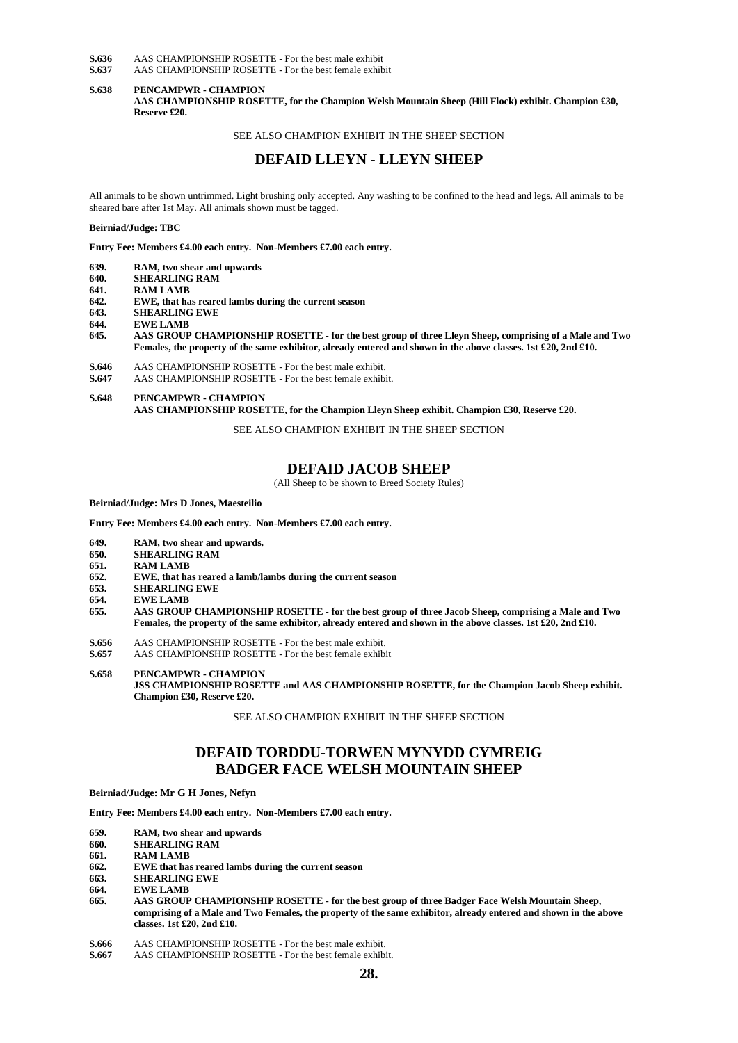**S.636** AAS CHAMPIONSHIP ROSETTE - For the best male exhibit
**S.637** AAS CHAMPIONSHIP ROSETTE - For the best female exhibit

**S.638 PENCAMPWR - CHAMPION**
**AAS CHAMPIONSHIP ROSETTE, for the Champion Welsh Mountain Sheep (Hill Flock) exhibit. Champion £30, Reserve £20.**

SEE ALSO CHAMPION EXHIBIT IN THE SHEEP SECTION

## DEFAID LLEYN - LLEYN SHEEP

All animals to be shown untrimmed. Light brushing only accepted. Any washing to be confined to the head and legs. All animals to be sheared bare after 1st May. All animals shown must be tagged.

**Beirniad/Judge: TBC**

**Entry Fee: Members £4.00 each entry. Non-Members £7.00 each entry.**

**639. RAM, two shear and upwards**
**640. SHEARLING RAM**
**641. RAM LAMB**
**642. EWE, that has reared lambs during the current season**
**643. SHEARLING EWE**
**644. EWE LAMB**
**645. AAS GROUP CHAMPIONSHIP ROSETTE - for the best group of three Lleyn Sheep, comprising of a Male and Two Females, the property of the same exhibitor, already entered and shown in the above classes. 1st £20, 2nd £10.**

**S.646** AAS CHAMPIONSHIP ROSETTE - For the best male exhibit.
**S.647** AAS CHAMPIONSHIP ROSETTE - For the best female exhibit.

**S.648 PENCAMPWR - CHAMPION**
**AAS CHAMPIONSHIP ROSETTE, for the Champion Lleyn Sheep exhibit. Champion £30, Reserve £20.**

SEE ALSO CHAMPION EXHIBIT IN THE SHEEP SECTION

## DEFAID JACOB SHEEP

(All Sheep to be shown to Breed Society Rules)

**Beirniad/Judge: Mrs D Jones, Maesteilio**

**Entry Fee: Members £4.00 each entry. Non-Members £7.00 each entry.**

**649. RAM, two shear and upwards.**
**650. SHEARLING RAM**
**651. RAM LAMB**
**652. EWE, that has reared a lamb/lambs during the current season**
**653. SHEARLING EWE**
**654. EWE LAMB**
**655. AAS GROUP CHAMPIONSHIP ROSETTE - for the best group of three Jacob Sheep, comprising a Male and Two Females, the property of the same exhibitor, already entered and shown in the above classes. 1st £20, 2nd £10.**

**S.656** AAS CHAMPIONSHIP ROSETTE - For the best male exhibit.
**S.657** AAS CHAMPIONSHIP ROSETTE - For the best female exhibit

**S.658 PENCAMPWR - CHAMPION**
**JSS CHAMPIONSHIP ROSETTE and AAS CHAMPIONSHIP ROSETTE, for the Champion Jacob Sheep exhibit. Champion £30, Reserve £20.**

SEE ALSO CHAMPION EXHIBIT IN THE SHEEP SECTION

## DEFAID TORDDU-TORWEN MYNYDD CYMREIG BADGER FACE WELSH MOUNTAIN SHEEP

**Beirniad/Judge: Mr G H Jones, Nefyn**

**Entry Fee: Members £4.00 each entry. Non-Members £7.00 each entry.**

**659. RAM, two shear and upwards**
**660. SHEARLING RAM**
**661. RAM LAMB**
**662. EWE that has reared lambs during the current season**
**663. SHEARLING EWE**
**664. EWE LAMB**
**665. AAS GROUP CHAMPIONSHIP ROSETTE - for the best group of three Badger Face Welsh Mountain Sheep, comprising of a Male and Two Females, the property of the same exhibitor, already entered and shown in the above classes. 1st £20, 2nd £10.**

**S.666** AAS CHAMPIONSHIP ROSETTE - For the best male exhibit.
**S.667** AAS CHAMPIONSHIP ROSETTE - For the best female exhibit.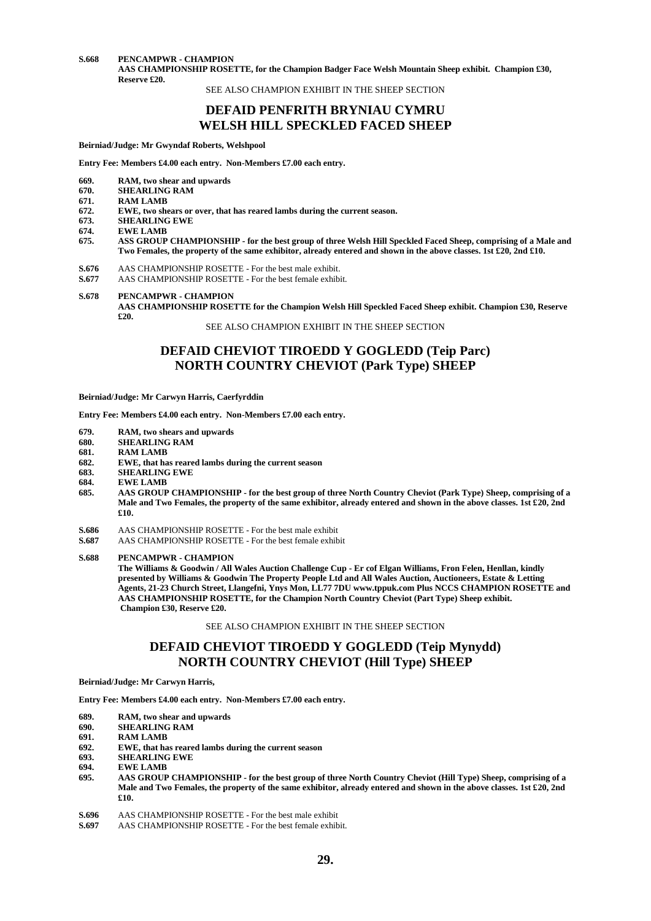**S.668** **PENCAMPWR - CHAMPION**
**AAS CHAMPIONSHIP ROSETTE, for the Champion Badger Face Welsh Mountain Sheep exhibit. Champion £30, Reserve £20.**

SEE ALSO CHAMPION EXHIBIT IN THE SHEEP SECTION

## DEFAID PENFRITH BRYNIAU CYMRU
## WELSH HILL SPECKLED FACED SHEEP

**Beirniad/Judge: Mr Gwyndaf Roberts, Welshpool**

**Entry Fee: Members £4.00 each entry. Non-Members £7.00 each entry.**

**669.** **RAM, two shear and upwards**
**670.** **SHEARLING RAM**
**671.** **RAM LAMB**
**672.** **EWE, two shears or over, that has reared lambs during the current season.**
**673.** **SHEARLING EWE**
**674.** **EWE LAMB**
**675.** **ASS GROUP CHAMPIONSHIP - for the best group of three Welsh Hill Speckled Faced Sheep, comprising of a Male and Two Females, the property of the same exhibitor, already entered and shown in the above classes. 1st £20, 2nd £10.**

**S.676** AAS CHAMPIONSHIP ROSETTE - For the best male exhibit.
**S.677** AAS CHAMPIONSHIP ROSETTE - For the best female exhibit.

**S.678** **PENCAMPWR - CHAMPION**
**AAS CHAMPIONSHIP ROSETTE for the Champion Welsh Hill Speckled Faced Sheep exhibit. Champion £30, Reserve £20.**

SEE ALSO CHAMPION EXHIBIT IN THE SHEEP SECTION

## DEFAID CHEVIOT TIROEDD Y GOGLEDD (Teip Parc)
## NORTH COUNTRY CHEVIOT (Park Type) SHEEP

**Beirniad/Judge: Mr Carwyn Harris, Caerfyrddin**

**Entry Fee: Members £4.00 each entry. Non-Members £7.00 each entry.**

**679.** **RAM, two shears and upwards**
**680.** **SHEARLING RAM**
**681.** **RAM LAMB**
**682.** **EWE, that has reared lambs during the current season**
**683.** **SHEARLING EWE**
**684.** **EWE LAMB**
**685.** **AAS GROUP CHAMPIONSHIP - for the best group of three North Country Cheviot (Park Type) Sheep, comprising of a Male and Two Females, the property of the same exhibitor, already entered and shown in the above classes. 1st £20, 2nd £10.**

**S.686** AAS CHAMPIONSHIP ROSETTE - For the best male exhibit
**S.687** AAS CHAMPIONSHIP ROSETTE - For the best female exhibit

**S.688** **PENCAMPWR - CHAMPION**
**The Williams & Goodwin / All Wales Auction Challenge Cup - Er cof Elgan Williams, Fron Felen, Henllan, kindly presented by Williams & Goodwin The Property People Ltd and All Wales Auction, Auctioneers, Estate & Letting Agents, 21-23 Church Street, Llangefni, Ynys Mon, LL77 7DU www.tppuk.com Plus NCCS CHAMPION ROSETTE and AAS CHAMPIONSHIP ROSETTE, for the Champion North Country Cheviot (Part Type) Sheep exhibit. Champion £30, Reserve £20.**

SEE ALSO CHAMPION EXHIBIT IN THE SHEEP SECTION

## DEFAID CHEVIOT TIROEDD Y GOGLEDD (Teip Mynydd)
## NORTH COUNTRY CHEVIOT (Hill Type) SHEEP

**Beirniad/Judge: Mr Carwyn Harris,**

**Entry Fee: Members £4.00 each entry. Non-Members £7.00 each entry.**

**689.** **RAM, two shear and upwards**
**690.** **SHEARLING RAM**
**691.** **RAM LAMB**
**692.** **EWE, that has reared lambs during the current season**
**693.** **SHEARLING EWE**
**694.** **EWE LAMB**
**695.** **AAS GROUP CHAMPIONSHIP - for the best group of three North Country Cheviot (Hill Type) Sheep, comprising of a Male and Two Females, the property of the same exhibitor, already entered and shown in the above classes. 1st £20, 2nd £10.**

**S.696** AAS CHAMPIONSHIP ROSETTE - For the best male exhibit
**S.697** AAS CHAMPIONSHIP ROSETTE - For the best female exhibit.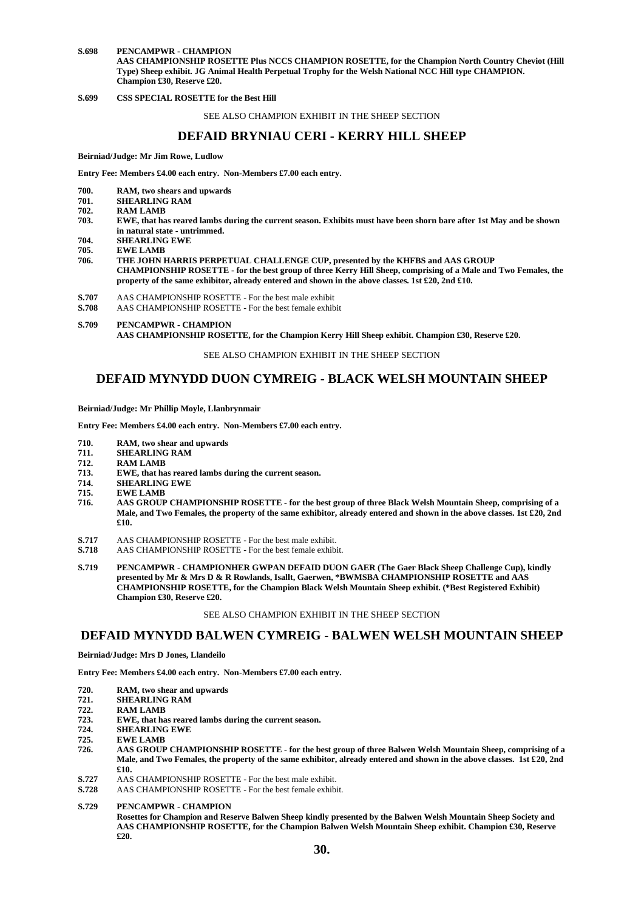**S.698 PENCAMPWR - CHAMPION**
**AAS CHAMPIONSHIP ROSETTE Plus NCCS CHAMPION ROSETTE, for the Champion North Country Cheviot (Hill Type) Sheep exhibit. JG Animal Health Perpetual Trophy for the Welsh National NCC Hill type CHAMPION. Champion £30, Reserve £20.**

**S.699 CSS SPECIAL ROSETTE for the Best Hill**

SEE ALSO CHAMPION EXHIBIT IN THE SHEEP SECTION

## DEFAID BRYNIAU CERI - KERRY HILL SHEEP

**Beirniad/Judge: Mr Jim Rowe, Ludlow**

**Entry Fee: Members £4.00 each entry. Non-Members £7.00 each entry.**

**700. RAM, two shears and upwards**
**701. SHEARLING RAM**
**702. RAM LAMB**
**703. EWE, that has reared lambs during the current season. Exhibits must have been shorn bare after 1st May and be shown in natural state - untrimmed.**
**704. SHEARLING EWE**
**705. EWE LAMB**
**706. THE JOHN HARRIS PERPETUAL CHALLENGE CUP, presented by the KHFBS and AAS GROUP CHAMPIONSHIP ROSETTE - for the best group of three Kerry Hill Sheep, comprising of a Male and Two Females, the property of the same exhibitor, already entered and shown in the above classes. 1st £20, 2nd £10.**

**S.707** AAS CHAMPIONSHIP ROSETTE - For the best male exhibit
**S.708** AAS CHAMPIONSHIP ROSETTE - For the best female exhibit

**S.709 PENCAMPWR - CHAMPION**
**AAS CHAMPIONSHIP ROSETTE, for the Champion Kerry Hill Sheep exhibit. Champion £30, Reserve £20.**

SEE ALSO CHAMPION EXHIBIT IN THE SHEEP SECTION

## DEFAID MYNYDD DUON CYMREIG - BLACK WELSH MOUNTAIN SHEEP

**Beirniad/Judge: Mr Phillip Moyle, Llanbrynmair**

**Entry Fee: Members £4.00 each entry. Non-Members £7.00 each entry.**

**710. RAM, two shear and upwards**
**711. SHEARLING RAM**
**712. RAM LAMB**
**713. EWE, that has reared lambs during the current season.**
**714. SHEARLING EWE**
**715. EWE LAMB**
**716. AAS GROUP CHAMPIONSHIP ROSETTE - for the best group of three Black Welsh Mountain Sheep, comprising of a Male, and Two Females, the property of the same exhibitor, already entered and shown in the above classes. 1st £20, 2nd £10.**

**S.717** AAS CHAMPIONSHIP ROSETTE - For the best male exhibit.
**S.718** AAS CHAMPIONSHIP ROSETTE - For the best female exhibit.

**S.719 PENCAMPWR - CHAMPIONHER GWPAN DEFAID DUON GAER (The Gaer Black Sheep Challenge Cup), kindly presented by Mr & Mrs D & R Rowlands, Isallt, Gaerwen, *BWMSBA CHAMPIONSHIP ROSETTE and AAS CHAMPIONSHIP ROSETTE, for the Champion Black Welsh Mountain Sheep exhibit. (*Best Registered Exhibit) Champion £30, Reserve £20.**

SEE ALSO CHAMPION EXHIBIT IN THE SHEEP SECTION

## DEFAID MYNYDD BALWEN CYMREIG - BALWEN WELSH MOUNTAIN SHEEP

**Beirniad/Judge: Mrs D Jones, Llandeilo**

**Entry Fee: Members £4.00 each entry. Non-Members £7.00 each entry.**

**720. RAM, two shear and upwards**
**721. SHEARLING RAM**
**722. RAM LAMB**
**723. EWE, that has reared lambs during the current season.**
**724. SHEARLING EWE**
**725. EWE LAMB**
**726. AAS GROUP CHAMPIONSHIP ROSETTE - for the best group of three Balwen Welsh Mountain Sheep, comprising of a Male, and Two Females, the property of the same exhibitor, already entered and shown in the above classes. 1st £20, 2nd £10.**

**S.727** AAS CHAMPIONSHIP ROSETTE - For the best male exhibit.
**S.728** AAS CHAMPIONSHIP ROSETTE - For the best female exhibit.

**S.729 PENCAMPWR - CHAMPION**
**Rosettes for Champion and Reserve Balwen Sheep kindly presented by the Balwen Welsh Mountain Sheep Society and AAS CHAMPIONSHIP ROSETTE, for the Champion Balwen Welsh Mountain Sheep exhibit. Champion £30, Reserve £20.**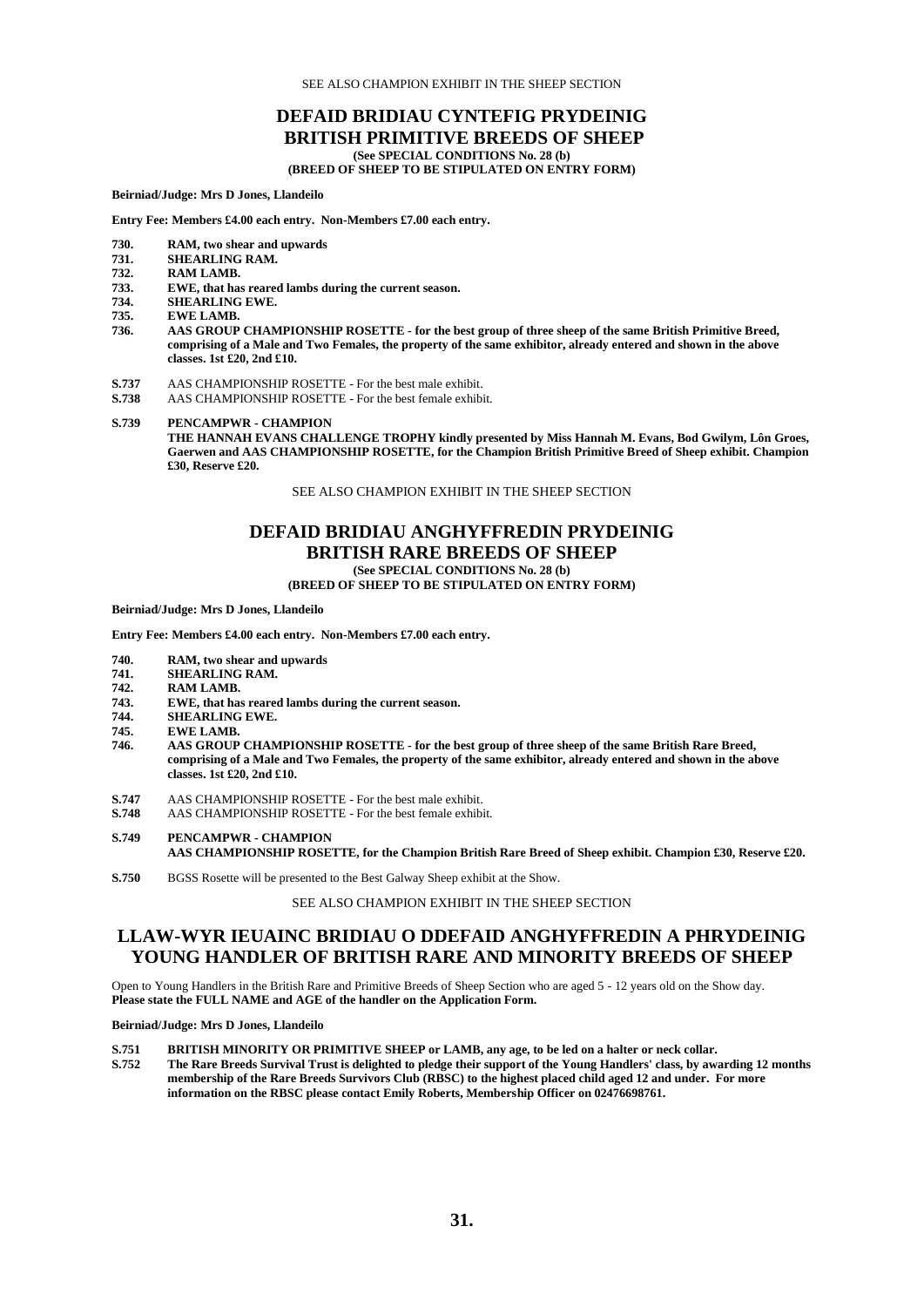SEE ALSO CHAMPION EXHIBIT IN THE SHEEP SECTION

## DEFAID BRIDIAU CYNTEFIG PRYDEINIG
## BRITISH PRIMITIVE BREEDS OF SHEEP

**(See SPECIAL CONDITIONS No. 28 (b)**
**(BREED OF SHEEP TO BE STIPULATED ON ENTRY FORM)**

**Beirniad/Judge: Mrs D Jones, Llandeilo**

**Entry Fee: Members £4.00 each entry. Non-Members £7.00 each entry.**

**730.** **RAM, two shear and upwards**
**731.** **SHEARLING RAM.**
**732.** **RAM LAMB.**
**733.** **EWE, that has reared lambs during the current season.**
**734.** **SHEARLING EWE.**
**735.** **EWE LAMB.**
**736.** **AAS GROUP CHAMPIONSHIP ROSETTE - for the best group of three sheep of the same British Primitive Breed, comprising of a Male and Two Females, the property of the same exhibitor, already entered and shown in the above classes. 1st £20, 2nd £10.**

**S.737** AAS CHAMPIONSHIP ROSETTE - For the best male exhibit.
**S.738** AAS CHAMPIONSHIP ROSETTE - For the best female exhibit.

**S.739** **PENCAMPWR - CHAMPION**
**THE HANNAH EVANS CHALLENGE TROPHY kindly presented by Miss Hannah M. Evans, Bod Gwilym, Lôn Groes, Gaerwen and AAS CHAMPIONSHIP ROSETTE, for the Champion British Primitive Breed of Sheep exhibit. Champion £30, Reserve £20.**

SEE ALSO CHAMPION EXHIBIT IN THE SHEEP SECTION

## DEFAID BRIDIAU ANGHYFFREDIN PRYDEINIG
## BRITISH RARE BREEDS OF SHEEP

**(See SPECIAL CONDITIONS No. 28 (b)**
**(BREED OF SHEEP TO BE STIPULATED ON ENTRY FORM)**

**Beirniad/Judge: Mrs D Jones, Llandeilo**

**Entry Fee: Members £4.00 each entry. Non-Members £7.00 each entry.**

**740.** **RAM, two shear and upwards**
**741.** **SHEARLING RAM.**
**742.** **RAM LAMB.**
**743.** **EWE, that has reared lambs during the current season.**
**744.** **SHEARLING EWE.**
**745.** **EWE LAMB.**
**746.** **AAS GROUP CHAMPIONSHIP ROSETTE - for the best group of three sheep of the same British Rare Breed, comprising of a Male and Two Females, the property of the same exhibitor, already entered and shown in the above classes. 1st £20, 2nd £10.**

**S.747** AAS CHAMPIONSHIP ROSETTE - For the best male exhibit.
**S.748** AAS CHAMPIONSHIP ROSETTE - For the best female exhibit.

**S.749** **PENCAMPWR - CHAMPION**
**AAS CHAMPIONSHIP ROSETTE, for the Champion British Rare Breed of Sheep exhibit. Champion £30, Reserve £20.**

**S.750** BGSS Rosette will be presented to the Best Galway Sheep exhibit at the Show.

SEE ALSO CHAMPION EXHIBIT IN THE SHEEP SECTION

## LLAW-WYR IEUAINC BRIDIAU O DDEFAID ANGHYFFREDIN A PHRYDEINIG
## YOUNG HANDLER OF BRITISH RARE AND MINORITY BREEDS OF SHEEP

Open to Young Handlers in the British Rare and Primitive Breeds of Sheep Section who are aged 5 - 12 years old on the Show day. **Please state the FULL NAME and AGE of the handler on the Application Form.**

**Beirniad/Judge: Mrs D Jones, Llandeilo**

**S.751** **BRITISH MINORITY OR PRIMITIVE SHEEP or LAMB, any age, to be led on a halter or neck collar.**
**S.752** **The Rare Breeds Survival Trust is delighted to pledge their support of the Young Handlers' class, by awarding 12 months membership of the Rare Breeds Survivors Club (RBSC) to the highest placed child aged 12 and under. For more information on the RBSC please contact Emily Roberts, Membership Officer on 02476698761.**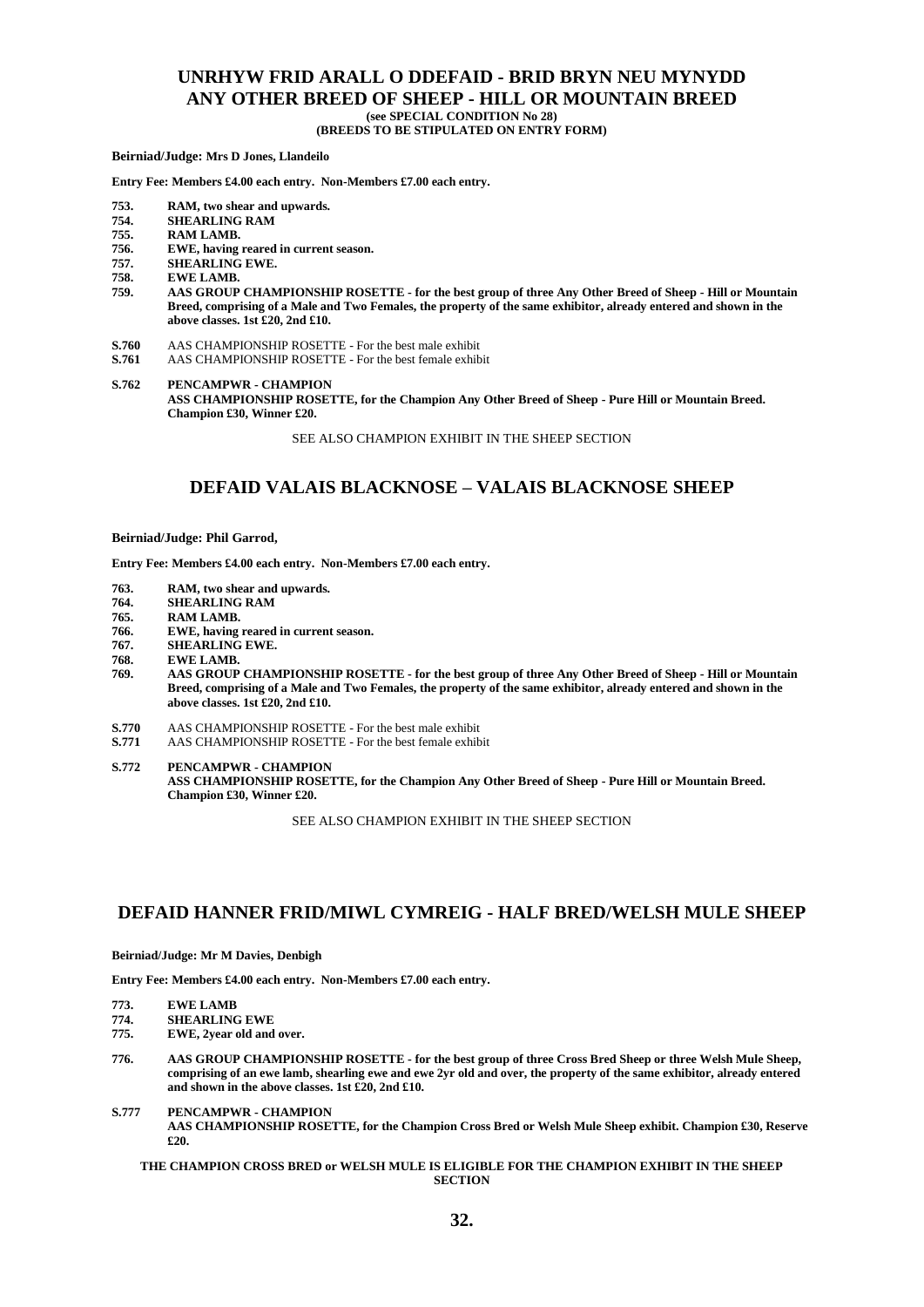## UNRHYW FRID ARALL O DDEFAID - BRID BRYN NEU MYNYDD
## ANY OTHER BREED OF SHEEP - HILL OR MOUNTAIN BREED

**(see SPECIAL CONDITION No 28)**
**(BREEDS TO BE STIPULATED ON ENTRY FORM)**

**Beirniad/Judge: Mrs D Jones, Llandeilo**

**Entry Fee: Members £4.00 each entry. Non-Members £7.00 each entry.**

**753. RAM, two shear and upwards.**
**754. SHEARLING RAM**
**755. RAM LAMB.**
**756. EWE, having reared in current season.**
**757. SHEARLING EWE.**
**758. EWE LAMB.**
**759. AAS GROUP CHAMPIONSHIP ROSETTE - for the best group of three Any Other Breed of Sheep - Hill or Mountain Breed, comprising of a Male and Two Females, the property of the same exhibitor, already entered and shown in the above classes. 1st £20, 2nd £10.**

**S.760** AAS CHAMPIONSHIP ROSETTE - For the best male exhibit
**S.761** AAS CHAMPIONSHIP ROSETTE - For the best female exhibit

**S.762 PENCAMPWR - CHAMPION**
**ASS CHAMPIONSHIP ROSETTE, for the Champion Any Other Breed of Sheep - Pure Hill or Mountain Breed. Champion £30, Winner £20.**

SEE ALSO CHAMPION EXHIBIT IN THE SHEEP SECTION

## DEFAID VALAIS BLACKNOSE – VALAIS BLACKNOSE SHEEP

**Beirniad/Judge: Phil Garrod,**

**Entry Fee: Members £4.00 each entry. Non-Members £7.00 each entry.**

**763. RAM, two shear and upwards.**
**764. SHEARLING RAM**
**765. RAM LAMB.**
**766. EWE, having reared in current season.**
**767. SHEARLING EWE.**
**768. EWE LAMB.**
**769. AAS GROUP CHAMPIONSHIP ROSETTE - for the best group of three Any Other Breed of Sheep - Hill or Mountain Breed, comprising of a Male and Two Females, the property of the same exhibitor, already entered and shown in the above classes. 1st £20, 2nd £10.**

**S.770** AAS CHAMPIONSHIP ROSETTE - For the best male exhibit
**S.771** AAS CHAMPIONSHIP ROSETTE - For the best female exhibit

**S.772 PENCAMPWR - CHAMPION**
**ASS CHAMPIONSHIP ROSETTE, for the Champion Any Other Breed of Sheep - Pure Hill or Mountain Breed. Champion £30, Winner £20.**

SEE ALSO CHAMPION EXHIBIT IN THE SHEEP SECTION

## DEFAID HANNER FRID/MIWL CYMREIG - HALF BRED/WELSH MULE SHEEP

**Beirniad/Judge: Mr M Davies, Denbigh**

**Entry Fee: Members £4.00 each entry. Non-Members £7.00 each entry.**

**773. EWE LAMB**
**774. SHEARLING EWE**
**775. EWE, 2year old and over.**

**776. AAS GROUP CHAMPIONSHIP ROSETTE - for the best group of three Cross Bred Sheep or three Welsh Mule Sheep, comprising of an ewe lamb, shearling ewe and ewe 2yr old and over, the property of the same exhibitor, already entered and shown in the above classes. 1st £20, 2nd £10.**

**S.777 PENCAMPWR - CHAMPION**
**AAS CHAMPIONSHIP ROSETTE, for the Champion Cross Bred or Welsh Mule Sheep exhibit. Champion £30, Reserve £20.**

**THE CHAMPION CROSS BRED or WELSH MULE IS ELIGIBLE FOR THE CHAMPION EXHIBIT IN THE SHEEP SECTION**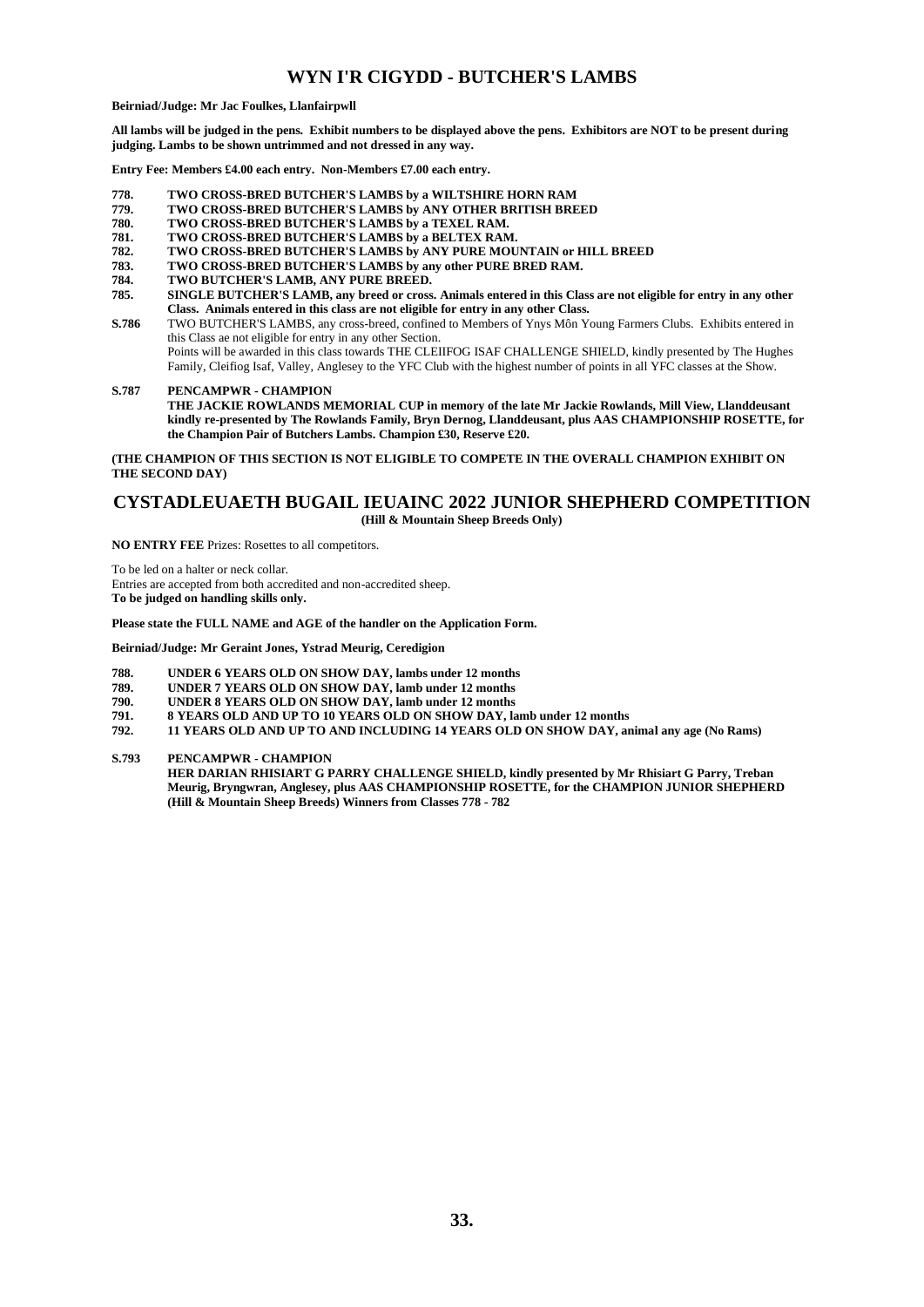## WYN I'R CIGYDD - BUTCHER'S LAMBS

**Beirniad/Judge: Mr Jac Foulkes, Llanfairpwll**

**All lambs will be judged in the pens. Exhibit numbers to be displayed above the pens. Exhibitors are NOT to be present during judging. Lambs to be shown untrimmed and not dressed in any way.**

**Entry Fee: Members £4.00 each entry. Non-Members £7.00 each entry.**

**778.** **TWO CROSS-BRED BUTCHER'S LAMBS by a WILTSHIRE HORN RAM**
**779.** **TWO CROSS-BRED BUTCHER'S LAMBS by ANY OTHER BRITISH BREED**
**780.** **TWO CROSS-BRED BUTCHER'S LAMBS by a TEXEL RAM.**
**781.** **TWO CROSS-BRED BUTCHER'S LAMBS by a BELTEX RAM.**
**782.** **TWO CROSS-BRED BUTCHER'S LAMBS by ANY PURE MOUNTAIN or HILL BREED**
**783.** **TWO CROSS-BRED BUTCHER'S LAMBS by any other PURE BRED RAM.**
**784.** **TWO BUTCHER'S LAMB, ANY PURE BREED.**
**785.** **SINGLE BUTCHER'S LAMB, any breed or cross. Animals entered in this Class are not eligible for entry in any other Class. Animals entered in this class are not eligible for entry in any other Class.**
**S.786** TWO BUTCHER'S LAMBS, any cross-breed, confined to Members of Ynys Môn Young Farmers Clubs. Exhibits entered in this Class ae not eligible for entry in any other Section.
Points will be awarded in this class towards THE CLEIIFOG ISAF CHALLENGE SHIELD, kindly presented by The Hughes Family, Cleifiog Isaf, Valley, Anglesey to the YFC Club with the highest number of points in all YFC classes at the Show.

**S.787** **PENCAMPWR - CHAMPION**
**THE JACKIE ROWLANDS MEMORIAL CUP in memory of the late Mr Jackie Rowlands, Mill View, Llanddeusant kindly re-presented by The Rowlands Family, Bryn Dernog, Llanddeusant, plus AAS CHAMPIONSHIP ROSETTE, for the Champion Pair of Butchers Lambs. Champion £30, Reserve £20.**

**(THE CHAMPION OF THIS SECTION IS NOT ELIGIBLE TO COMPETE IN THE OVERALL CHAMPION EXHIBIT ON THE SECOND DAY)**

## CYSTADLEUAETH BUGAIL IEUAINC 2022 JUNIOR SHEPHERD COMPETITION

**(Hill & Mountain Sheep Breeds Only)**

**NO ENTRY FEE** Prizes: Rosettes to all competitors.

To be led on a halter or neck collar.
Entries are accepted from both accredited and non-accredited sheep.
**To be judged on handling skills only.**

**Please state the FULL NAME and AGE of the handler on the Application Form.**

**Beirniad/Judge: Mr Geraint Jones, Ystrad Meurig, Ceredigion**

**788.** **UNDER 6 YEARS OLD ON SHOW DAY, lambs under 12 months**
**789.** **UNDER 7 YEARS OLD ON SHOW DAY, lamb under 12 months**
**790.** **UNDER 8 YEARS OLD ON SHOW DAY, lamb under 12 months**
**791.** **8 YEARS OLD AND UP TO 10 YEARS OLD ON SHOW DAY, lamb under 12 months**
**792.** **11 YEARS OLD AND UP TO AND INCLUDING 14 YEARS OLD ON SHOW DAY, animal any age (No Rams)**

**S.793** **PENCAMPWR - CHAMPION**
**HER DARIAN RHISIART G PARRY CHALLENGE SHIELD, kindly presented by Mr Rhisiart G Parry, Treban Meurig, Bryngwran, Anglesey, plus AAS CHAMPIONSHIP ROSETTE, for the CHAMPION JUNIOR SHEPHERD (Hill & Mountain Sheep Breeds) Winners from Classes 778 - 782**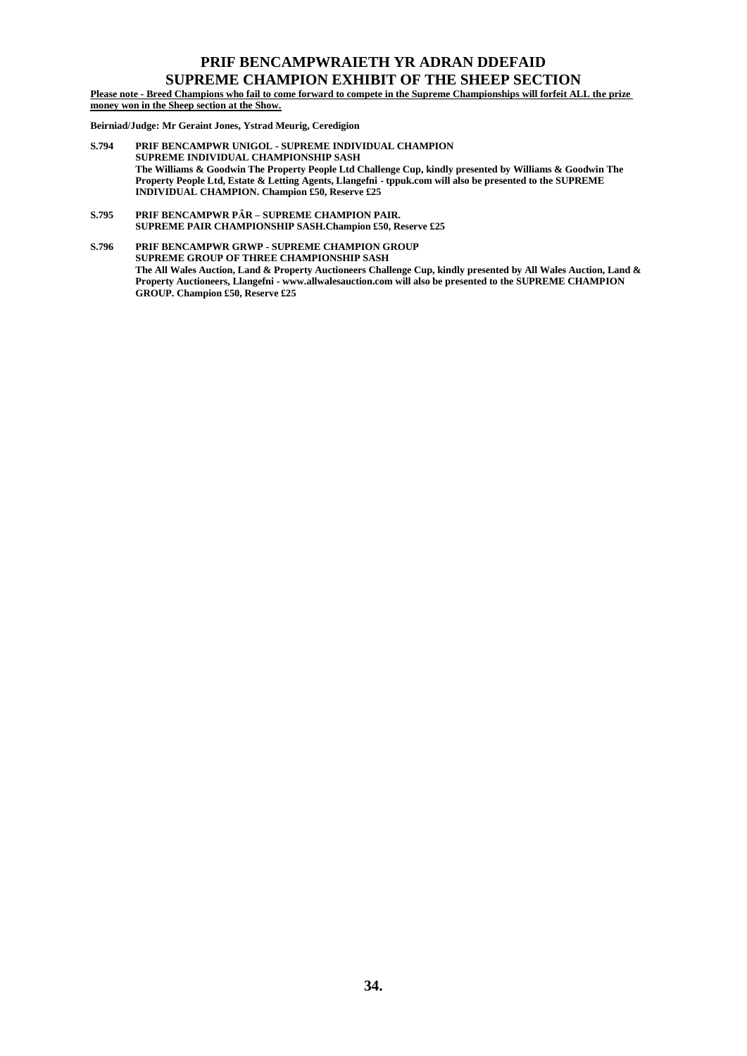# PRIF BENCAMPWRAIETH YR ADRAN DDEFAID
# SUPREME CHAMPION EXHIBIT OF THE SHEEP SECTION

**Please note - Breed Champions who fail to come forward to compete in the Supreme Championships will forfeit ALL the prize money won in the Sheep section at the Show.**

**Beirniad/Judge: Mr Geraint Jones, Ystrad Meurig, Ceredigion**

**S.794 PRIF BENCAMPWR UNIGOL - SUPREME INDIVIDUAL CHAMPION**
**SUPREME INDIVIDUAL CHAMPIONSHIP SASH**
**The Williams & Goodwin The Property People Ltd Challenge Cup, kindly presented by Williams & Goodwin The Property People Ltd, Estate & Letting Agents, Llangefni - tppuk.com will also be presented to the SUPREME INDIVIDUAL CHAMPION. Champion £50, Reserve £25**

**S.795 PRIF BENCAMPWR PÂR – SUPREME CHAMPION PAIR.**
**SUPREME PAIR CHAMPIONSHIP SASH.Champion £50, Reserve £25**

**S.796 PRIF BENCAMPWR GRWP - SUPREME CHAMPION GROUP**
**SUPREME GROUP OF THREE CHAMPIONSHIP SASH**
**The All Wales Auction, Land & Property Auctioneers Challenge Cup, kindly presented by All Wales Auction, Land & Property Auctioneers, Llangefni - www.allwalesauction.com will also be presented to the SUPREME CHAMPION GROUP. Champion £50, Reserve £25**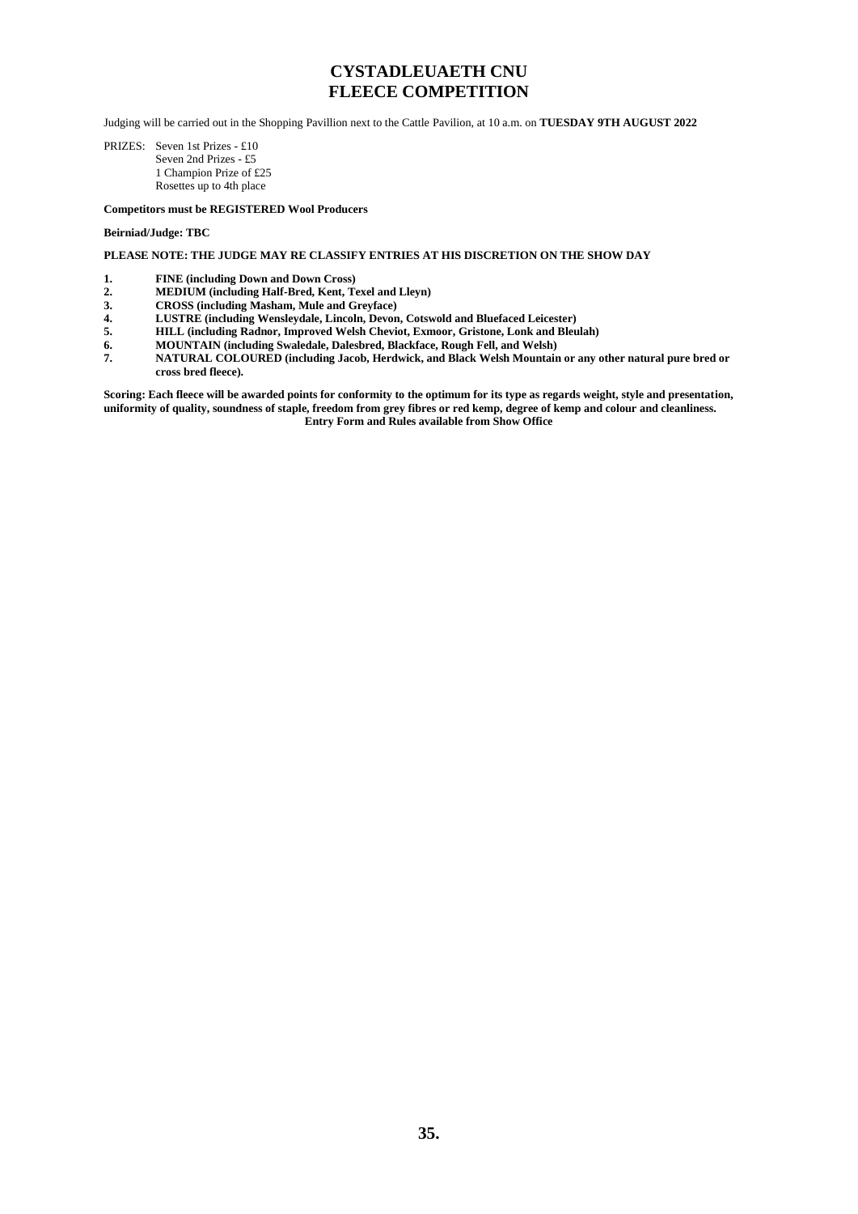# CYSTADLEUAETH CNU
# FLEECE COMPETITION

Judging will be carried out in the Shopping Pavillion next to the Cattle Pavilion, at 10 a.m. on **TUESDAY 9TH AUGUST 2022**

PRIZES: Seven 1st Prizes - £10
Seven 2nd Prizes - £5
1 Champion Prize of £25
Rosettes up to 4th place

**Competitors must be REGISTERED Wool Producers**

**Beirniad/Judge: TBC**

**PLEASE NOTE: THE JUDGE MAY RE CLASSIFY ENTRIES AT HIS DISCRETION ON THE SHOW DAY**

1. **FINE (including Down and Down Cross)**
2. **MEDIUM (including Half-Bred, Kent, Texel and Lleyn)**
3. **CROSS (including Masham, Mule and Greyface)**
4. **LUSTRE (including Wensleydale, Lincoln, Devon, Cotswold and Bluefaced Leicester)**
5. **HILL (including Radnor, Improved Welsh Cheviot, Exmoor, Gristone, Lonk and Bleulah)**
6. **MOUNTAIN (including Swaledale, Dalesbred, Blackface, Rough Fell, and Welsh)**
7. **NATURAL COLOURED (including Jacob, Herdwick, and Black Welsh Mountain or any other natural pure bred or cross bred fleece).**

**Scoring: Each fleece will be awarded points for conformity to the optimum for its type as regards weight, style and presentation, uniformity of quality, soundness of staple, freedom from grey fibres or red kemp, degree of kemp and colour and cleanliness.**

**Entry Form and Rules available from Show Office**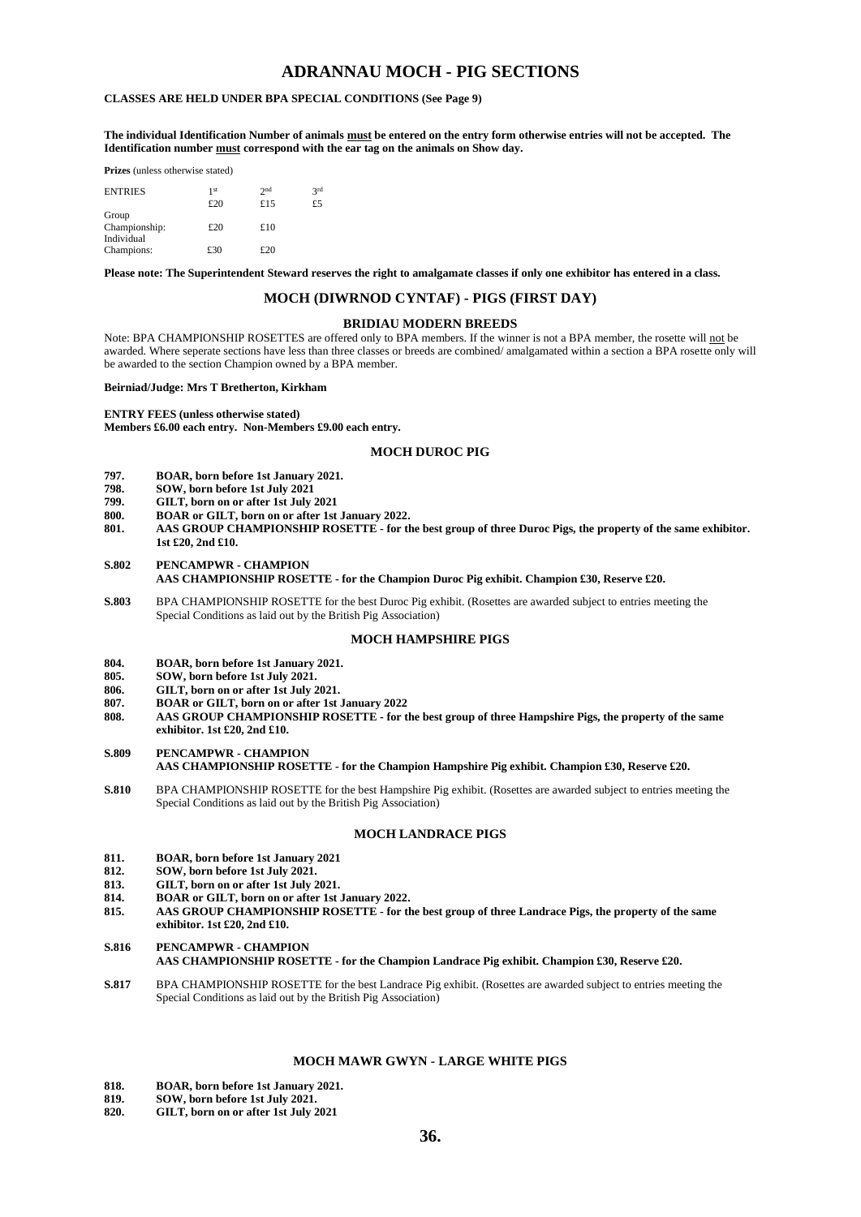# ADRANNAU MOCH - PIG SECTIONS

**CLASSES ARE HELD UNDER BPA SPECIAL CONDITIONS (See Page 9)**

**The individual Identification Number of animals must be entered on the entry form otherwise entries will not be accepted. The Identification number must correspond with the ear tag on the animals on Show day.**

**Prizes** (unless otherwise stated)

| ENTRIES | 1st | 2nd | 3rd |
|---|---|---|---|
| | £20 | £15 | £5 |
| Group Championship: | £20 | £10 | |
| Individual Champions: | £30 | £20 | |

**Please note: The Superintendent Steward reserves the right to amalgamate classes if only one exhibitor has entered in a class.**

## MOCH (DIWRNOD CYNTAF) - PIGS (FIRST DAY)

### BRIDIAU MODERN BREEDS

Note: BPA CHAMPIONSHIP ROSETTES are offered only to BPA members. If the winner is not a BPA member, the rosette will not be awarded. Where seperate sections have less than three classes or breeds are combined/ amalgamated within a section a BPA rosette only will be awarded to the section Champion owned by a BPA member.

**Beirniad/Judge: Mrs T Bretherton, Kirkham**

**ENTRY FEES (unless otherwise stated)**
**Members £6.00 each entry. Non-Members £9.00 each entry.**

### MOCH DUROC PIG

**797.** **BOAR, born before 1st January 2021.**
**798.** **SOW, born before 1st July 2021**
**799.** **GILT, born on or after 1st July 2021**
**800.** **BOAR or GILT, born on or after 1st January 2022.**
**801.** **AAS GROUP CHAMPIONSHIP ROSETTE - for the best group of three Duroc Pigs, the property of the same exhibitor. 1st £20, 2nd £10.**

**S.802** **PENCAMPWR - CHAMPION**
**AAS CHAMPIONSHIP ROSETTE - for the Champion Duroc Pig exhibit. Champion £30, Reserve £20.**

**S.803** BPA CHAMPIONSHIP ROSETTE for the best Duroc Pig exhibit. (Rosettes are awarded subject to entries meeting the Special Conditions as laid out by the British Pig Association)

### MOCH HAMPSHIRE PIGS

**804.** **BOAR, born before 1st January 2021.**
**805.** **SOW, born before 1st July 2021.**
**806.** **GILT, born on or after 1st July 2021.**
**807.** **BOAR or GILT, born on or after 1st January 2022**
**808.** **AAS GROUP CHAMPIONSHIP ROSETTE - for the best group of three Hampshire Pigs, the property of the same exhibitor. 1st £20, 2nd £10.**

**S.809** **PENCAMPWR - CHAMPION**
**AAS CHAMPIONSHIP ROSETTE - for the Champion Hampshire Pig exhibit. Champion £30, Reserve £20.**

**S.810** BPA CHAMPIONSHIP ROSETTE for the best Hampshire Pig exhibit. (Rosettes are awarded subject to entries meeting the Special Conditions as laid out by the British Pig Association)

### MOCH LANDRACE PIGS

**811.** **BOAR, born before 1st January 2021**
**812.** **SOW, born before 1st July 2021.**
**813.** **GILT, born on or after 1st July 2021.**
**814.** **BOAR or GILT, born on or after 1st January 2022.**
**815.** **AAS GROUP CHAMPIONSHIP ROSETTE - for the best group of three Landrace Pigs, the property of the same exhibitor. 1st £20, 2nd £10.**

**S.816** **PENCAMPWR - CHAMPION**
**AAS CHAMPIONSHIP ROSETTE - for the Champion Landrace Pig exhibit. Champion £30, Reserve £20.**

**S.817** BPA CHAMPIONSHIP ROSETTE for the best Landrace Pig exhibit. (Rosettes are awarded subject to entries meeting the Special Conditions as laid out by the British Pig Association)

### MOCH MAWR GWYN - LARGE WHITE PIGS

**818.** **BOAR, born before 1st January 2021.**
**819.** **SOW, born before 1st July 2021.**
**820.** **GILT, born on or after 1st July 2021**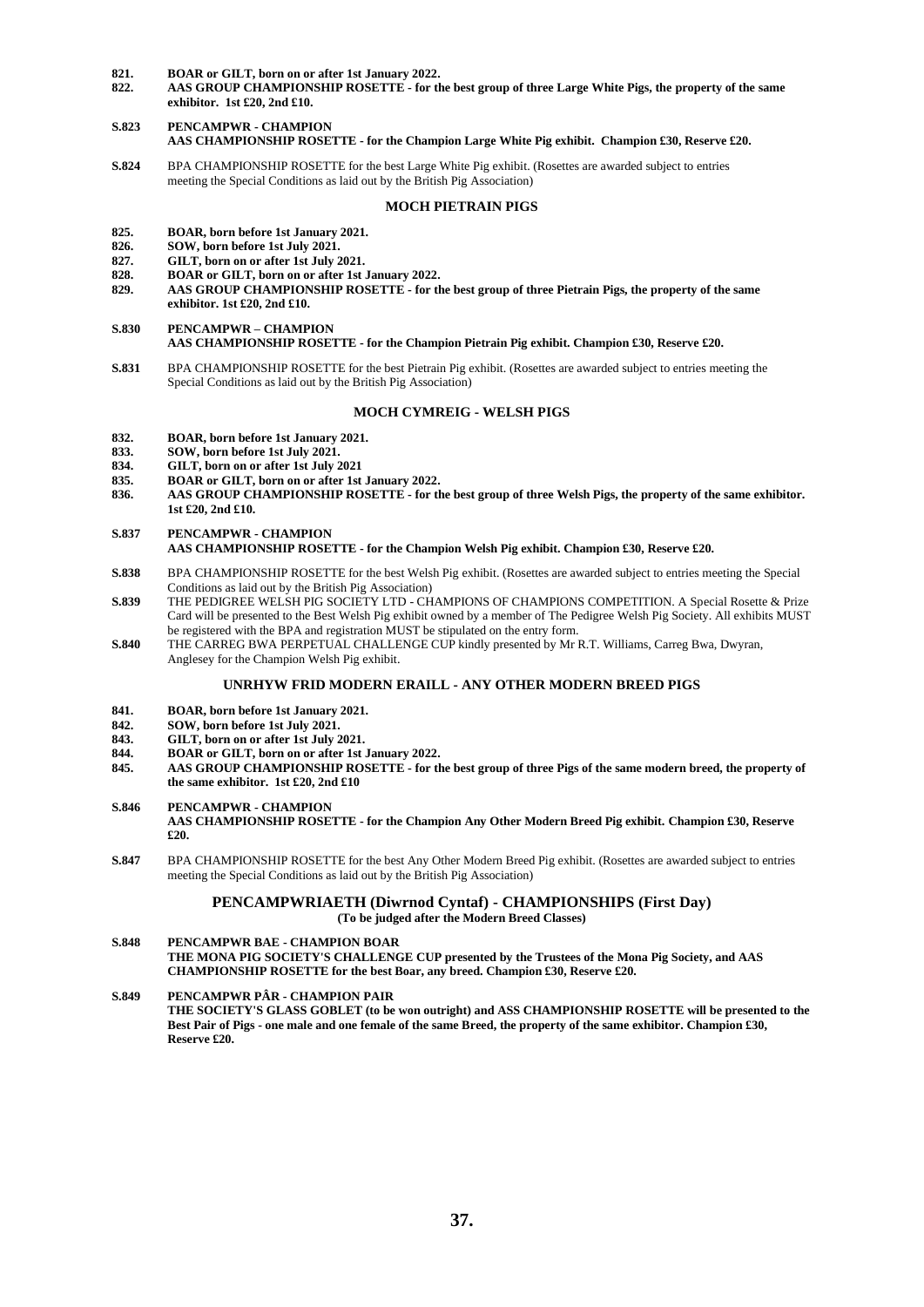**821. BOAR or GILT, born on or after 1st January 2022.**
**822. AAS GROUP CHAMPIONSHIP ROSETTE - for the best group of three Large White Pigs, the property of the same exhibitor. 1st £20, 2nd £10.**

**S.823 PENCAMPWR - CHAMPION**
**AAS CHAMPIONSHIP ROSETTE - for the Champion Large White Pig exhibit. Champion £30, Reserve £20.**

**S.824** BPA CHAMPIONSHIP ROSETTE for the best Large White Pig exhibit. (Rosettes are awarded subject to entries meeting the Special Conditions as laid out by the British Pig Association)

## MOCH PIETRAIN PIGS

**825. BOAR, born before 1st January 2021.**
**826. SOW, born before 1st July 2021.**
**827. GILT, born on or after 1st July 2021.**
**828. BOAR or GILT, born on or after 1st January 2022.**
**829. AAS GROUP CHAMPIONSHIP ROSETTE - for the best group of three Pietrain Pigs, the property of the same exhibitor. 1st £20, 2nd £10.**

**S.830 PENCAMPWR – CHAMPION**
**AAS CHAMPIONSHIP ROSETTE - for the Champion Pietrain Pig exhibit. Champion £30, Reserve £20.**

**S.831** BPA CHAMPIONSHIP ROSETTE for the best Pietrain Pig exhibit. (Rosettes are awarded subject to entries meeting the Special Conditions as laid out by the British Pig Association)

## MOCH CYMREIG - WELSH PIGS

**832. BOAR, born before 1st January 2021.**
**833. SOW, born before 1st July 2021.**
**834. GILT, born on or after 1st July 2021**
**835. BOAR or GILT, born on or after 1st January 2022.**
**836. AAS GROUP CHAMPIONSHIP ROSETTE - for the best group of three Welsh Pigs, the property of the same exhibitor. 1st £20, 2nd £10.**

**S.837 PENCAMPWR - CHAMPION**
**AAS CHAMPIONSHIP ROSETTE - for the Champion Welsh Pig exhibit. Champion £30, Reserve £20.**

**S.838** BPA CHAMPIONSHIP ROSETTE for the best Welsh Pig exhibit. (Rosettes are awarded subject to entries meeting the Special Conditions as laid out by the British Pig Association)

**S.839** THE PEDIGREE WELSH PIG SOCIETY LTD - CHAMPIONS OF CHAMPIONS COMPETITION. A Special Rosette & Prize Card will be presented to the Best Welsh Pig exhibit owned by a member of The Pedigree Welsh Pig Society. All exhibits MUST be registered with the BPA and registration MUST be stipulated on the entry form.

**S.840** THE CARREG BWA PERPETUAL CHALLENGE CUP kindly presented by Mr R.T. Williams, Carreg Bwa, Dwyran, Anglesey for the Champion Welsh Pig exhibit.

## UNRHYW FRID MODERN ERAILL - ANY OTHER MODERN BREED PIGS

**841. BOAR, born before 1st January 2021.**
**842. SOW, born before 1st July 2021.**
**843. GILT, born on or after 1st July 2021.**
**844. BOAR or GILT, born on or after 1st January 2022.**
**845. AAS GROUP CHAMPIONSHIP ROSETTE - for the best group of three Pigs of the same modern breed, the property of the same exhibitor. 1st £20, 2nd £10**

**S.846 PENCAMPWR - CHAMPION**
**AAS CHAMPIONSHIP ROSETTE - for the Champion Any Other Modern Breed Pig exhibit. Champion £30, Reserve £20.**

**S.847** BPA CHAMPIONSHIP ROSETTE for the best Any Other Modern Breed Pig exhibit. (Rosettes are awarded subject to entries meeting the Special Conditions as laid out by the British Pig Association)

## PENCAMPWRIAETH (Diwrnod Cyntaf) - CHAMPIONSHIPS (First Day)

**(To be judged after the Modern Breed Classes)**

**S.848 PENCAMPWR BAE - CHAMPION BOAR**
**THE MONA PIG SOCIETY'S CHALLENGE CUP presented by the Trustees of the Mona Pig Society, and AAS CHAMPIONSHIP ROSETTE for the best Boar, any breed. Champion £30, Reserve £20.**

**S.849 PENCAMPWR PÂR - CHAMPION PAIR**
**THE SOCIETY'S GLASS GOBLET (to be won outright) and ASS CHAMPIONSHIP ROSETTE will be presented to the Best Pair of Pigs - one male and one female of the same Breed, the property of the same exhibitor. Champion £30, Reserve £20.**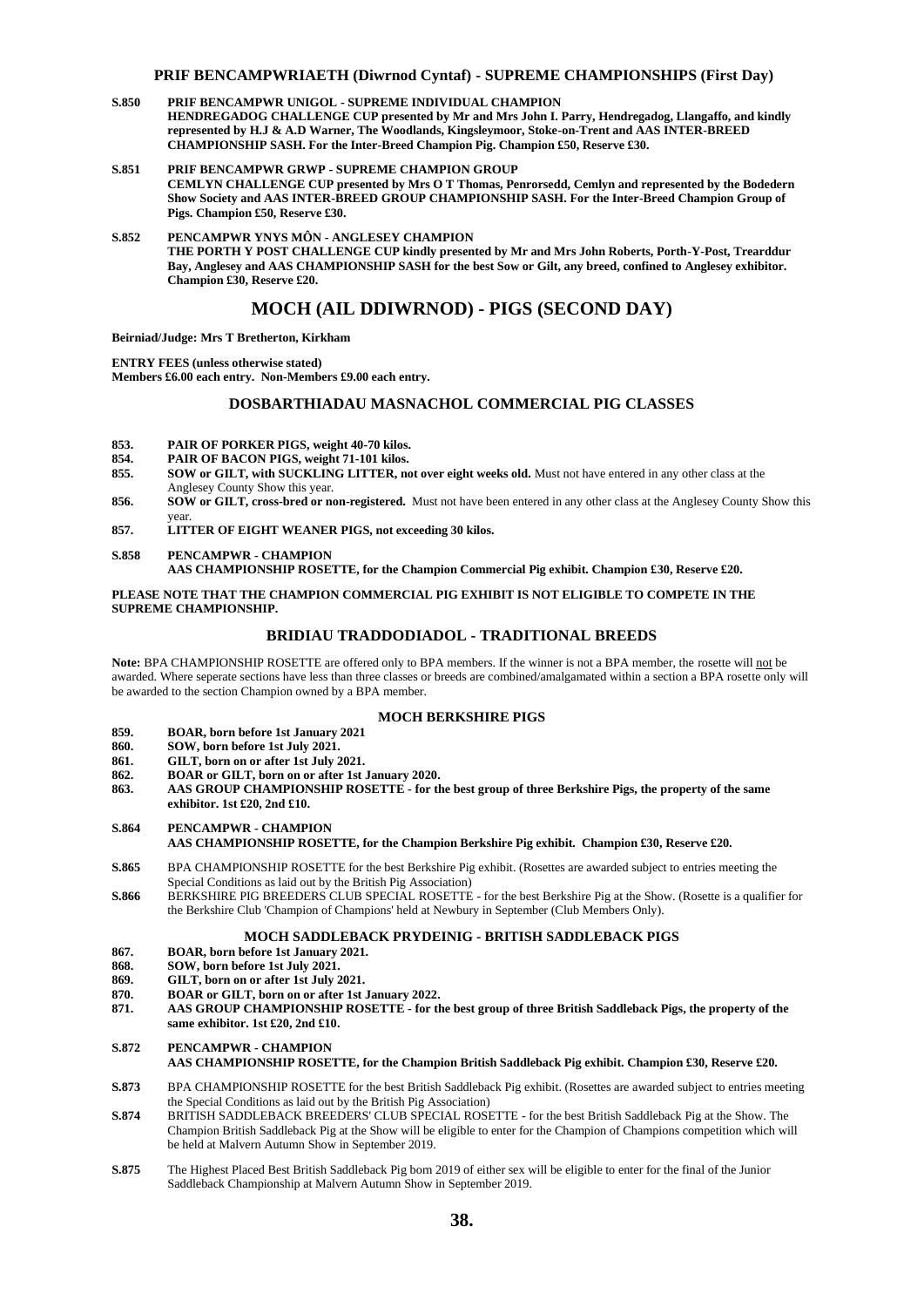## PRIF BENCAMPWRIAETH (Diwrnod Cyntaf) - SUPREME CHAMPIONSHIPS (First Day)

**S.850 PRIF BENCAMPWR UNIGOL - SUPREME INDIVIDUAL CHAMPION**
**HENDREGADOG CHALLENGE CUP presented by Mr and Mrs John I. Parry, Hendregadog, Llangaffo, and kindly represented by H.J & A.D Warner, The Woodlands, Kingsleymoor, Stoke-on-Trent and AAS INTER-BREED CHAMPIONSHIP SASH. For the Inter-Breed Champion Pig. Champion £50, Reserve £30.**

**S.851 PRIF BENCAMPWR GRWP - SUPREME CHAMPION GROUP**
**CEMLYN CHALLENGE CUP presented by Mrs O T Thomas, Penrorsedd, Cemlyn and represented by the Bodedern Show Society and AAS INTER-BREED GROUP CHAMPIONSHIP SASH. For the Inter-Breed Champion Group of Pigs. Champion £50, Reserve £30.**

**S.852 PENCAMPWR YNYS MÔN - ANGLESEY CHAMPION**
**THE PORTH Y POST CHALLENGE CUP kindly presented by Mr and Mrs John Roberts, Porth-Y-Post, Trearddur Bay, Anglesey and AAS CHAMPIONSHIP SASH for the best Sow or Gilt, any breed, confined to Anglesey exhibitor. Champion £30, Reserve £20.**

# MOCH (AIL DDIWRNOD) - PIGS (SECOND DAY)

**Beirniad/Judge: Mrs T Bretherton, Kirkham**

**ENTRY FEES (unless otherwise stated)**
**Members £6.00 each entry. Non-Members £9.00 each entry.**

## DOSBARTHIADAU MASNACHOL COMMERCIAL PIG CLASSES

**853. PAIR OF PORKER PIGS, weight 40-70 kilos.**
**854. PAIR OF BACON PIGS, weight 71-101 kilos.**
**855. SOW or GILT, with SUCKLING LITTER, not over eight weeks old.** Must not have entered in any other class at the Anglesey County Show this year.
**856. SOW or GILT, cross-bred or non-registered.** Must not have been entered in any other class at the Anglesey County Show this year.
**857. LITTER OF EIGHT WEANER PIGS, not exceeding 30 kilos.**

**S.858 PENCAMPWR - CHAMPION**
**AAS CHAMPIONSHIP ROSETTE, for the Champion Commercial Pig exhibit. Champion £30, Reserve £20.**

**PLEASE NOTE THAT THE CHAMPION COMMERCIAL PIG EXHIBIT IS NOT ELIGIBLE TO COMPETE IN THE SUPREME CHAMPIONSHIP.**

## BRIDIAU TRADDODIADOL - TRADITIONAL BREEDS

**Note:** BPA CHAMPIONSHIP ROSETTE are offered only to BPA members. If the winner is not a BPA member, the rosette will not be awarded. Where seperate sections have less than three classes or breeds are combined/amalgamated within a section a BPA rosette only will be awarded to the section Champion owned by a BPA member.

### MOCH BERKSHIRE PIGS

**859. BOAR, born before 1st January 2021**
**860. SOW, born before 1st July 2021.**
**861. GILT, born on or after 1st July 2021.**
**862. BOAR or GILT, born on or after 1st January 2020.**
**863. AAS GROUP CHAMPIONSHIP ROSETTE - for the best group of three Berkshire Pigs, the property of the same exhibitor. 1st £20, 2nd £10.**

**S.864 PENCAMPWR - CHAMPION**
**AAS CHAMPIONSHIP ROSETTE, for the Champion Berkshire Pig exhibit. Champion £30, Reserve £20.**

**S.865** BPA CHAMPIONSHIP ROSETTE for the best Berkshire Pig exhibit. (Rosettes are awarded subject to entries meeting the Special Conditions as laid out by the British Pig Association)
**S.866** BERKSHIRE PIG BREEDERS CLUB SPECIAL ROSETTE - for the best Berkshire Pig at the Show. (Rosette is a qualifier for the Berkshire Club 'Champion of Champions' held at Newbury in September (Club Members Only).

### MOCH SADDLEBACK PRYDEINIG - BRITISH SADDLEBACK PIGS

**867. BOAR, born before 1st January 2021.**
**868. SOW, born before 1st July 2021.**
**869. GILT, born on or after 1st July 2021.**
**870. BOAR or GILT, born on or after 1st January 2022.**
**871. AAS GROUP CHAMPIONSHIP ROSETTE - for the best group of three British Saddleback Pigs, the property of the same exhibitor. 1st £20, 2nd £10.**

**S.872 PENCAMPWR - CHAMPION**
**AAS CHAMPIONSHIP ROSETTE, for the Champion British Saddleback Pig exhibit. Champion £30, Reserve £20.**

**S.873** BPA CHAMPIONSHIP ROSETTE for the best British Saddleback Pig exhibit. (Rosettes are awarded subject to entries meeting the Special Conditions as laid out by the British Pig Association)
**S.874** BRITISH SADDLEBACK BREEDERS' CLUB SPECIAL ROSETTE - for the best British Saddleback Pig at the Show. The Champion British Saddleback Pig at the Show will be eligible to enter for the Champion of Champions competition which will be held at Malvern Autumn Show in September 2019.

**S.875** The Highest Placed Best British Saddleback Pig born 2019 of either sex will be eligible to enter for the final of the Junior Saddleback Championship at Malvern Autumn Show in September 2019.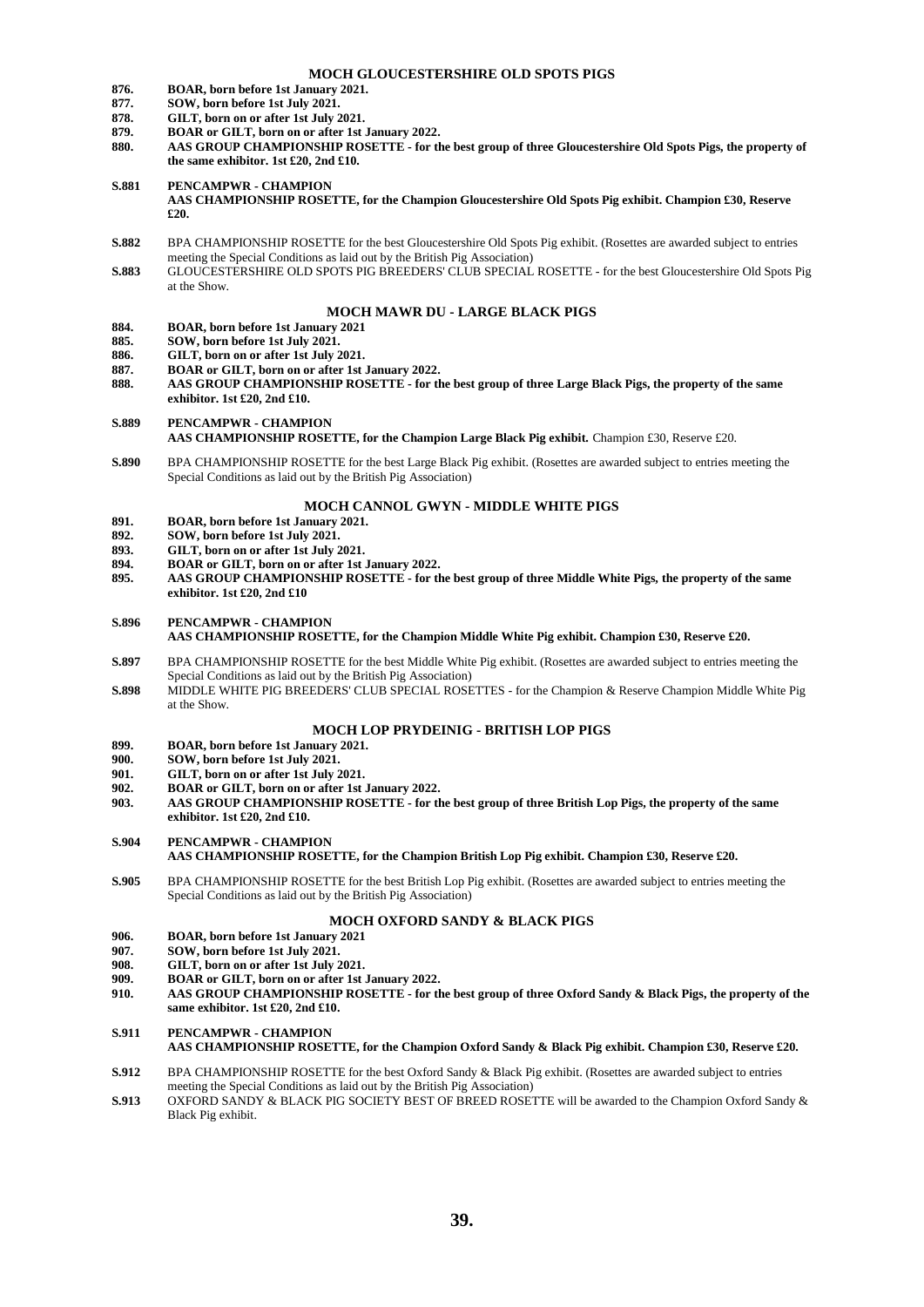## MOCH GLOUCESTERSHIRE OLD SPOTS PIGS

**876.** **BOAR, born before 1st January 2021.**
**877.** **SOW, born before 1st July 2021.**
**878.** **GILT, born on or after 1st July 2021.**
**879.** **BOAR or GILT, born on or after 1st January 2022.**
**880.** **AAS GROUP CHAMPIONSHIP ROSETTE - for the best group of three Gloucestershire Old Spots Pigs, the property of the same exhibitor. 1st £20, 2nd £10.**

**S.881** **PENCAMPWR - CHAMPION**
**AAS CHAMPIONSHIP ROSETTE, for the Champion Gloucestershire Old Spots Pig exhibit. Champion £30, Reserve £20.**

**S.882** BPA CHAMPIONSHIP ROSETTE for the best Gloucestershire Old Spots Pig exhibit. (Rosettes are awarded subject to entries meeting the Special Conditions as laid out by the British Pig Association)
**S.883** GLOUCESTERSHIRE OLD SPOTS PIG BREEDERS' CLUB SPECIAL ROSETTE - for the best Gloucestershire Old Spots Pig at the Show.

## MOCH MAWR DU - LARGE BLACK PIGS

**884.** **BOAR, born before 1st January 2021**
**885.** **SOW, born before 1st July 2021.**
**886.** **GILT, born on or after 1st July 2021.**
**887.** **BOAR or GILT, born on or after 1st January 2022.**
**888.** **AAS GROUP CHAMPIONSHIP ROSETTE - for the best group of three Large Black Pigs, the property of the same exhibitor. 1st £20, 2nd £10.**

**S.889** **PENCAMPWR - CHAMPION**
**AAS CHAMPIONSHIP ROSETTE, for the Champion Large Black Pig exhibit.** Champion £30, Reserve £20.

**S.890** BPA CHAMPIONSHIP ROSETTE for the best Large Black Pig exhibit. (Rosettes are awarded subject to entries meeting the Special Conditions as laid out by the British Pig Association)

## MOCH CANNOL GWYN - MIDDLE WHITE PIGS

**891.** **BOAR, born before 1st January 2021.**
**892.** **SOW, born before 1st July 2021.**
**893.** **GILT, born on or after 1st July 2021.**
**894.** **BOAR or GILT, born on or after 1st January 2022.**
**895.** **AAS GROUP CHAMPIONSHIP ROSETTE - for the best group of three Middle White Pigs, the property of the same exhibitor. 1st £20, 2nd £10**

**S.896** **PENCAMPWR - CHAMPION**
**AAS CHAMPIONSHIP ROSETTE, for the Champion Middle White Pig exhibit. Champion £30, Reserve £20.**

**S.897** BPA CHAMPIONSHIP ROSETTE for the best Middle White Pig exhibit. (Rosettes are awarded subject to entries meeting the Special Conditions as laid out by the British Pig Association)
**S.898** MIDDLE WHITE PIG BREEDERS' CLUB SPECIAL ROSETTES - for the Champion & Reserve Champion Middle White Pig at the Show.

## MOCH LOP PRYDEINIG - BRITISH LOP PIGS

**899.** **BOAR, born before 1st January 2021.**
**900.** **SOW, born before 1st July 2021.**
**901.** **GILT, born on or after 1st July 2021.**
**902.** **BOAR or GILT, born on or after 1st January 2022.**
**903.** **AAS GROUP CHAMPIONSHIP ROSETTE - for the best group of three British Lop Pigs, the property of the same exhibitor. 1st £20, 2nd £10.**

**S.904** **PENCAMPWR - CHAMPION**
**AAS CHAMPIONSHIP ROSETTE, for the Champion British Lop Pig exhibit. Champion £30, Reserve £20.**

**S.905** BPA CHAMPIONSHIP ROSETTE for the best British Lop Pig exhibit. (Rosettes are awarded subject to entries meeting the Special Conditions as laid out by the British Pig Association)

## MOCH OXFORD SANDY & BLACK PIGS

**906.** **BOAR, born before 1st January 2021**
**907.** **SOW, born before 1st July 2021.**
**908.** **GILT, born on or after 1st July 2021.**
**909.** **BOAR or GILT, born on or after 1st January 2022.**
**910.** **AAS GROUP CHAMPIONSHIP ROSETTE - for the best group of three Oxford Sandy & Black Pigs, the property of the same exhibitor. 1st £20, 2nd £10.**

**S.911** **PENCAMPWR - CHAMPION**
**AAS CHAMPIONSHIP ROSETTE, for the Champion Oxford Sandy & Black Pig exhibit. Champion £30, Reserve £20.**

**S.912** BPA CHAMPIONSHIP ROSETTE for the best Oxford Sandy & Black Pig exhibit. (Rosettes are awarded subject to entries meeting the Special Conditions as laid out by the British Pig Association)
**S.913** OXFORD SANDY & BLACK PIG SOCIETY BEST OF BREED ROSETTE will be awarded to the Champion Oxford Sandy & Black Pig exhibit.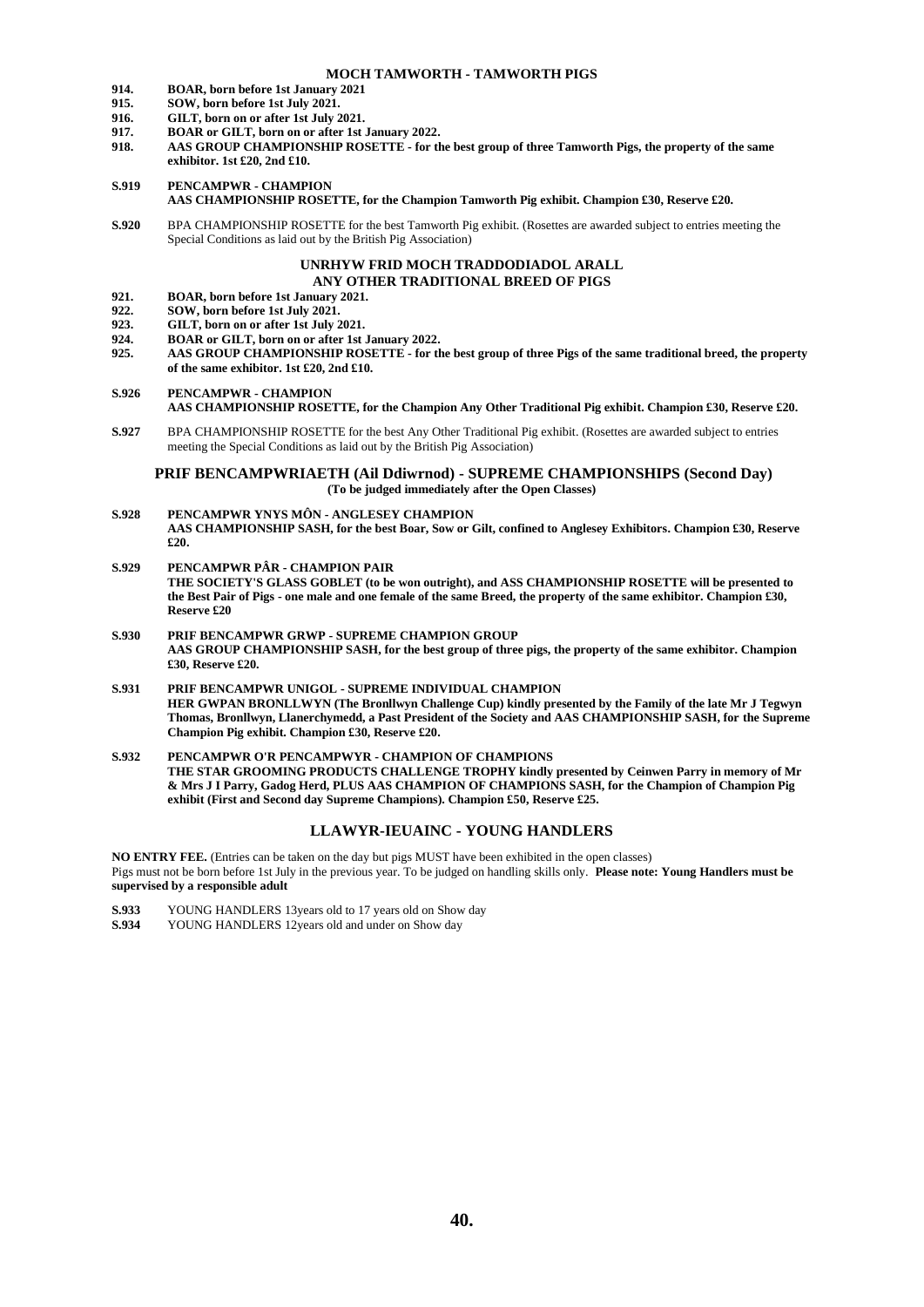## MOCH TAMWORTH - TAMWORTH PIGS

**914. BOAR, born before 1st January 2021**
**915. SOW, born before 1st July 2021.**
**916. GILT, born on or after 1st July 2021.**
**917. BOAR or GILT, born on or after 1st January 2022.**
**918. AAS GROUP CHAMPIONSHIP ROSETTE - for the best group of three Tamworth Pigs, the property of the same exhibitor. 1st £20, 2nd £10.**

**S.919 PENCAMPWR - CHAMPION**
**AAS CHAMPIONSHIP ROSETTE, for the Champion Tamworth Pig exhibit. Champion £30, Reserve £20.**

**S.920** BPA CHAMPIONSHIP ROSETTE for the best Tamworth Pig exhibit. (Rosettes are awarded subject to entries meeting the Special Conditions as laid out by the British Pig Association)

## UNRHYW FRID MOCH TRADDODIADOL ARALL
## ANY OTHER TRADITIONAL BREED OF PIGS

**921. BOAR, born before 1st January 2021.**
**922. SOW, born before 1st July 2021.**
**923. GILT, born on or after 1st July 2021.**
**924. BOAR or GILT, born on or after 1st January 2022.**
**925. AAS GROUP CHAMPIONSHIP ROSETTE - for the best group of three Pigs of the same traditional breed, the property of the same exhibitor. 1st £20, 2nd £10.**

**S.926 PENCAMPWR - CHAMPION**
**AAS CHAMPIONSHIP ROSETTE, for the Champion Any Other Traditional Pig exhibit. Champion £30, Reserve £20.**

**S.927** BPA CHAMPIONSHIP ROSETTE for the best Any Other Traditional Pig exhibit. (Rosettes are awarded subject to entries meeting the Special Conditions as laid out by the British Pig Association)

## PRIF BENCAMPWRIAETH (Ail Ddiwrnod) - SUPREME CHAMPIONSHIPS (Second Day)
**(To be judged immediately after the Open Classes)**

**S.928 PENCAMPWR YNYS MÔN - ANGLESEY CHAMPION**
**AAS CHAMPIONSHIP SASH, for the best Boar, Sow or Gilt, confined to Anglesey Exhibitors. Champion £30, Reserve £20.**

**S.929 PENCAMPWR PÂR - CHAMPION PAIR**
**THE SOCIETY'S GLASS GOBLET (to be won outright), and ASS CHAMPIONSHIP ROSETTE will be presented to the Best Pair of Pigs - one male and one female of the same Breed, the property of the same exhibitor. Champion £30, Reserve £20**

**S.930 PRIF BENCAMPWR GRWP - SUPREME CHAMPION GROUP**
**AAS GROUP CHAMPIONSHIP SASH, for the best group of three pigs, the property of the same exhibitor. Champion £30, Reserve £20.**

**S.931 PRIF BENCAMPWR UNIGOL - SUPREME INDIVIDUAL CHAMPION**
**HER GWPAN BRONLLWYN (The Bronllwyn Challenge Cup) kindly presented by the Family of the late Mr J Tegwyn Thomas, Bronllwyn, Llanerchymedd, a Past President of the Society and AAS CHAMPIONSHIP SASH, for the Supreme Champion Pig exhibit. Champion £30, Reserve £20.**

**S.932 PENCAMPWR O'R PENCAMPWYR - CHAMPION OF CHAMPIONS**
**THE STAR GROOMING PRODUCTS CHALLENGE TROPHY kindly presented by Ceinwen Parry in memory of Mr & Mrs J I Parry, Gadog Herd, PLUS AAS CHAMPION OF CHAMPIONS SASH, for the Champion of Champion Pig exhibit (First and Second day Supreme Champions). Champion £50, Reserve £25.**

## LLAWYR-IEUAINC - YOUNG HANDLERS

**NO ENTRY FEE.** (Entries can be taken on the day but pigs MUST have been exhibited in the open classes)
Pigs must not be born before 1st July in the previous year. To be judged on handling skills only. **Please note: Young Handlers must be supervised by a responsible adult**

**S.933** YOUNG HANDLERS 13years old to 17 years old on Show day
**S.934** YOUNG HANDLERS 12years old and under on Show day